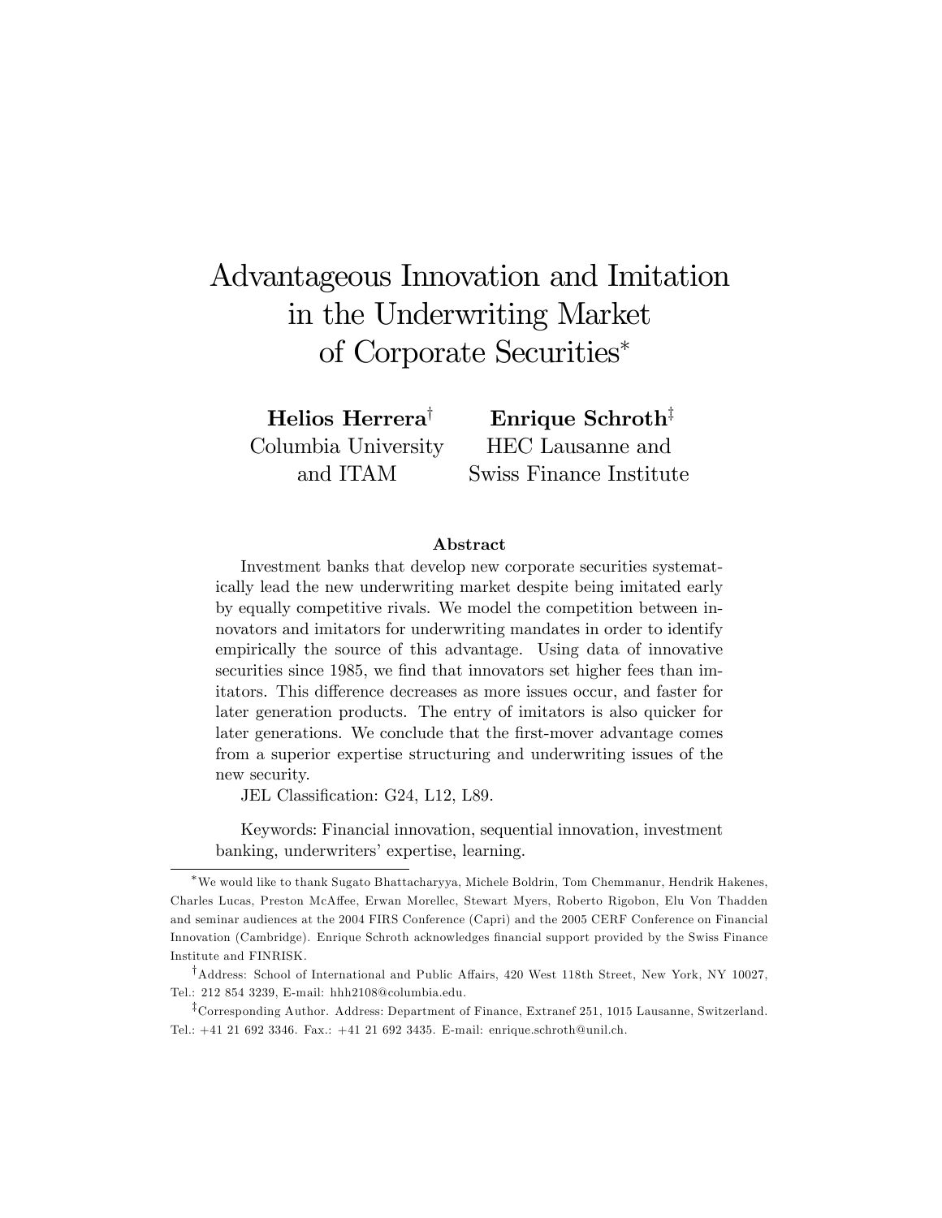# Advantageous Innovation and Imitation in the Underwriting Market of Corporate Securities*

**Helios Herrera**[†]
Columbia University and ITAM

**Enrique Schroth**[‡]
HEC Lausanne and Swiss Finance Institute

### Abstract

Investment banks that develop new corporate securities systematically lead the new underwriting market despite being imitated early by equally competitive rivals. We model the competition between innovators and imitators for underwriting mandates in order to identify empirically the source of this advantage. Using data of innovative securities since 1985, we find that innovators set higher fees than imitators. This difference decreases as more issues occur, and faster for later generation products. The entry of imitators is also quicker for later generations. We conclude that the first-mover advantage comes from a superior expertise structuring and underwriting issues of the new security.

JEL Classification: G24, L12, L89.

Keywords: Financial innovation, sequential innovation, investment banking, underwriters' expertise, learning.

---

*We would like to thank Sugato Bhattacharyya, Michele Boldrin, Tom Chemmanur, Hendrik Hakenes, Charles Lucas, Preston McAffee, Erwan Morellec, Stewart Myers, Roberto Rigobon, Elu Von Thadden and seminar audiences at the 2004 FIRS Conference (Capri) and the 2005 CERF Conference on Financial Innovation (Cambridge). Enrique Schroth acknowledges financial support provided by the Swiss Finance Institute and FINRISK.

[†]Address: School of International and Public Affairs, 420 West 118th Street, New York, NY 10027, Tel.: 212 854 3239, E-mail: hhh2108@columbia.edu.

[‡]Corresponding Author. Address: Department of Finance, Extranef 251, 1015 Lausanne, Switzerland. Tel.: +41 21 692 3346. Fax.: +41 21 692 3435. E-mail: enrique.schroth@unil.ch.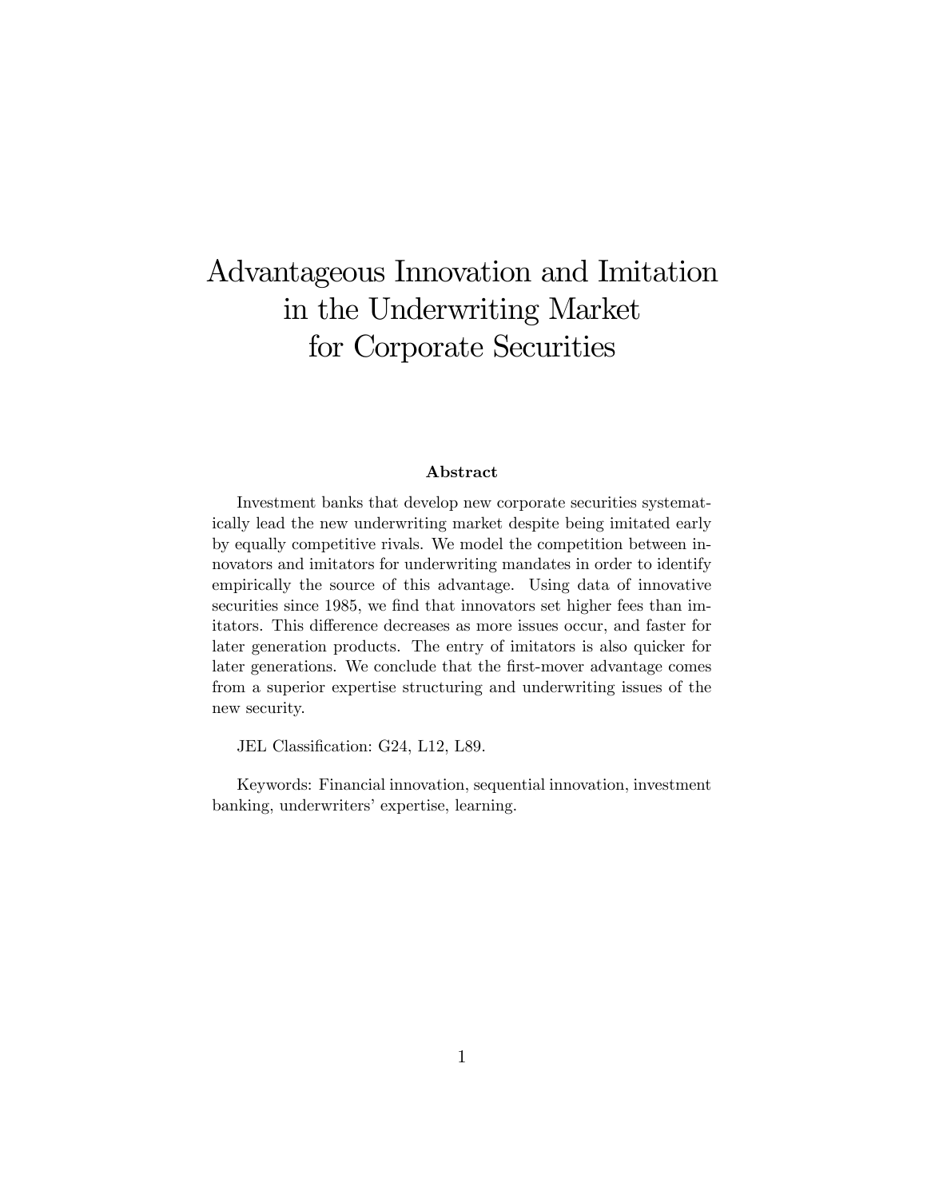# Advantageous Innovation and Imitation in the Underwriting Market for Corporate Securities

**Abstract**

Investment banks that develop new corporate securities systematically lead the new underwriting market despite being imitated early by equally competitive rivals. We model the competition between innovators and imitators for underwriting mandates in order to identify empirically the source of this advantage. Using data of innovative securities since 1985, we find that innovators set higher fees than imitators. This difference decreases as more issues occur, and faster for later generation products. The entry of imitators is also quicker for later generations. We conclude that the first-mover advantage comes from a superior expertise structuring and underwriting issues of the new security.

JEL Classification: G24, L12, L89.

Keywords: Financial innovation, sequential innovation, investment banking, underwriters' expertise, learning.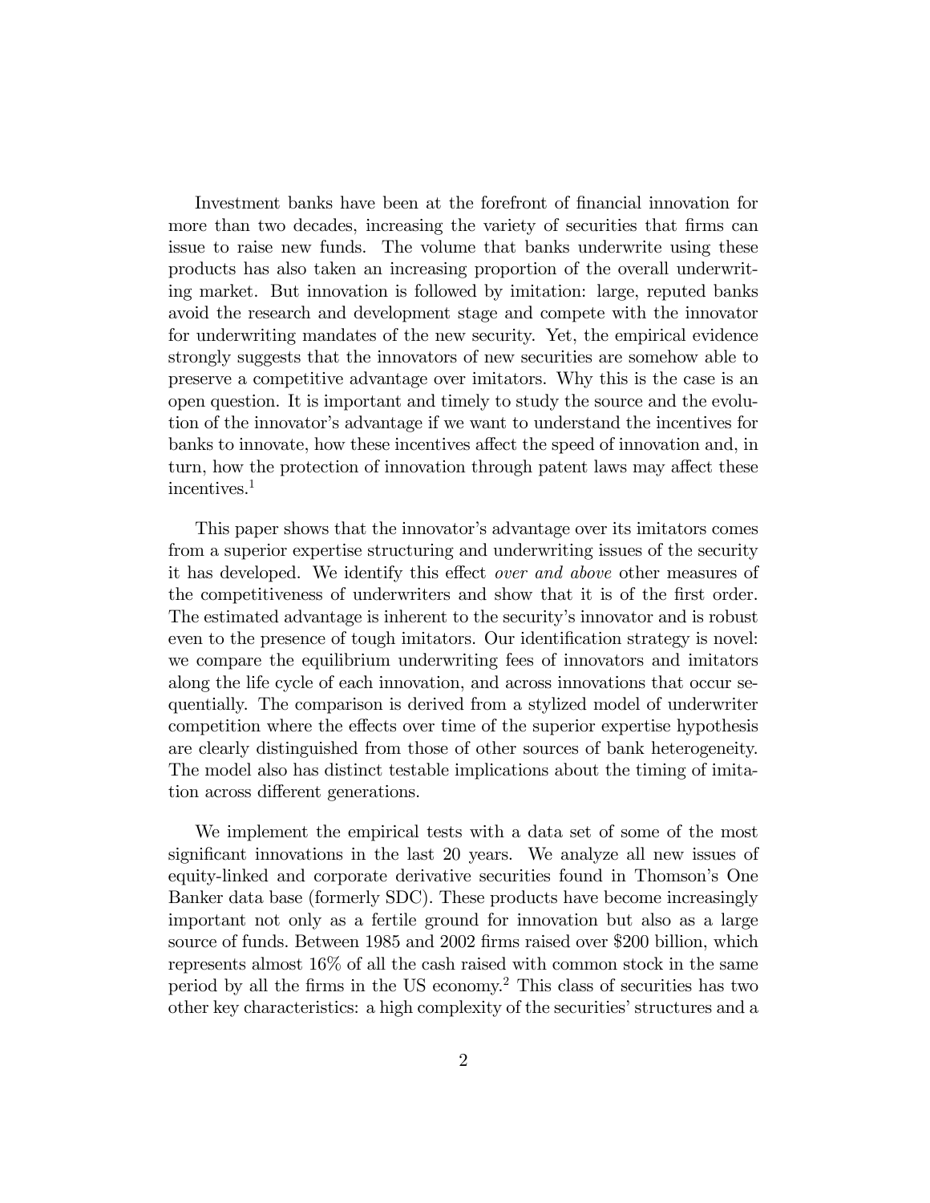Investment banks have been at the forefront of financial innovation for more than two decades, increasing the variety of securities that firms can issue to raise new funds. The volume that banks underwrite using these products has also taken an increasing proportion of the overall underwriting market. But innovation is followed by imitation: large, reputed banks avoid the research and development stage and compete with the innovator for underwriting mandates of the new security. Yet, the empirical evidence strongly suggests that the innovators of new securities are somehow able to preserve a competitive advantage over imitators. Why this is the case is an open question. It is important and timely to study the source and the evolution of the innovator's advantage if we want to understand the incentives for banks to innovate, how these incentives affect the speed of innovation and, in turn, how the protection of innovation through patent laws may affect these incentives.[1]

This paper shows that the innovator's advantage over its imitators comes from a superior expertise structuring and underwriting issues of the security it has developed. We identify this effect *over and above* other measures of the competitiveness of underwriters and show that it is of the first order. The estimated advantage is inherent to the security's innovator and is robust even to the presence of tough imitators. Our identification strategy is novel: we compare the equilibrium underwriting fees of innovators and imitators along the life cycle of each innovation, and across innovations that occur sequentially. The comparison is derived from a stylized model of underwriter competition where the effects over time of the superior expertise hypothesis are clearly distinguished from those of other sources of bank heterogeneity. The model also has distinct testable implications about the timing of imitation across different generations.

We implement the empirical tests with a data set of some of the most significant innovations in the last 20 years. We analyze all new issues of equity-linked and corporate derivative securities found in Thomson's One Banker data base (formerly SDC). These products have become increasingly important not only as a fertile ground for innovation but also as a large source of funds. Between 1985 and 2002 firms raised over \$200 billion, which represents almost 16% of all the cash raised with common stock in the same period by all the firms in the US economy.[2] This class of securities has two other key characteristics: a high complexity of the securities' structures and a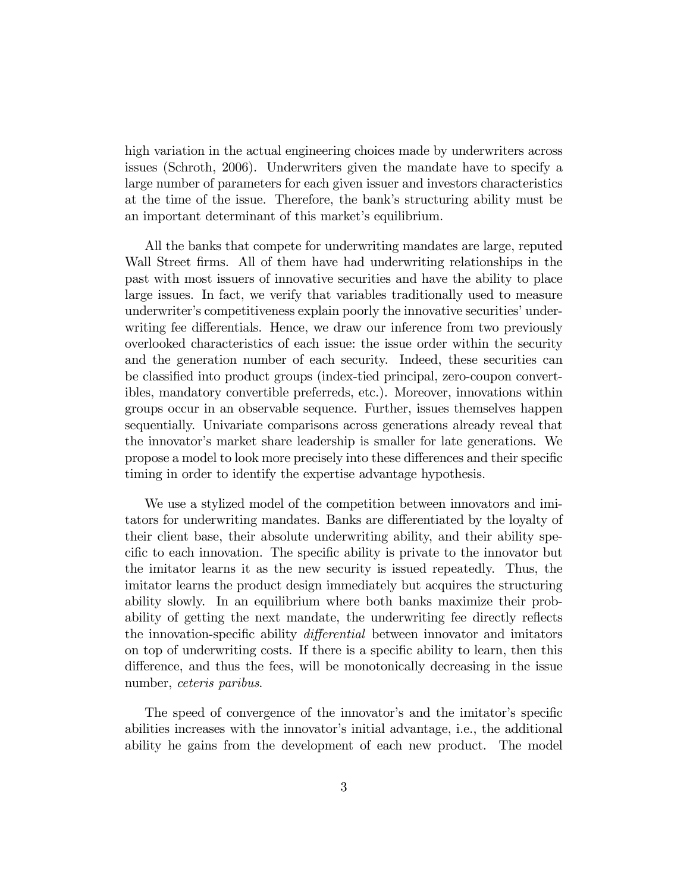high variation in the actual engineering choices made by underwriters across issues (Schroth, 2006). Underwriters given the mandate have to specify a large number of parameters for each given issuer and investors characteristics at the time of the issue. Therefore, the bank's structuring ability must be an important determinant of this market's equilibrium.

All the banks that compete for underwriting mandates are large, reputed Wall Street firms. All of them have had underwriting relationships in the past with most issuers of innovative securities and have the ability to place large issues. In fact, we verify that variables traditionally used to measure underwriter's competitiveness explain poorly the innovative securities' underwriting fee differentials. Hence, we draw our inference from two previously overlooked characteristics of each issue: the issue order within the security and the generation number of each security. Indeed, these securities can be classified into product groups (index-tied principal, zero-coupon convertibles, mandatory convertible preferreds, etc.). Moreover, innovations within groups occur in an observable sequence. Further, issues themselves happen sequentially. Univariate comparisons across generations already reveal that the innovator's market share leadership is smaller for late generations. We propose a model to look more precisely into these differences and their specific timing in order to identify the expertise advantage hypothesis.

We use a stylized model of the competition between innovators and imitators for underwriting mandates. Banks are differentiated by the loyalty of their client base, their absolute underwriting ability, and their ability specific to each innovation. The specific ability is private to the innovator but the imitator learns it as the new security is issued repeatedly. Thus, the imitator learns the product design immediately but acquires the structuring ability slowly. In an equilibrium where both banks maximize their probability of getting the next mandate, the underwriting fee directly reflects the innovation-specific ability *differential* between innovator and imitators on top of underwriting costs. If there is a specific ability to learn, then this difference, and thus the fees, will be monotonically decreasing in the issue number, *ceteris paribus*.

The speed of convergence of the innovator's and the imitator's specific abilities increases with the innovator's initial advantage, i.e., the additional ability he gains from the development of each new product. The model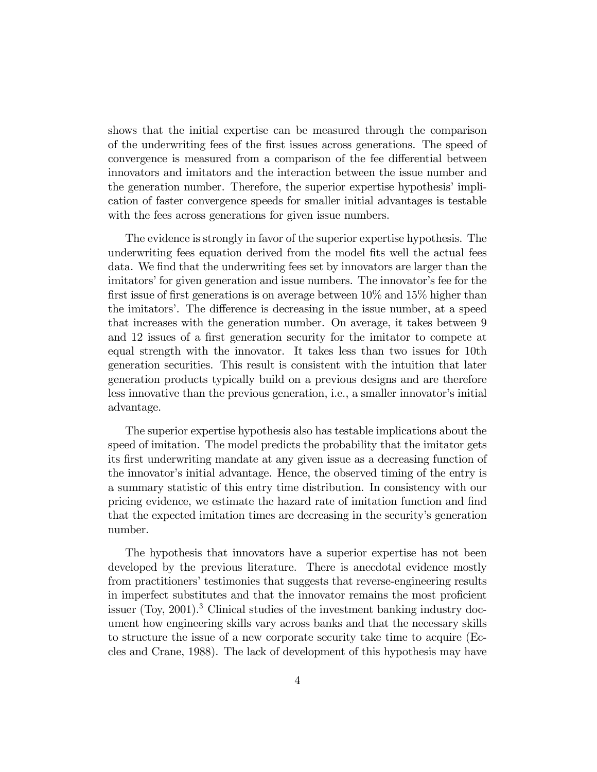shows that the initial expertise can be measured through the comparison of the underwriting fees of the first issues across generations. The speed of convergence is measured from a comparison of the fee differential between innovators and imitators and the interaction between the issue number and the generation number. Therefore, the superior expertise hypothesis' implication of faster convergence speeds for smaller initial advantages is testable with the fees across generations for given issue numbers.

The evidence is strongly in favor of the superior expertise hypothesis. The underwriting fees equation derived from the model fits well the actual fees data. We find that the underwriting fees set by innovators are larger than the imitators' for given generation and issue numbers. The innovator's fee for the first issue of first generations is on average between 10% and 15% higher than the imitators'. The difference is decreasing in the issue number, at a speed that increases with the generation number. On average, it takes between 9 and 12 issues of a first generation security for the imitator to compete at equal strength with the innovator. It takes less than two issues for 10th generation securities. This result is consistent with the intuition that later generation products typically build on a previous designs and are therefore less innovative than the previous generation, i.e., a smaller innovator's initial advantage.

The superior expertise hypothesis also has testable implications about the speed of imitation. The model predicts the probability that the imitator gets its first underwriting mandate at any given issue as a decreasing function of the innovator's initial advantage. Hence, the observed timing of the entry is a summary statistic of this entry time distribution. In consistency with our pricing evidence, we estimate the hazard rate of imitation function and find that the expected imitation times are decreasing in the security's generation number.

The hypothesis that innovators have a superior expertise has not been developed by the previous literature. There is anecdotal evidence mostly from practitioners' testimonies that suggests that reverse-engineering results in imperfect substitutes and that the innovator remains the most proficient issuer (Toy, 2001).[3] Clinical studies of the investment banking industry document how engineering skills vary across banks and that the necessary skills to structure the issue of a new corporate security take time to acquire (Eccles and Crane, 1988). The lack of development of this hypothesis may have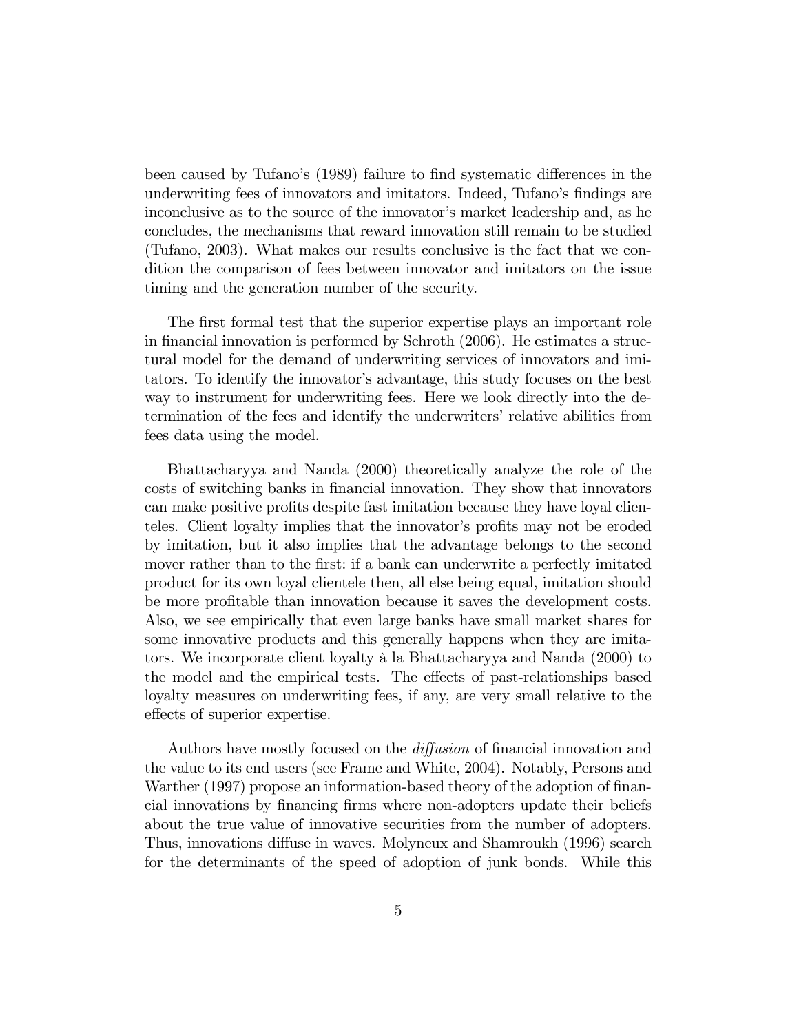been caused by Tufano's (1989) failure to find systematic differences in the underwriting fees of innovators and imitators. Indeed, Tufano's findings are inconclusive as to the source of the innovator's market leadership and, as he concludes, the mechanisms that reward innovation still remain to be studied (Tufano, 2003). What makes our results conclusive is the fact that we condition the comparison of fees between innovator and imitators on the issue timing and the generation number of the security.

The first formal test that the superior expertise plays an important role in financial innovation is performed by Schroth (2006). He estimates a structural model for the demand of underwriting services of innovators and imitators. To identify the innovator's advantage, this study focuses on the best way to instrument for underwriting fees. Here we look directly into the determination of the fees and identify the underwriters' relative abilities from fees data using the model.

Bhattacharyya and Nanda (2000) theoretically analyze the role of the costs of switching banks in financial innovation. They show that innovators can make positive profits despite fast imitation because they have loyal clienteles. Client loyalty implies that the innovator's profits may not be eroded by imitation, but it also implies that the advantage belongs to the second mover rather than to the first: if a bank can underwrite a perfectly imitated product for its own loyal clientele then, all else being equal, imitation should be more profitable than innovation because it saves the development costs. Also, we see empirically that even large banks have small market shares for some innovative products and this generally happens when they are imitators. We incorporate client loyalty à la Bhattacharyya and Nanda (2000) to the model and the empirical tests. The effects of past-relationships based loyalty measures on underwriting fees, if any, are very small relative to the effects of superior expertise.

Authors have mostly focused on the *diffusion* of financial innovation and the value to its end users (see Frame and White, 2004). Notably, Persons and Warther (1997) propose an information-based theory of the adoption of financial innovations by financing firms where non-adopters update their beliefs about the true value of innovative securities from the number of adopters. Thus, innovations diffuse in waves. Molyneux and Shamroukh (1996) search for the determinants of the speed of adoption of junk bonds. While this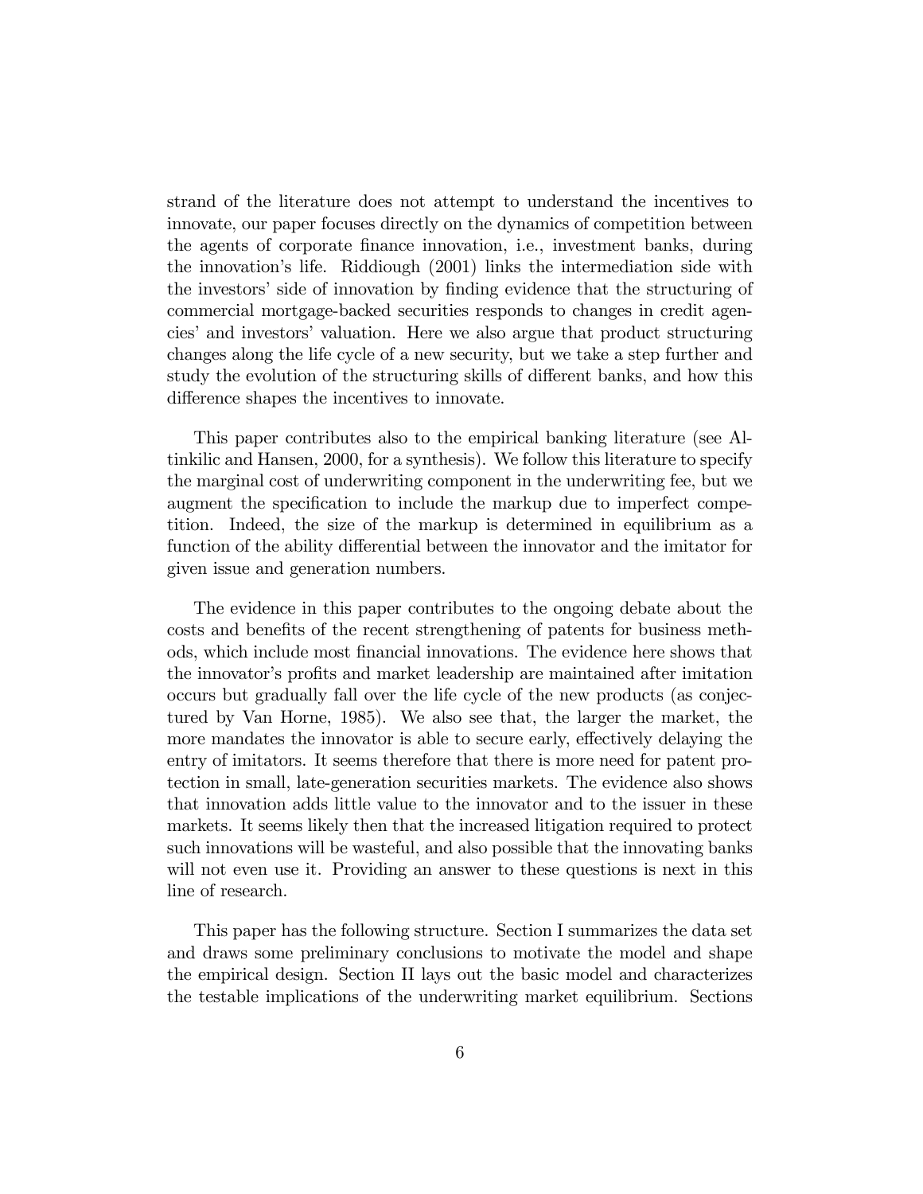strand of the literature does not attempt to understand the incentives to innovate, our paper focuses directly on the dynamics of competition between the agents of corporate finance innovation, i.e., investment banks, during the innovation's life. Riddiough (2001) links the intermediation side with the investors' side of innovation by finding evidence that the structuring of commercial mortgage-backed securities responds to changes in credit agencies' and investors' valuation. Here we also argue that product structuring changes along the life cycle of a new security, but we take a step further and study the evolution of the structuring skills of different banks, and how this difference shapes the incentives to innovate.

This paper contributes also to the empirical banking literature (see Altinkilic and Hansen, 2000, for a synthesis). We follow this literature to specify the marginal cost of underwriting component in the underwriting fee, but we augment the specification to include the markup due to imperfect competition. Indeed, the size of the markup is determined in equilibrium as a function of the ability differential between the innovator and the imitator for given issue and generation numbers.

The evidence in this paper contributes to the ongoing debate about the costs and benefits of the recent strengthening of patents for business methods, which include most financial innovations. The evidence here shows that the innovator's profits and market leadership are maintained after imitation occurs but gradually fall over the life cycle of the new products (as conjectured by Van Horne, 1985). We also see that, the larger the market, the more mandates the innovator is able to secure early, effectively delaying the entry of imitators. It seems therefore that there is more need for patent protection in small, late-generation securities markets. The evidence also shows that innovation adds little value to the innovator and to the issuer in these markets. It seems likely then that the increased litigation required to protect such innovations will be wasteful, and also possible that the innovating banks will not even use it. Providing an answer to these questions is next in this line of research.

This paper has the following structure. Section I summarizes the data set and draws some preliminary conclusions to motivate the model and shape the empirical design. Section II lays out the basic model and characterizes the testable implications of the underwriting market equilibrium. Sections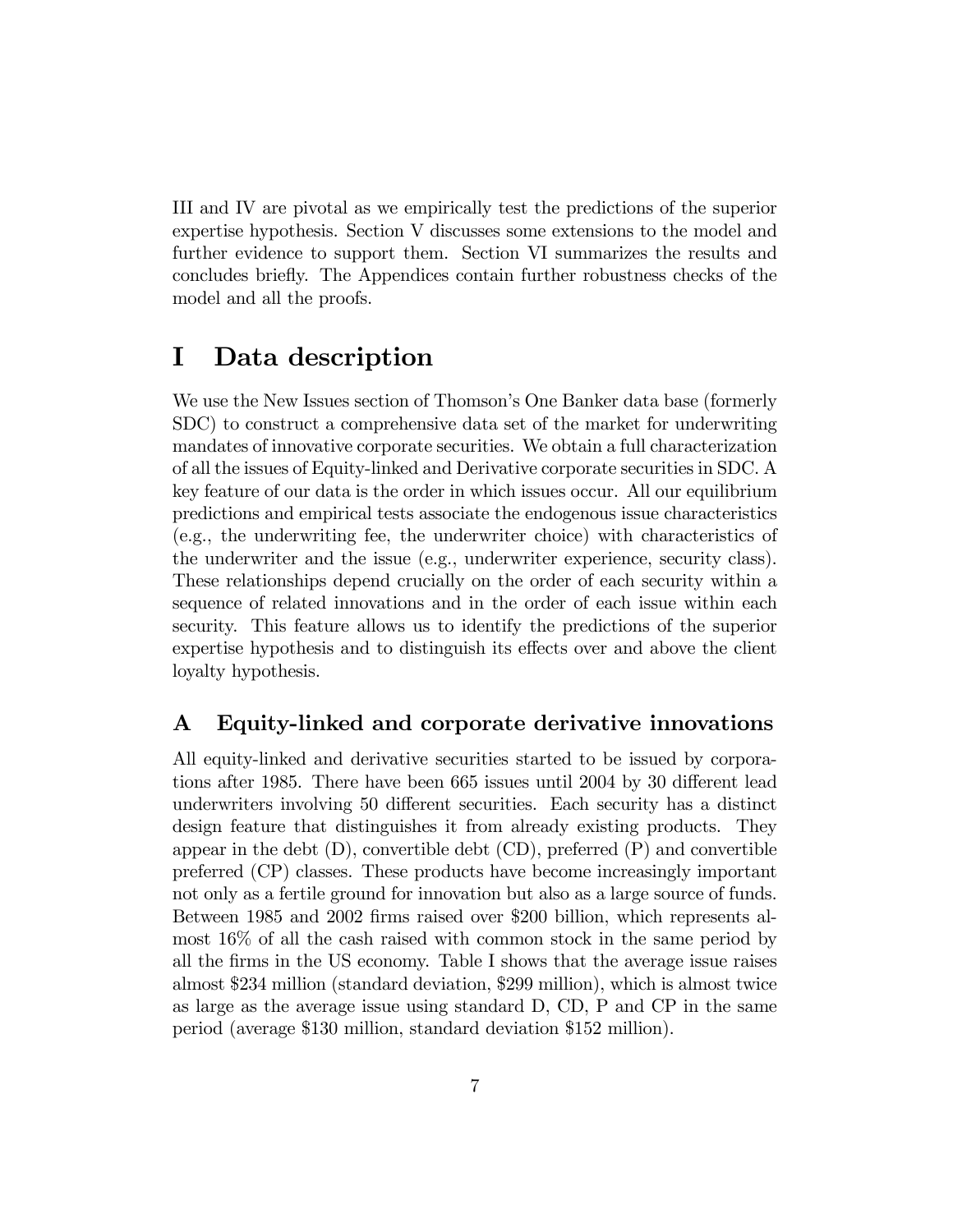III and IV are pivotal as we empirically test the predictions of the superior expertise hypothesis. Section V discusses some extensions to the model and further evidence to support them. Section VI summarizes the results and concludes briefly. The Appendices contain further robustness checks of the model and all the proofs.

# I Data description

We use the New Issues section of Thomson's One Banker data base (formerly SDC) to construct a comprehensive data set of the market for underwriting mandates of innovative corporate securities. We obtain a full characterization of all the issues of Equity-linked and Derivative corporate securities in SDC. A key feature of our data is the order in which issues occur. All our equilibrium predictions and empirical tests associate the endogenous issue characteristics (e.g., the underwriting fee, the underwriter choice) with characteristics of the underwriter and the issue (e.g., underwriter experience, security class). These relationships depend crucially on the order of each security within a sequence of related innovations and in the order of each issue within each security. This feature allows us to identify the predictions of the superior expertise hypothesis and to distinguish its effects over and above the client loyalty hypothesis.

## A Equity-linked and corporate derivative innovations

All equity-linked and derivative securities started to be issued by corporations after 1985. There have been 665 issues until 2004 by 30 different lead underwriters involving 50 different securities. Each security has a distinct design feature that distinguishes it from already existing products. They appear in the debt (D), convertible debt (CD), preferred (P) and convertible preferred (CP) classes. These products have become increasingly important not only as a fertile ground for innovation but also as a large source of funds. Between 1985 and 2002 firms raised over \$200 billion, which represents almost 16% of all the cash raised with common stock in the same period by all the firms in the US economy. Table I shows that the average issue raises almost \$234 million (standard deviation, \$299 million), which is almost twice as large as the average issue using standard D, CD, P and CP in the same period (average \$130 million, standard deviation \$152 million).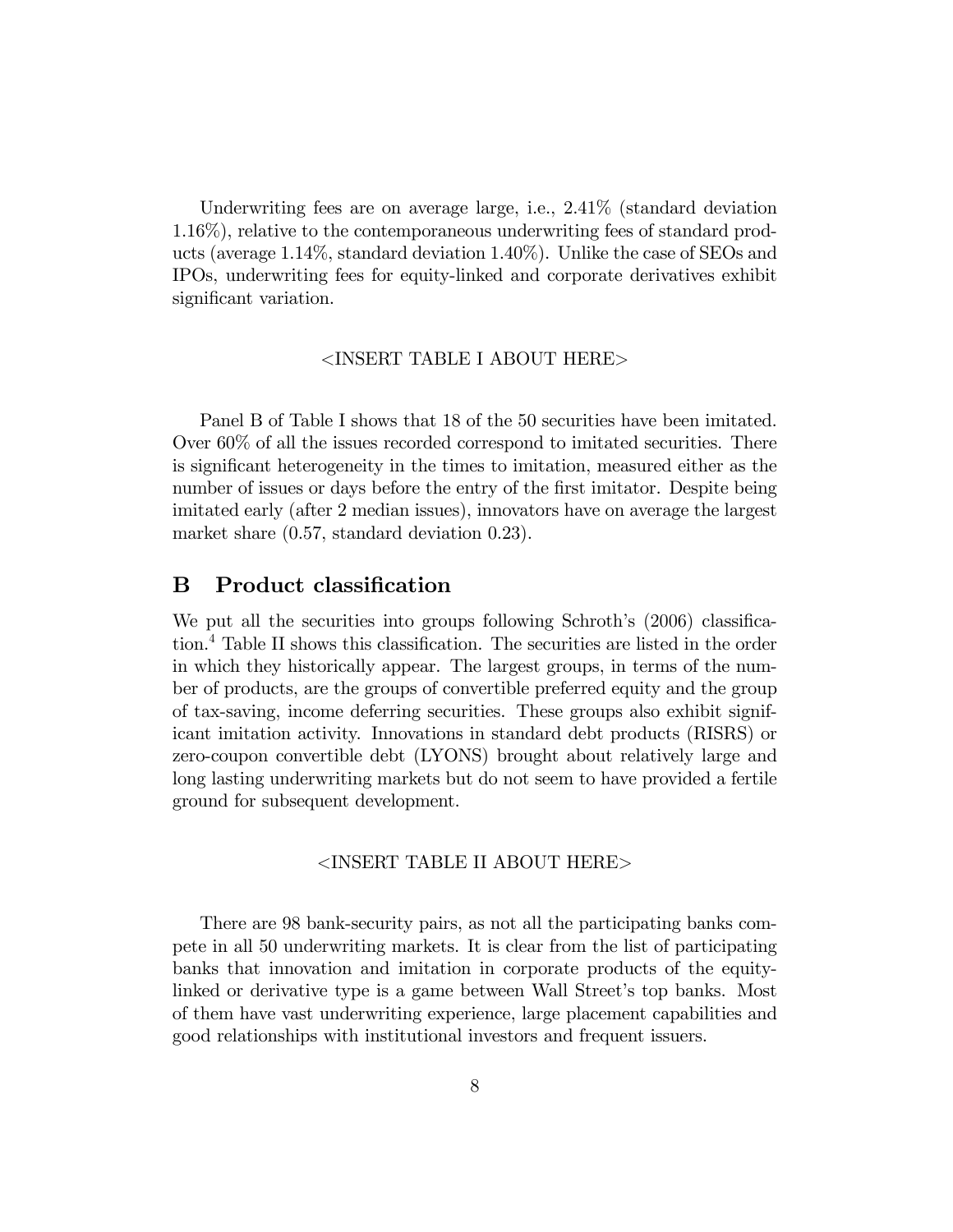Underwriting fees are on average large, i.e., 2.41% (standard deviation 1.16%), relative to the contemporaneous underwriting fees of standard products (average 1.14%, standard deviation 1.40%). Unlike the case of SEOs and IPOs, underwriting fees for equity-linked and corporate derivatives exhibit significant variation.

<INSERT TABLE I ABOUT HERE>

Panel B of Table I shows that 18 of the 50 securities have been imitated. Over 60% of all the issues recorded correspond to imitated securities. There is significant heterogeneity in the times to imitation, measured either as the number of issues or days before the entry of the first imitator. Despite being imitated early (after 2 median issues), innovators have on average the largest market share (0.57, standard deviation 0.23).

## B Product classification

We put all the securities into groups following Schroth's (2006) classification.[4] Table II shows this classification. The securities are listed in the order in which they historically appear. The largest groups, in terms of the number of products, are the groups of convertible preferred equity and the group of tax-saving, income deferring securities. These groups also exhibit significant imitation activity. Innovations in standard debt products (RISRS) or zero-coupon convertible debt (LYONS) brought about relatively large and long lasting underwriting markets but do not seem to have provided a fertile ground for subsequent development.

<INSERT TABLE II ABOUT HERE>

There are 98 bank-security pairs, as not all the participating banks compete in all 50 underwriting markets. It is clear from the list of participating banks that innovation and imitation in corporate products of the equity-linked or derivative type is a game between Wall Street's top banks. Most of them have vast underwriting experience, large placement capabilities and good relationships with institutional investors and frequent issuers.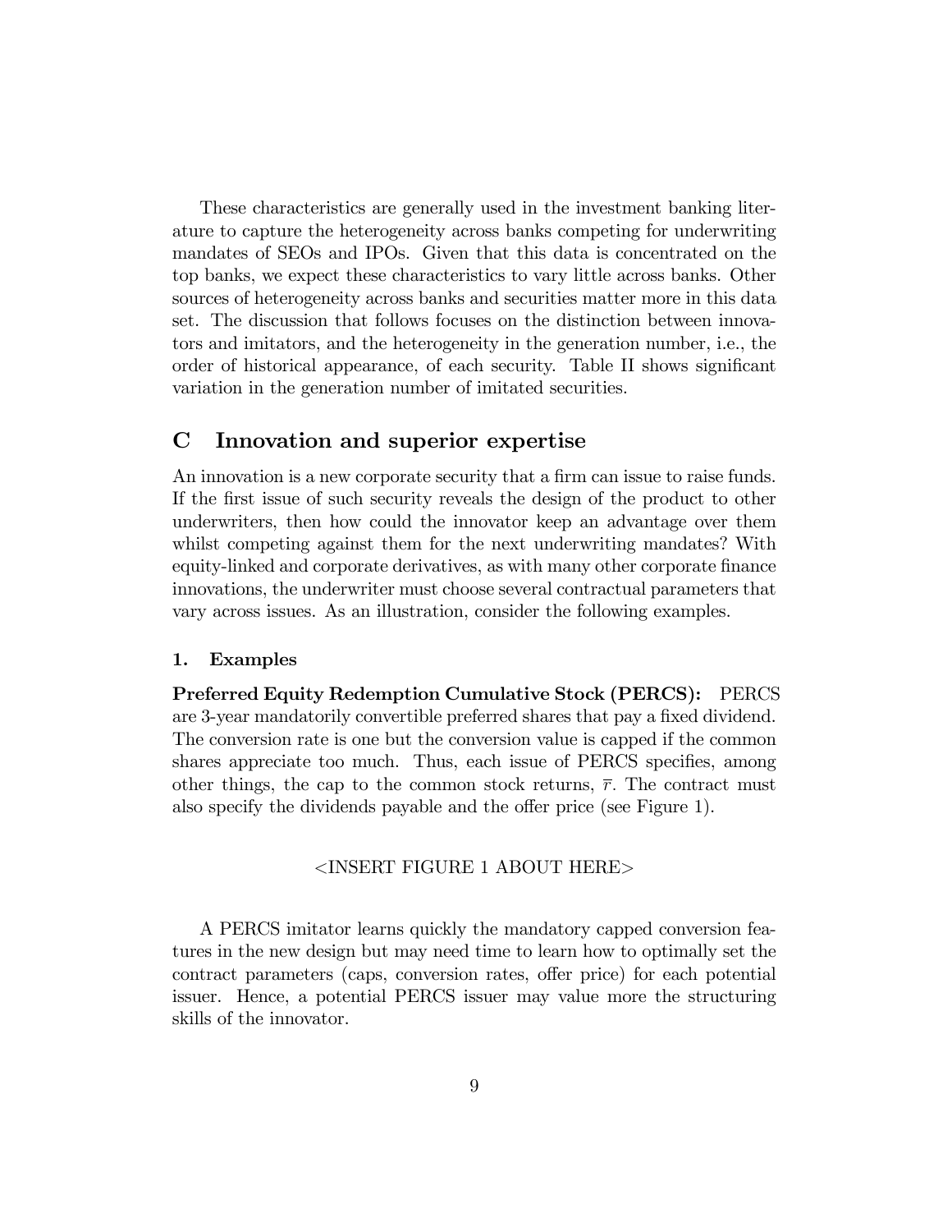These characteristics are generally used in the investment banking literature to capture the heterogeneity across banks competing for underwriting mandates of SEOs and IPOs. Given that this data is concentrated on the top banks, we expect these characteristics to vary little across banks. Other sources of heterogeneity across banks and securities matter more in this data set. The discussion that follows focuses on the distinction between innovators and imitators, and the heterogeneity in the generation number, i.e., the order of historical appearance, of each security. Table II shows significant variation in the generation number of imitated securities.

## C Innovation and superior expertise

An innovation is a new corporate security that a firm can issue to raise funds. If the first issue of such security reveals the design of the product to other underwriters, then how could the innovator keep an advantage over them whilst competing against them for the next underwriting mandates? With equity-linked and corporate derivatives, as with many other corporate finance innovations, the underwriter must choose several contractual parameters that vary across issues. As an illustration, consider the following examples.

### 1. Examples

**Preferred Equity Redemption Cumulative Stock (PERCS):** PERCS are 3-year mandatorily convertible preferred shares that pay a fixed dividend. The conversion rate is one but the conversion value is capped if the common shares appreciate too much. Thus, each issue of PERCS specifies, among other things, the cap to the common stock returns, $\bar{r}$. The contract must also specify the dividends payable and the offer price (see Figure 1).

<INSERT FIGURE 1 ABOUT HERE>

A PERCS imitator learns quickly the mandatory capped conversion features in the new design but may need time to learn how to optimally set the contract parameters (caps, conversion rates, offer price) for each potential issuer. Hence, a potential PERCS issuer may value more the structuring skills of the innovator.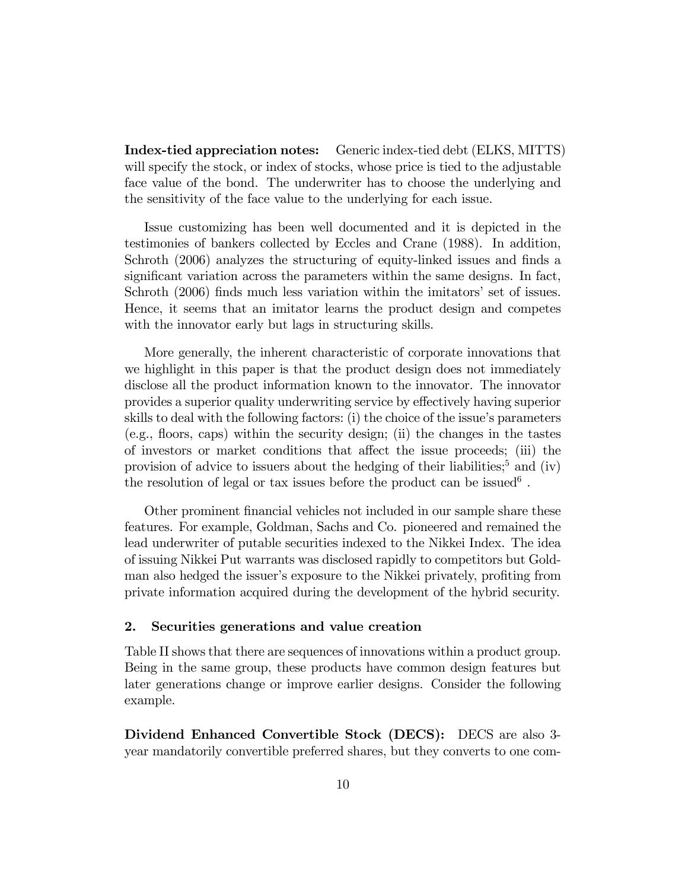**Index-tied appreciation notes:** Generic index-tied debt (ELKS, MITTS) will specify the stock, or index of stocks, whose price is tied to the adjustable face value of the bond. The underwriter has to choose the underlying and the sensitivity of the face value to the underlying for each issue.

Issue customizing has been well documented and it is depicted in the testimonies of bankers collected by Eccles and Crane (1988). In addition, Schroth (2006) analyzes the structuring of equity-linked issues and finds a significant variation across the parameters within the same designs. In fact, Schroth (2006) finds much less variation within the imitators' set of issues. Hence, it seems that an imitator learns the product design and competes with the innovator early but lags in structuring skills.

More generally, the inherent characteristic of corporate innovations that we highlight in this paper is that the product design does not immediately disclose all the product information known to the innovator. The innovator provides a superior quality underwriting service by effectively having superior skills to deal with the following factors: (i) the choice of the issue's parameters (e.g., floors, caps) within the security design; (ii) the changes in the tastes of investors or market conditions that affect the issue proceeds; (iii) the provision of advice to issuers about the hedging of their liabilities;[5] and (iv) the resolution of legal or tax issues before the product can be issued[6] .

Other prominent financial vehicles not included in our sample share these features. For example, Goldman, Sachs and Co. pioneered and remained the lead underwriter of putable securities indexed to the Nikkei Index. The idea of issuing Nikkei Put warrants was disclosed rapidly to competitors but Goldman also hedged the issuer's exposure to the Nikkei privately, profiting from private information acquired during the development of the hybrid security.

## 2. Securities generations and value creation

Table II shows that there are sequences of innovations within a product group. Being in the same group, these products have common design features but later generations change or improve earlier designs. Consider the following example.

**Dividend Enhanced Convertible Stock (DECS):** DECS are also 3-year mandatorily convertible preferred shares, but they converts to one com-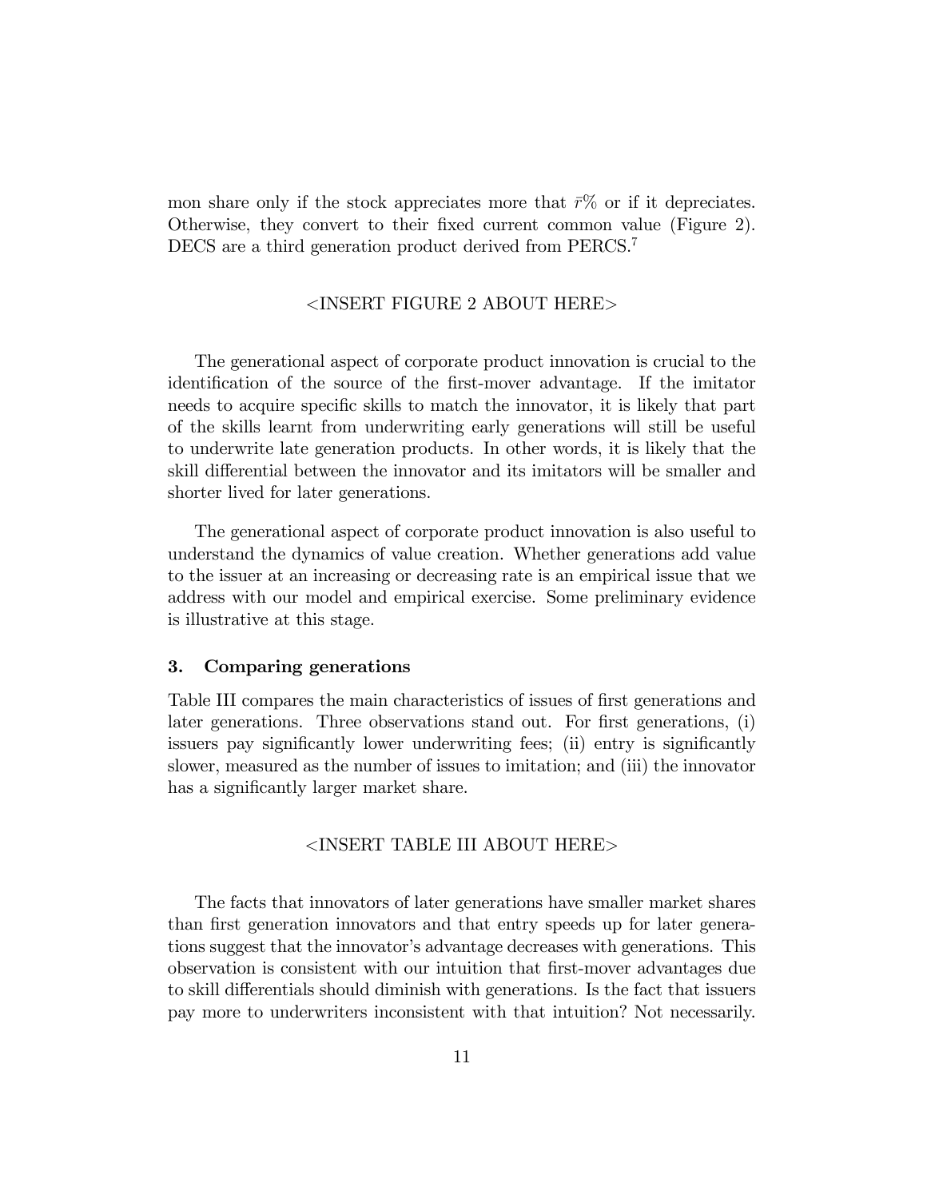mon share only if the stock appreciates more that $\bar{r}\%$ or if it depreciates. Otherwise, they convert to their fixed current common value (Figure 2). DECS are a third generation product derived from PERCS.[7]

<INSERT FIGURE 2 ABOUT HERE>

The generational aspect of corporate product innovation is crucial to the identification of the source of the first-mover advantage. If the imitator needs to acquire specific skills to match the innovator, it is likely that part of the skills learnt from underwriting early generations will still be useful to underwrite late generation products. In other words, it is likely that the skill differential between the innovator and its imitators will be smaller and shorter lived for later generations.

The generational aspect of corporate product innovation is also useful to understand the dynamics of value creation. Whether generations add value to the issuer at an increasing or decreasing rate is an empirical issue that we address with our model and empirical exercise. Some preliminary evidence is illustrative at this stage.

### 3. Comparing generations

Table III compares the main characteristics of issues of first generations and later generations. Three observations stand out. For first generations, (i) issuers pay significantly lower underwriting fees; (ii) entry is significantly slower, measured as the number of issues to imitation; and (iii) the innovator has a significantly larger market share.

<INSERT TABLE III ABOUT HERE>

The facts that innovators of later generations have smaller market shares than first generation innovators and that entry speeds up for later generations suggest that the innovator's advantage decreases with generations. This observation is consistent with our intuition that first-mover advantages due to skill differentials should diminish with generations. Is the fact that issuers pay more to underwriters inconsistent with that intuition? Not necessarily.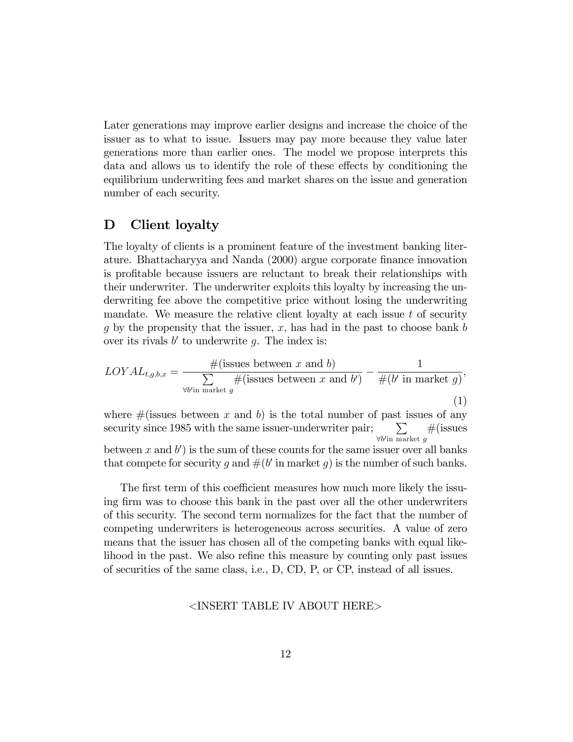Later generations may improve earlier designs and increase the choice of the issuer as to what to issue. Issuers may pay more because they value later generations more than earlier ones. The model we propose interprets this data and allows us to identify the role of these effects by conditioning the equilibrium underwriting fees and market shares on the issue and generation number of each security.

## D Client loyalty

The loyalty of clients is a prominent feature of the investment banking literature. Bhattacharyya and Nanda (2000) argue corporate finance innovation is profitable because issuers are reluctant to break their relationships with their underwriter. The underwriter exploits this loyalty by increasing the underwriting fee above the competitive price without losing the underwriting mandate. We measure the relative client loyalty at each issue $t$ of security $g$ by the propensity that the issuer, $x$, has had in the past to choose bank $b$ over its rivals $b'$ to underwrite $g$. The index is:

$$LOYAL_{t,g,b,x} = \frac{\#(\text{issues between } x \text{ and } b)}{\sum\limits_{\forall b' \text{in market } g} \#(\text{issues between } x \text{ and } b')} - \frac{1}{\#(b' \text{ in market } g)}, \tag{1}$$

where $\#(\text{issues between } x \text{ and } b)$ is the total number of past issues of any security since 1985 with the same issuer-underwriter pair; $\sum\limits_{\forall b' \text{in market } g} \#(\text{issues between } x \text{ and } b')$ is the sum of these counts for the same issuer over all banks that compete for security $g$ and $\#(b' \text{ in market } g)$ is the number of such banks.

The first term of this coefficient measures how much more likely the issuing firm was to choose this bank in the past over all the other underwriters of this security. The second term normalizes for the fact that the number of competing underwriters is heterogeneous across securities. A value of zero means that the issuer has chosen all of the competing banks with equal likelihood in the past. We also refine this measure by counting only past issues of securities of the same class, i.e., D, CD, P, or CP, instead of all issues.

<INSERT TABLE IV ABOUT HERE>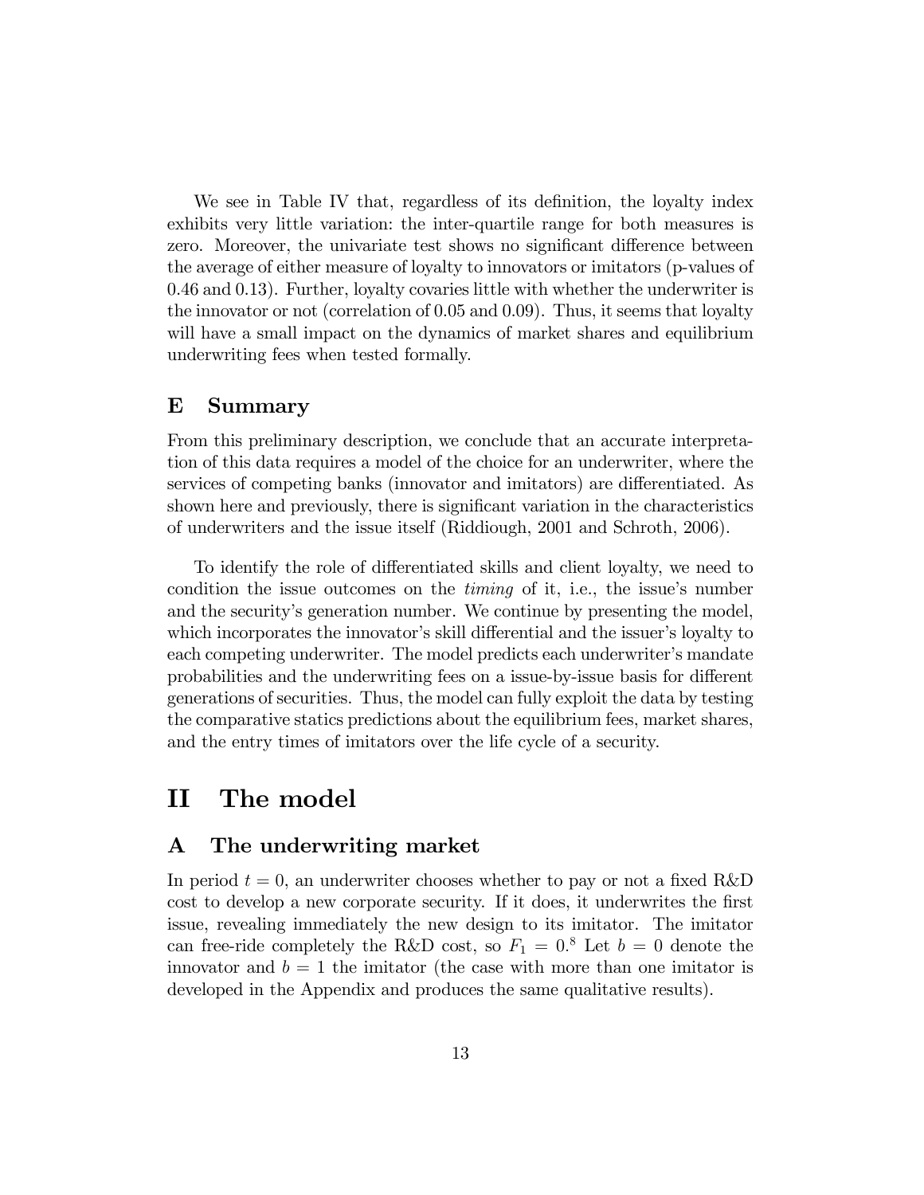We see in Table IV that, regardless of its definition, the loyalty index exhibits very little variation: the inter-quartile range for both measures is zero. Moreover, the univariate test shows no significant difference between the average of either measure of loyalty to innovators or imitators (p-values of 0.46 and 0.13). Further, loyalty covaries little with whether the underwriter is the innovator or not (correlation of 0.05 and 0.09). Thus, it seems that loyalty will have a small impact on the dynamics of market shares and equilibrium underwriting fees when tested formally.

## E Summary

From this preliminary description, we conclude that an accurate interpretation of this data requires a model of the choice for an underwriter, where the services of competing banks (innovator and imitators) are differentiated. As shown here and previously, there is significant variation in the characteristics of underwriters and the issue itself (Riddiough, 2001 and Schroth, 2006).

To identify the role of differentiated skills and client loyalty, we need to condition the issue outcomes on the *timing* of it, i.e., the issue's number and the security's generation number. We continue by presenting the model, which incorporates the innovator's skill differential and the issuer's loyalty to each competing underwriter. The model predicts each underwriter's mandate probabilities and the underwriting fees on a issue-by-issue basis for different generations of securities. Thus, the model can fully exploit the data by testing the comparative statics predictions about the equilibrium fees, market shares, and the entry times of imitators over the life cycle of a security.

# II The model

## A The underwriting market

In period $t = 0$, an underwriter chooses whether to pay or not a fixed R&D cost to develop a new corporate security. If it does, it underwrites the first issue, revealing immediately the new design to its imitator. The imitator can free-ride completely the R&D cost, so $F_1 = 0$.[8] Let $b = 0$ denote the innovator and $b = 1$ the imitator (the case with more than one imitator is developed in the Appendix and produces the same qualitative results).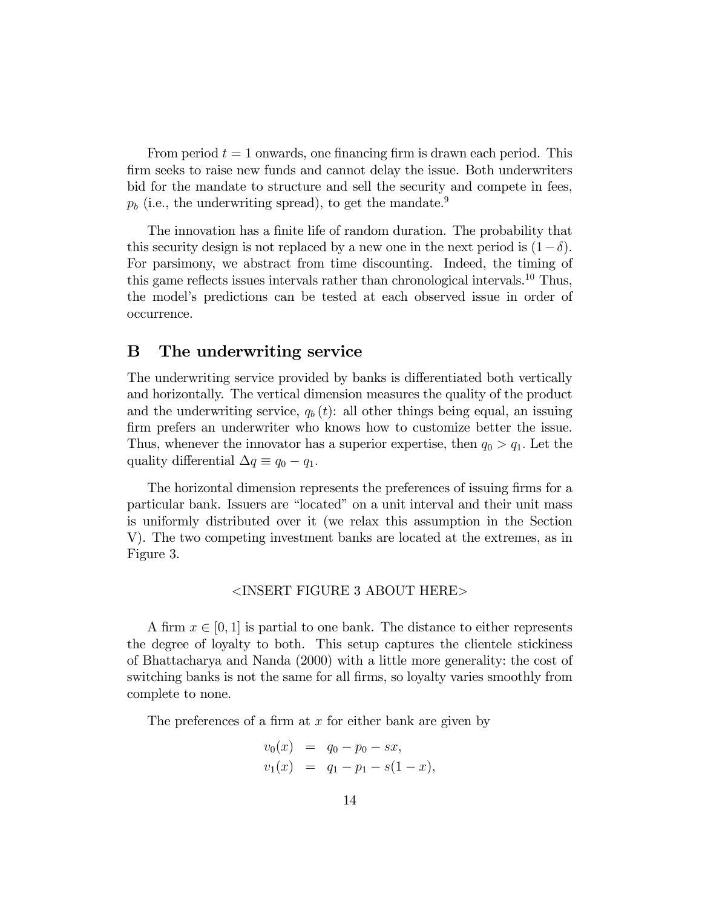From period $t = 1$ onwards, one financing firm is drawn each period. This firm seeks to raise new funds and cannot delay the issue. Both underwriters bid for the mandate to structure and sell the security and compete in fees, $p_b$ (i.e., the underwriting spread), to get the mandate.[9]

The innovation has a finite life of random duration. The probability that this security design is not replaced by a new one in the next period is $(1 - \delta)$. For parsimony, we abstract from time discounting. Indeed, the timing of this game reflects issues intervals rather than chronological intervals.[10] Thus, the model's predictions can be tested at each observed issue in order of occurrence.

## B The underwriting service

The underwriting service provided by banks is differentiated both vertically and horizontally. The vertical dimension measures the quality of the product and the underwriting service, $q_b(t)$: all other things being equal, an issuing firm prefers an underwriter who knows how to customize better the issue. Thus, whenever the innovator has a superior expertise, then $q_0 > q_1$. Let the quality differential $\Delta q \equiv q_0 - q_1$.

The horizontal dimension represents the preferences of issuing firms for a particular bank. Issuers are "located" on a unit interval and their unit mass is uniformly distributed over it (we relax this assumption in the Section V). The two competing investment banks are located at the extremes, as in Figure 3.

<INSERT FIGURE 3 ABOUT HERE>

A firm $x \in [0, 1]$ is partial to one bank. The distance to either represents the degree of loyalty to both. This setup captures the clientele stickiness of Bhattacharya and Nanda (2000) with a little more generality: the cost of switching banks is not the same for all firms, so loyalty varies smoothly from complete to none.

The preferences of a firm at $x$ for either bank are given by

$$
\begin{aligned}
v_0(x) &= q_0 - p_0 - sx, \\
v_1(x) &= q_1 - p_1 - s(1 - x),
\end{aligned}
$$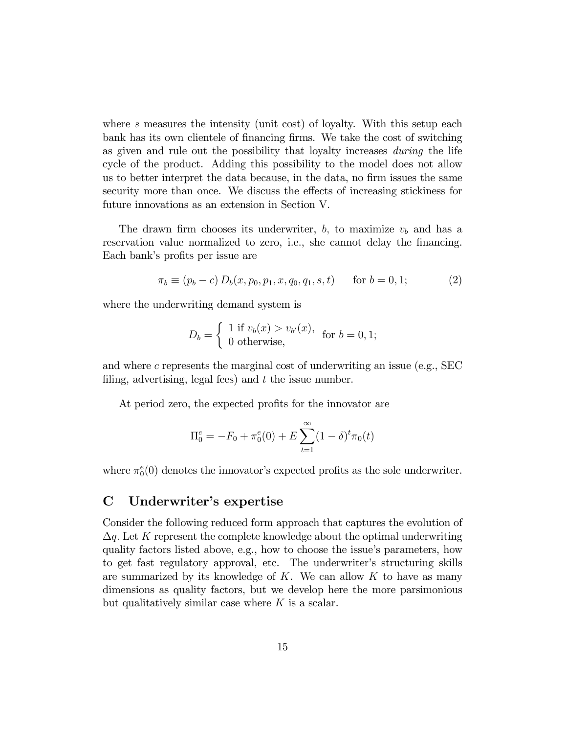where $s$ measures the intensity (unit cost) of loyalty. With this setup each bank has its own clientele of financing firms. We take the cost of switching as given and rule out the possibility that loyalty increases *during* the life cycle of the product. Adding this possibility to the model does not allow us to better interpret the data because, in the data, no firm issues the same security more than once. We discuss the effects of increasing stickiness for future innovations as an extension in Section V.

The drawn firm chooses its underwriter, $b$, to maximize $v_b$ and has a reservation value normalized to zero, i.e., she cannot delay the financing. Each bank's profits per issue are

$$\pi_b \equiv (p_b - c)\, D_b(x, p_0, p_1, x, q_0, q_1, s, t) \qquad \text{for } b = 0, 1; \tag{2}$$

where the underwriting demand system is

$$D_b = \begin{cases} 1 \text{ if } v_b(x) > v_{b'}(x), \\ 0 \text{ otherwise,} \end{cases} \quad \text{for } b = 0, 1;$$

and where $c$ represents the marginal cost of underwriting an issue (e.g., SEC filing, advertising, legal fees) and $t$ the issue number.

At period zero, the expected profits for the innovator are

$$\Pi_0^e = -F_0 + \pi_0^e(0) + E\sum_{t=1}^{\infty}(1-\delta)^t \pi_0(t)$$

where $\pi_0^e(0)$ denotes the innovator's expected profits as the sole underwriter.

## C Underwriter's expertise

Consider the following reduced form approach that captures the evolution of $\Delta q$. Let $K$ represent the complete knowledge about the optimal underwriting quality factors listed above, e.g., how to choose the issue's parameters, how to get fast regulatory approval, etc. The underwriter's structuring skills are summarized by its knowledge of $K$. We can allow $K$ to have as many dimensions as quality factors, but we develop here the more parsimonious but qualitatively similar case where $K$ is a scalar.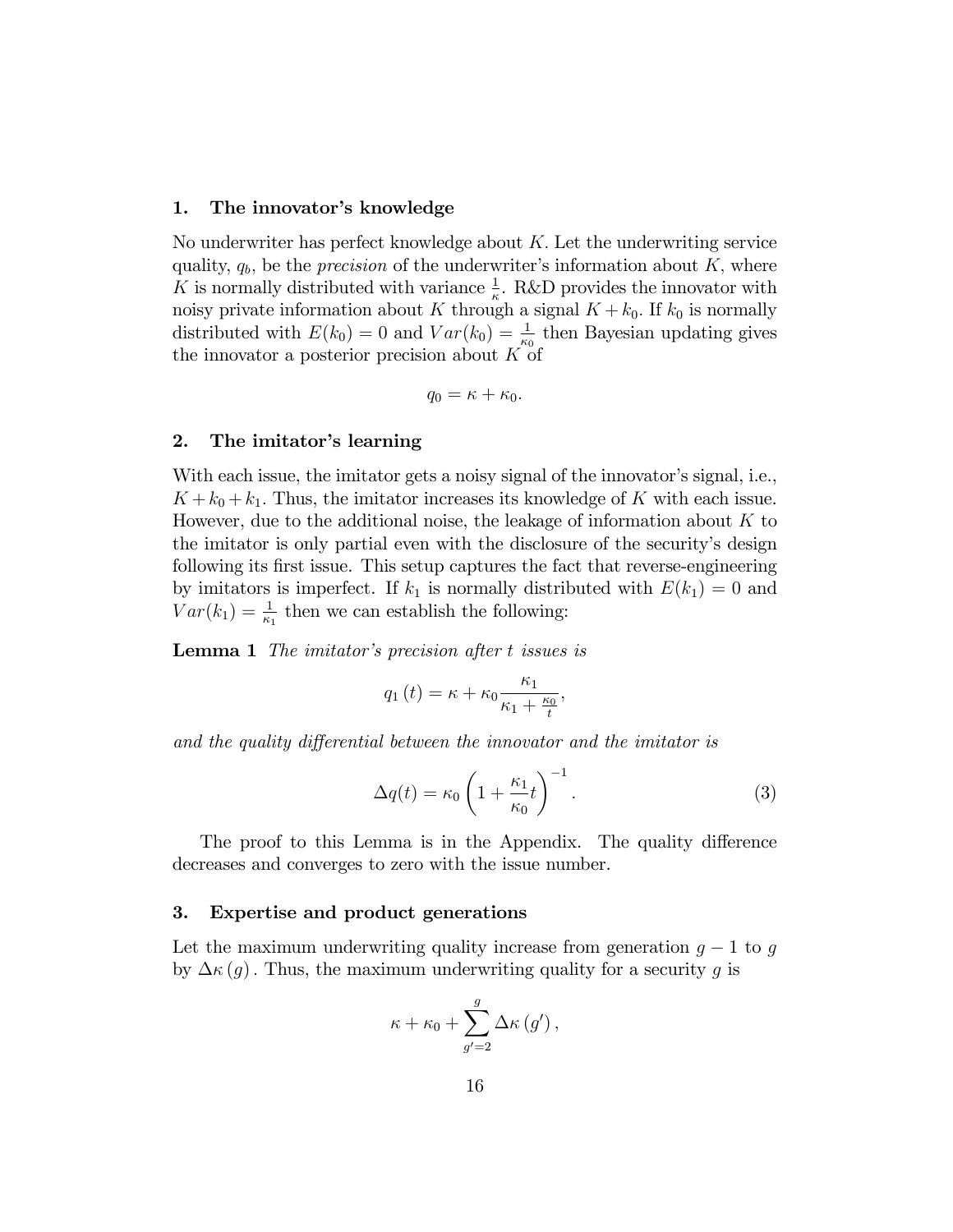### 1. The innovator's knowledge

No underwriter has perfect knowledge about $K$. Let the underwriting service quality, $q_b$, be the *precision* of the underwriter's information about $K$, where $K$ is normally distributed with variance $\frac{1}{\kappa}$. R&D provides the innovator with noisy private information about $K$ through a signal $K + k_0$. If $k_0$ is normally distributed with $E(k_0) = 0$ and $Var(k_0) = \frac{1}{\kappa_0}$ then Bayesian updating gives the innovator a posterior precision about $K$ of

$$q_0 = \kappa + \kappa_0.$$

### 2. The imitator's learning

With each issue, the imitator gets a noisy signal of the innovator's signal, i.e., $K + k_0 + k_1$. Thus, the imitator increases its knowledge of $K$ with each issue. However, due to the additional noise, the leakage of information about $K$ to the imitator is only partial even with the disclosure of the security's design following its first issue. This setup captures the fact that reverse-engineering by imitators is imperfect. If $k_1$ is normally distributed with $E(k_1) = 0$ and $Var(k_1) = \frac{1}{\kappa_1}$ then we can establish the following:

**Lemma 1** *The imitator's precision after $t$ issues is*

$$q_1(t) = \kappa + \kappa_0 \frac{\kappa_1}{\kappa_1 + \frac{\kappa_0}{t}},$$

*and the quality differential between the innovator and the imitator is*

$$\Delta q(t) = \kappa_0 \left(1 + \frac{\kappa_1}{\kappa_0} t\right)^{-1}. \tag{3}$$

The proof to this Lemma is in the Appendix. The quality difference decreases and converges to zero with the issue number.

### 3. Expertise and product generations

Let the maximum underwriting quality increase from generation $g - 1$ to $g$ by $\Delta\kappa(g)$. Thus, the maximum underwriting quality for a security $g$ is

$$\kappa + \kappa_0 + \sum_{g'=2}^{g} \Delta\kappa(g'),$$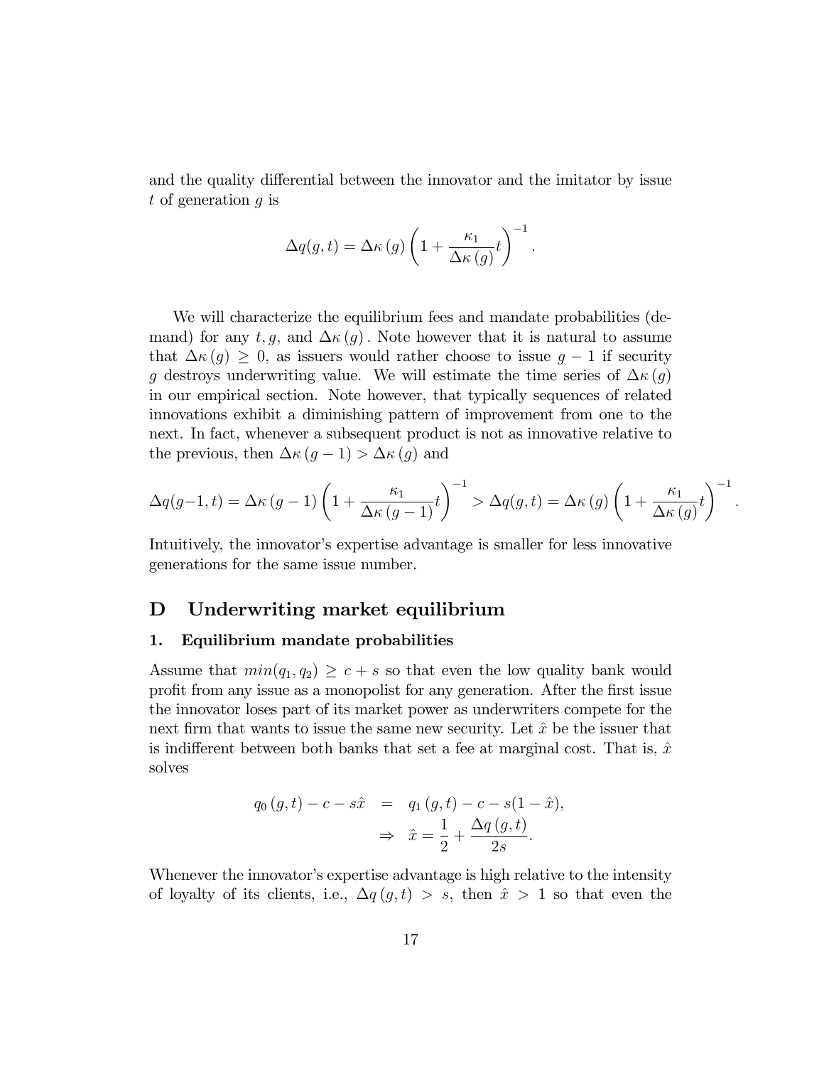and the quality differential between the innovator and the imitator by issue $t$ of generation $g$ is

$$\Delta q(g,t) = \Delta \kappa(g) \left(1 + \frac{\kappa_1}{\Delta \kappa(g)} t\right)^{-1}.$$

We will characterize the equilibrium fees and mandate probabilities (demand) for any $t, g$, and $\Delta \kappa(g)$. Note however that it is natural to assume that $\Delta \kappa(g) \geq 0$, as issuers would rather choose to issue $g-1$ if security $g$ destroys underwriting value. We will estimate the time series of $\Delta \kappa(g)$ in our empirical section. Note however, that typically sequences of related innovations exhibit a diminishing pattern of improvement from one to the next. In fact, whenever a subsequent product is not as innovative relative to the previous, then $\Delta \kappa(g-1) > \Delta \kappa(g)$ and

$$\Delta q(g-1,t) = \Delta \kappa(g-1) \left(1 + \frac{\kappa_1}{\Delta \kappa(g-1)} t\right)^{-1} > \Delta q(g,t) = \Delta \kappa(g) \left(1 + \frac{\kappa_1}{\Delta \kappa(g)} t\right)^{-1}.$$

Intuitively, the innovator's expertise advantage is smaller for less innovative generations for the same issue number.

## D Underwriting market equilibrium

### 1. Equilibrium mandate probabilities

Assume that $min(q_1, q_2) \geq c + s$ so that even the low quality bank would profit from any issue as a monopolist for any generation. After the first issue the innovator loses part of its market power as underwriters compete for the next firm that wants to issue the same new security. Let $\hat{x}$ be the issuer that is indifferent between both banks that set a fee at marginal cost. That is, $\hat{x}$ solves

$$\begin{aligned} q_0(g,t) - c - s\hat{x} &= q_1(g,t) - c - s(1-\hat{x}), \\ &\Rightarrow \hat{x} = \frac{1}{2} + \frac{\Delta q(g,t)}{2s}. \end{aligned}$$

Whenever the innovator's expertise advantage is high relative to the intensity of loyalty of its clients, i.e., $\Delta q(g,t) > s$, then $\hat{x} > 1$ so that even the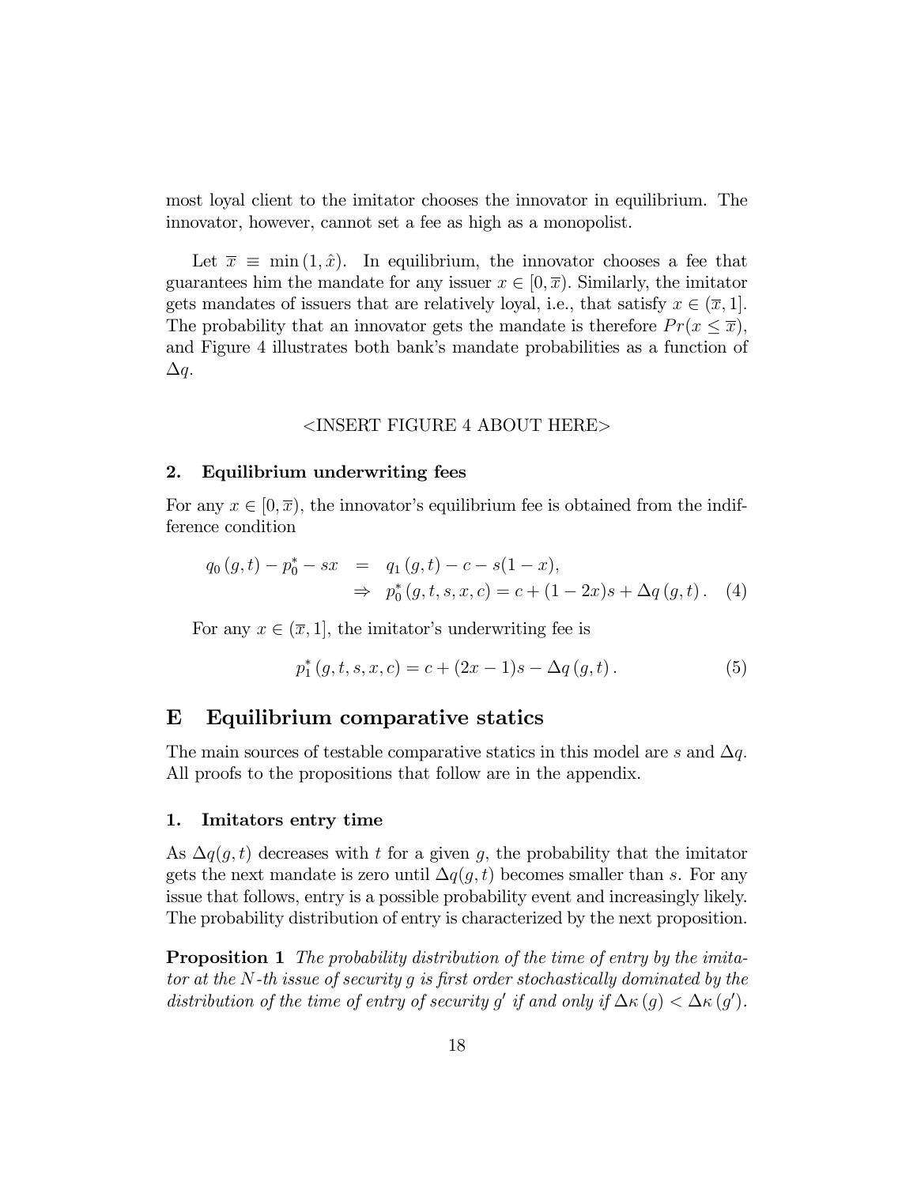most loyal client to the imitator chooses the innovator in equilibrium. The innovator, however, cannot set a fee as high as a monopolist.

Let $\overline{x} \equiv \min(1, \hat{x})$. In equilibrium, the innovator chooses a fee that guarantees him the mandate for any issuer $x \in [0, \overline{x})$. Similarly, the imitator gets mandates of issuers that are relatively loyal, i.e., that satisfy $x \in (\overline{x}, 1]$. The probability that an innovator gets the mandate is therefore $Pr(x \leq \overline{x})$, and Figure 4 illustrates both bank's mandate probabilities as a function of $\Delta q$.

<INSERT FIGURE 4 ABOUT HERE>

### 2. Equilibrium underwriting fees

For any $x \in [0, \overline{x})$, the innovator's equilibrium fee is obtained from the indifference condition

$$\begin{aligned} q_0(g,t) - p_0^* - sx &= q_1(g,t) - c - s(1-x), \\ &\Rightarrow p_0^*(g,t,s,x,c) = c + (1-2x)s + \Delta q(g,t). \quad (4) \end{aligned}$$

For any $x \in (\overline{x}, 1]$, the imitator's underwriting fee is

$$p_1^*(g,t,s,x,c) = c + (2x-1)s - \Delta q(g,t). \quad (5)$$

## E Equilibrium comparative statics

The main sources of testable comparative statics in this model are $s$ and $\Delta q$. All proofs to the propositions that follow are in the appendix.

### 1. Imitators entry time

As $\Delta q(g,t)$ decreases with $t$ for a given $g$, the probability that the imitator gets the next mandate is zero until $\Delta q(g,t)$ becomes smaller than $s$. For any issue that follows, entry is a possible probability event and increasingly likely. The probability distribution of entry is characterized by the next proposition.

**Proposition 1** *The probability distribution of the time of entry by the imitator at the $N$-th issue of security $g$ is first order stochastically dominated by the distribution of the time of entry of security $g'$ if and only if $\Delta\kappa(g) < \Delta\kappa(g')$.*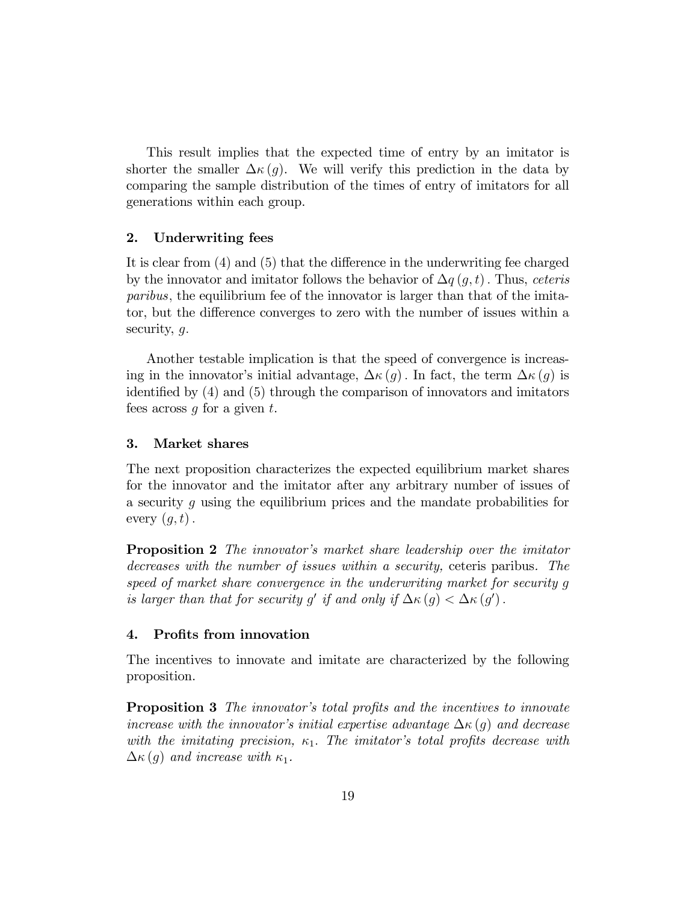This result implies that the expected time of entry by an imitator is shorter the smaller $\Delta\kappa(g)$. We will verify this prediction in the data by comparing the sample distribution of the times of entry of imitators for all generations within each group.

### 2. Underwriting fees

It is clear from (4) and (5) that the difference in the underwriting fee charged by the innovator and imitator follows the behavior of $\Delta q(g,t)$. Thus, *ceteris paribus*, the equilibrium fee of the innovator is larger than that of the imitator, but the difference converges to zero with the number of issues within a security, $g$.

Another testable implication is that the speed of convergence is increasing in the innovator's initial advantage, $\Delta\kappa(g)$. In fact, the term $\Delta\kappa(g)$ is identified by (4) and (5) through the comparison of innovators and imitators fees across $g$ for a given $t$.

### 3. Market shares

The next proposition characterizes the expected equilibrium market shares for the innovator and the imitator after any arbitrary number of issues of a security $g$ using the equilibrium prices and the mandate probabilities for every $(g,t)$.

**Proposition 2** *The innovator's market share leadership over the imitator decreases with the number of issues within a security,* ceteris paribus. *The speed of market share convergence in the underwriting market for security $g$ is larger than that for security $g'$ if and only if $\Delta\kappa(g) < \Delta\kappa(g')$.*

### 4. Profits from innovation

The incentives to innovate and imitate are characterized by the following proposition.

**Proposition 3** *The innovator's total profits and the incentives to innovate increase with the innovator's initial expertise advantage $\Delta\kappa(g)$ and decrease with the imitating precision, $\kappa_1$. The imitator's total profits decrease with $\Delta\kappa(g)$ and increase with $\kappa_1$.*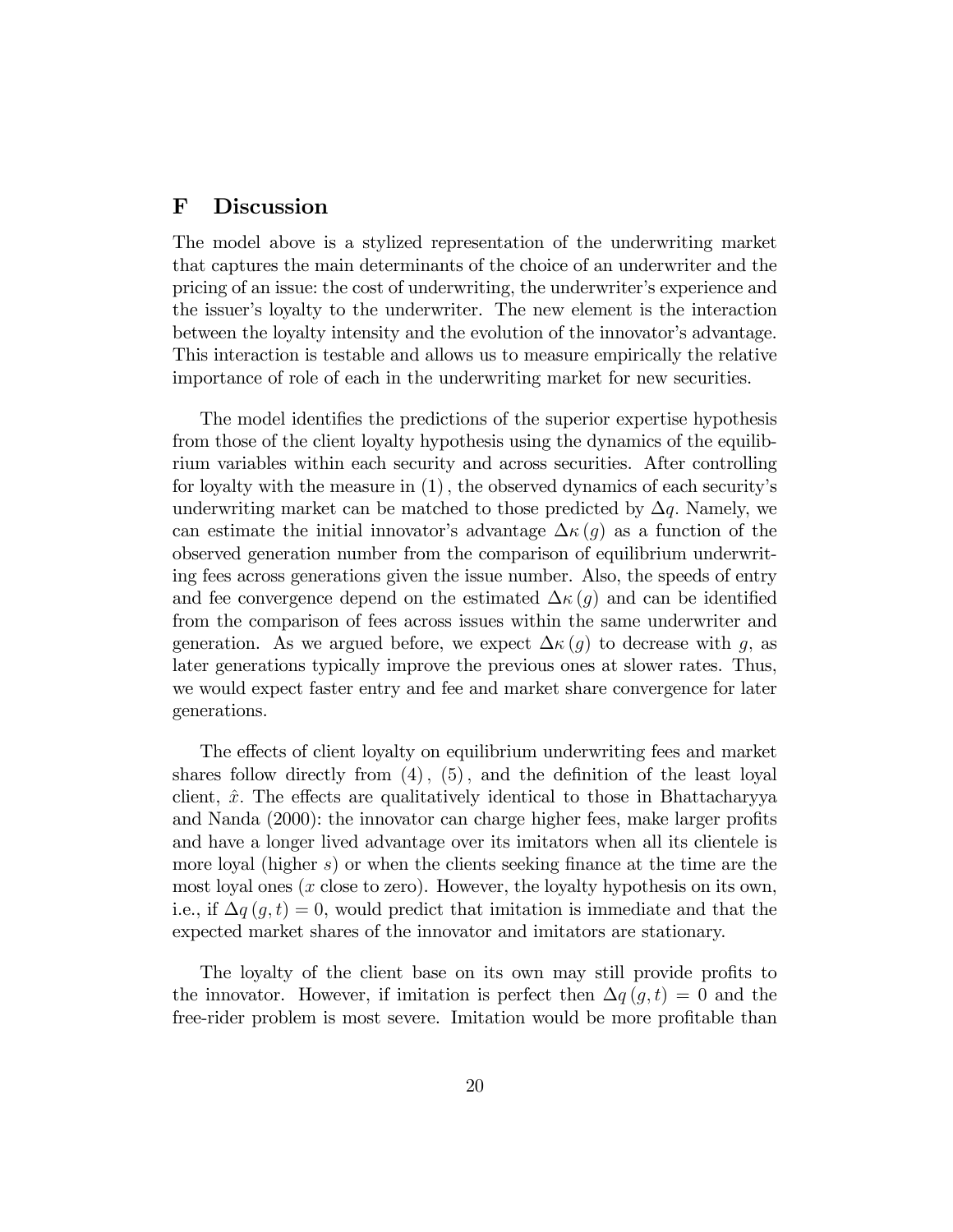## F Discussion

The model above is a stylized representation of the underwriting market that captures the main determinants of the choice of an underwriter and the pricing of an issue: the cost of underwriting, the underwriter's experience and the issuer's loyalty to the underwriter. The new element is the interaction between the loyalty intensity and the evolution of the innovator's advantage. This interaction is testable and allows us to measure empirically the relative importance of role of each in the underwriting market for new securities.

The model identifies the predictions of the superior expertise hypothesis from those of the client loyalty hypothesis using the dynamics of the equilibrium variables within each security and across securities. After controlling for loyalty with the measure in $(1)$, the observed dynamics of each security's underwriting market can be matched to those predicted by $\Delta q$. Namely, we can estimate the initial innovator's advantage $\Delta\kappa(g)$ as a function of the observed generation number from the comparison of equilibrium underwriting fees across generations given the issue number. Also, the speeds of entry and fee convergence depend on the estimated $\Delta\kappa(g)$ and can be identified from the comparison of fees across issues within the same underwriter and generation. As we argued before, we expect $\Delta\kappa(g)$ to decrease with $g$, as later generations typically improve the previous ones at slower rates. Thus, we would expect faster entry and fee and market share convergence for later generations.

The effects of client loyalty on equilibrium underwriting fees and market shares follow directly from $(4)$, $(5)$, and the definition of the least loyal client, $\hat{x}$. The effects are qualitatively identical to those in Bhattacharyya and Nanda (2000): the innovator can charge higher fees, make larger profits and have a longer lived advantage over its imitators when all its clientele is more loyal (higher $s$) or when the clients seeking finance at the time are the most loyal ones ($x$ close to zero). However, the loyalty hypothesis on its own, i.e., if $\Delta q(g,t) = 0$, would predict that imitation is immediate and that the expected market shares of the innovator and imitators are stationary.

The loyalty of the client base on its own may still provide profits to the innovator. However, if imitation is perfect then $\Delta q(g,t) = 0$ and the free-rider problem is most severe. Imitation would be more profitable than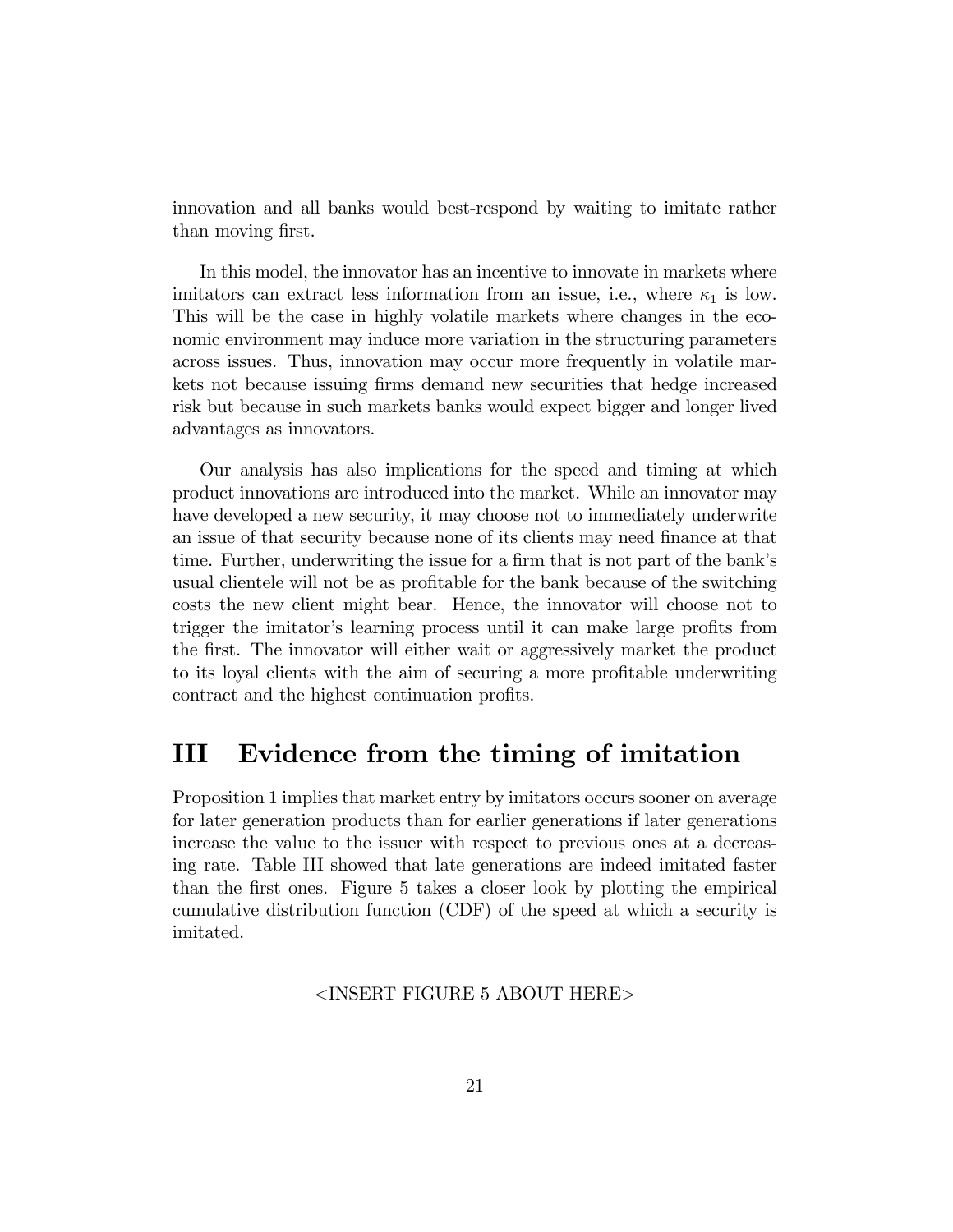innovation and all banks would best-respond by waiting to imitate rather than moving first.

In this model, the innovator has an incentive to innovate in markets where imitators can extract less information from an issue, i.e., where $\kappa_1$ is low. This will be the case in highly volatile markets where changes in the economic environment may induce more variation in the structuring parameters across issues. Thus, innovation may occur more frequently in volatile markets not because issuing firms demand new securities that hedge increased risk but because in such markets banks would expect bigger and longer lived advantages as innovators.

Our analysis has also implications for the speed and timing at which product innovations are introduced into the market. While an innovator may have developed a new security, it may choose not to immediately underwrite an issue of that security because none of its clients may need finance at that time. Further, underwriting the issue for a firm that is not part of the bank's usual clientele will not be as profitable for the bank because of the switching costs the new client might bear. Hence, the innovator will choose not to trigger the imitator's learning process until it can make large profits from the first. The innovator will either wait or aggressively market the product to its loyal clients with the aim of securing a more profitable underwriting contract and the highest continuation profits.

# III Evidence from the timing of imitation

Proposition 1 implies that market entry by imitators occurs sooner on average for later generation products than for earlier generations if later generations increase the value to the issuer with respect to previous ones at a decreasing rate. Table III showed that late generations are indeed imitated faster than the first ones. Figure 5 takes a closer look by plotting the empirical cumulative distribution function (CDF) of the speed at which a security is imitated.

<INSERT FIGURE 5 ABOUT HERE>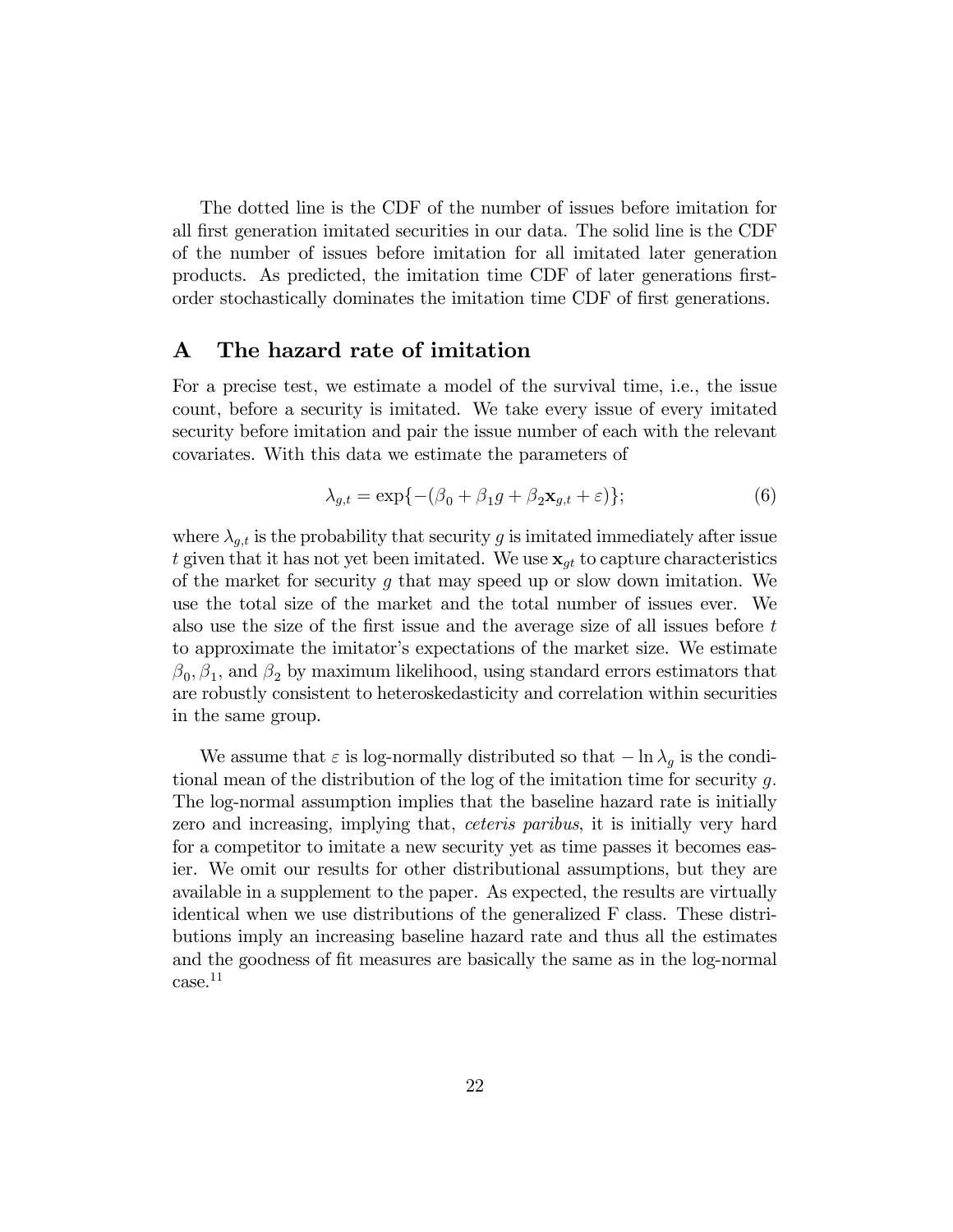The dotted line is the CDF of the number of issues before imitation for all first generation imitated securities in our data. The solid line is the CDF of the number of issues before imitation for all imitated later generation products. As predicted, the imitation time CDF of later generations first-order stochastically dominates the imitation time CDF of first generations.

## A The hazard rate of imitation

For a precise test, we estimate a model of the survival time, i.e., the issue count, before a security is imitated. We take every issue of every imitated security before imitation and pair the issue number of each with the relevant covariates. With this data we estimate the parameters of

$$\lambda_{g,t} = \exp\{-(\beta_0 + \beta_1 g + \beta_2 \mathbf{x}_{g,t} + \varepsilon)\}; \tag{6}$$

where $\lambda_{g,t}$ is the probability that security $g$ is imitated immediately after issue $t$ given that it has not yet been imitated. We use $\mathbf{x}_{gt}$ to capture characteristics of the market for security $g$ that may speed up or slow down imitation. We use the total size of the market and the total number of issues ever. We also use the size of the first issue and the average size of all issues before $t$ to approximate the imitator's expectations of the market size. We estimate $\beta_0, \beta_1$, and $\beta_2$ by maximum likelihood, using standard errors estimators that are robustly consistent to heteroskedasticity and correlation within securities in the same group.

We assume that $\varepsilon$ is log-normally distributed so that $-\ln \lambda_g$ is the conditional mean of the distribution of the log of the imitation time for security $g$. The log-normal assumption implies that the baseline hazard rate is initially zero and increasing, implying that, *ceteris paribus*, it is initially very hard for a competitor to imitate a new security yet as time passes it becomes easier. We omit our results for other distributional assumptions, but they are available in a supplement to the paper. As expected, the results are virtually identical when we use distributions of the generalized F class. These distributions imply an increasing baseline hazard rate and thus all the estimates and the goodness of fit measures are basically the same as in the log-normal case.[11]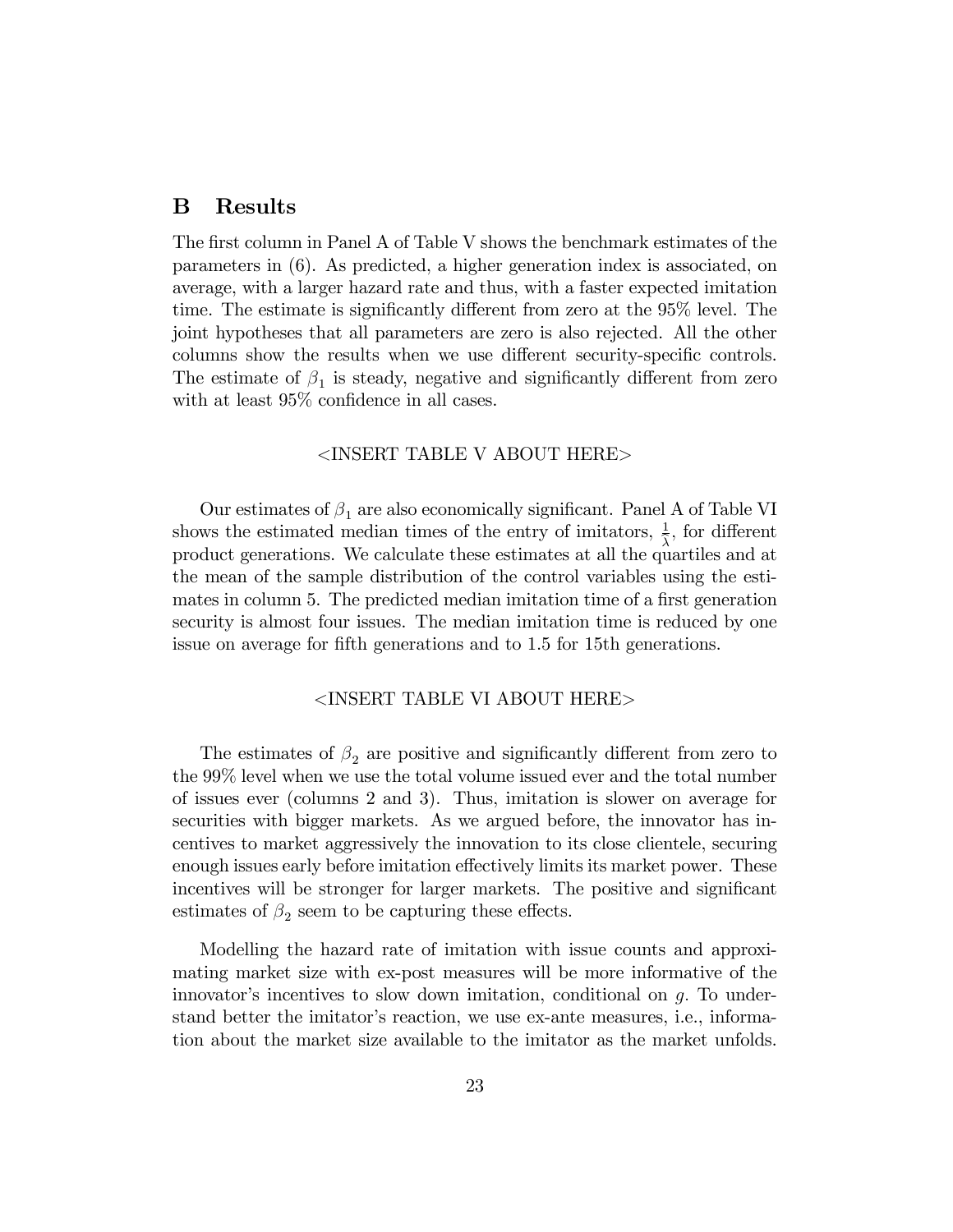## B Results

The first column in Panel A of Table V shows the benchmark estimates of the parameters in (6). As predicted, a higher generation index is associated, on average, with a larger hazard rate and thus, with a faster expected imitation time. The estimate is significantly different from zero at the 95% level. The joint hypotheses that all parameters are zero is also rejected. All the other columns show the results when we use different security-specific controls. The estimate of $\beta_1$ is steady, negative and significantly different from zero with at least 95% confidence in all cases.

<INSERT TABLE V ABOUT HERE>

Our estimates of $\beta_1$ are also economically significant. Panel A of Table VI shows the estimated median times of the entry of imitators, $\frac{1}{\lambda}$, for different product generations. We calculate these estimates at all the quartiles and at the mean of the sample distribution of the control variables using the estimates in column 5. The predicted median imitation time of a first generation security is almost four issues. The median imitation time is reduced by one issue on average for fifth generations and to 1.5 for 15th generations.

<INSERT TABLE VI ABOUT HERE>

The estimates of $\beta_2$ are positive and significantly different from zero to the 99% level when we use the total volume issued ever and the total number of issues ever (columns 2 and 3). Thus, imitation is slower on average for securities with bigger markets. As we argued before, the innovator has incentives to market aggressively the innovation to its close clientele, securing enough issues early before imitation effectively limits its market power. These incentives will be stronger for larger markets. The positive and significant estimates of $\beta_2$ seem to be capturing these effects.

Modelling the hazard rate of imitation with issue counts and approximating market size with ex-post measures will be more informative of the innovator's incentives to slow down imitation, conditional on $g$. To understand better the imitator's reaction, we use ex-ante measures, i.e., information about the market size available to the imitator as the market unfolds.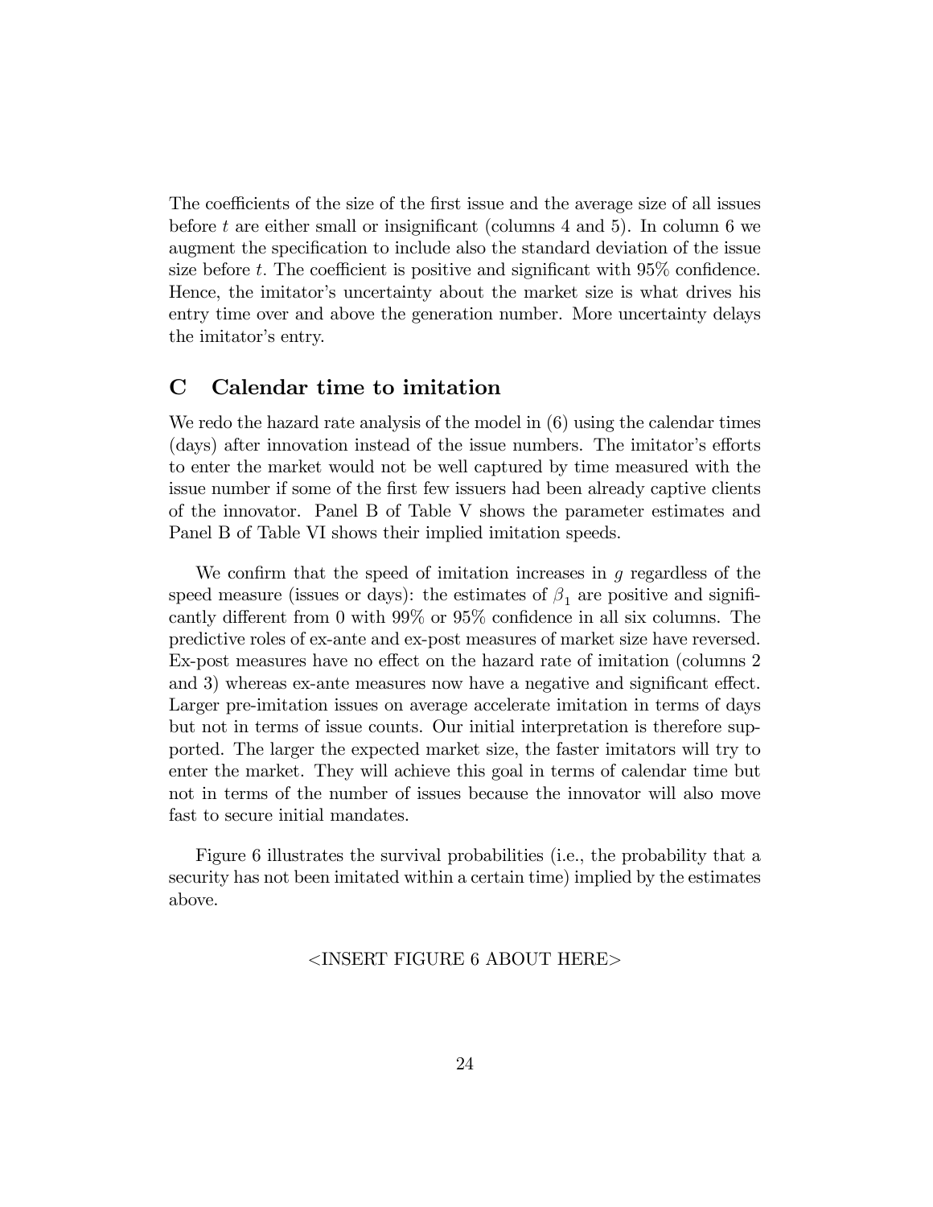The coefficients of the size of the first issue and the average size of all issues before $t$ are either small or insignificant (columns 4 and 5). In column 6 we augment the specification to include also the standard deviation of the issue size before $t$. The coefficient is positive and significant with 95% confidence. Hence, the imitator's uncertainty about the market size is what drives his entry time over and above the generation number. More uncertainty delays the imitator's entry.

## C Calendar time to imitation

We redo the hazard rate analysis of the model in (6) using the calendar times (days) after innovation instead of the issue numbers. The imitator's efforts to enter the market would not be well captured by time measured with the issue number if some of the first few issuers had been already captive clients of the innovator. Panel B of Table V shows the parameter estimates and Panel B of Table VI shows their implied imitation speeds.

We confirm that the speed of imitation increases in $g$ regardless of the speed measure (issues or days): the estimates of $\beta_1$ are positive and significantly different from 0 with 99% or 95% confidence in all six columns. The predictive roles of ex-ante and ex-post measures of market size have reversed. Ex-post measures have no effect on the hazard rate of imitation (columns 2 and 3) whereas ex-ante measures now have a negative and significant effect. Larger pre-imitation issues on average accelerate imitation in terms of days but not in terms of issue counts. Our initial interpretation is therefore supported. The larger the expected market size, the faster imitators will try to enter the market. They will achieve this goal in terms of calendar time but not in terms of the number of issues because the innovator will also move fast to secure initial mandates.

Figure 6 illustrates the survival probabilities (i.e., the probability that a security has not been imitated within a certain time) implied by the estimates above.

<INSERT FIGURE 6 ABOUT HERE>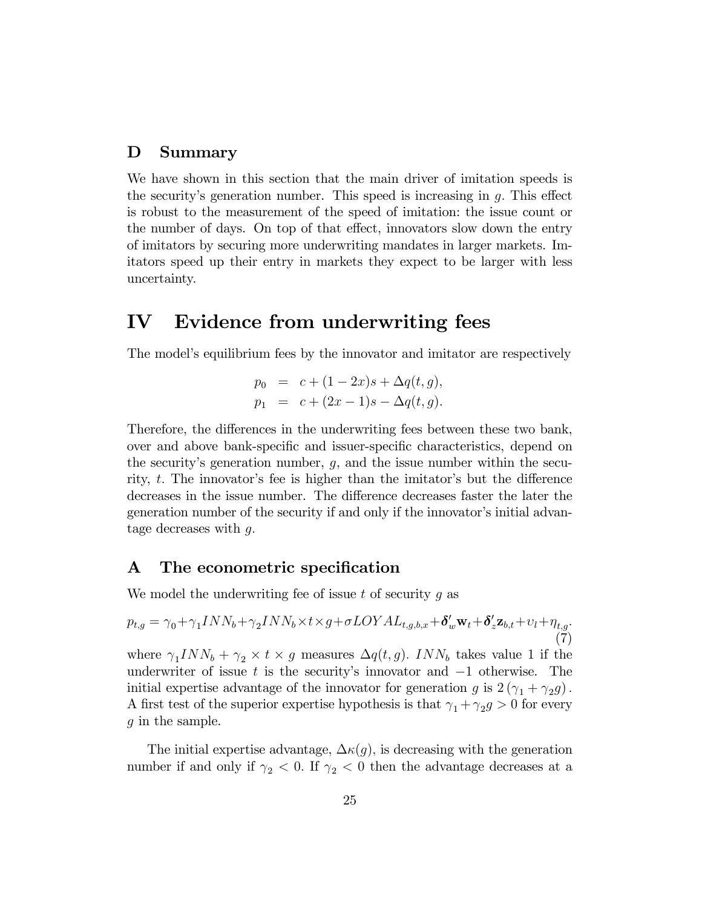## D Summary

We have shown in this section that the main driver of imitation speeds is the security's generation number. This speed is increasing in $g$. This effect is robust to the measurement of the speed of imitation: the issue count or the number of days. On top of that effect, innovators slow down the entry of imitators by securing more underwriting mandates in larger markets. Imitators speed up their entry in markets they expect to be larger with less uncertainty.

# IV Evidence from underwriting fees

The model's equilibrium fees by the innovator and imitator are respectively

$$
\begin{aligned}
p_0 &= c + (1 - 2x)s + \Delta q(t, g), \\
p_1 &= c + (2x - 1)s - \Delta q(t, g).
\end{aligned}
$$

Therefore, the differences in the underwriting fees between these two bank, over and above bank-specific and issuer-specific characteristics, depend on the security's generation number, $g$, and the issue number within the security, $t$. The innovator's fee is higher than the imitator's but the difference decreases in the issue number. The difference decreases faster the later the generation number of the security if and only if the innovator's initial advantage decreases with $g$.

## A The econometric specification

We model the underwriting fee of issue $t$ of security $g$ as

$$
p_{t,g} = \gamma_0 + \gamma_1 INN_b + \gamma_2 INN_b \times t \times g + \sigma LOYAL_{t,g,b,x} + \boldsymbol{\delta}_w' \mathbf{w}_t + \boldsymbol{\delta}_z' \mathbf{z}_{b,t} + \upsilon_l + \eta_{t,g}. \tag{7}
$$

where $\gamma_1 INN_b + \gamma_2 \times t \times g$ measures $\Delta q(t, g)$. $INN_b$ takes value 1 if the underwriter of issue $t$ is the security's innovator and $-1$ otherwise. The initial expertise advantage of the innovator for generation $g$ is $2(\gamma_1 + \gamma_2 g)$. A first test of the superior expertise hypothesis is that $\gamma_1 + \gamma_2 g > 0$ for every $g$ in the sample.

The initial expertise advantage, $\Delta\kappa(g)$, is decreasing with the generation number if and only if $\gamma_2 < 0$. If $\gamma_2 < 0$ then the advantage decreases at a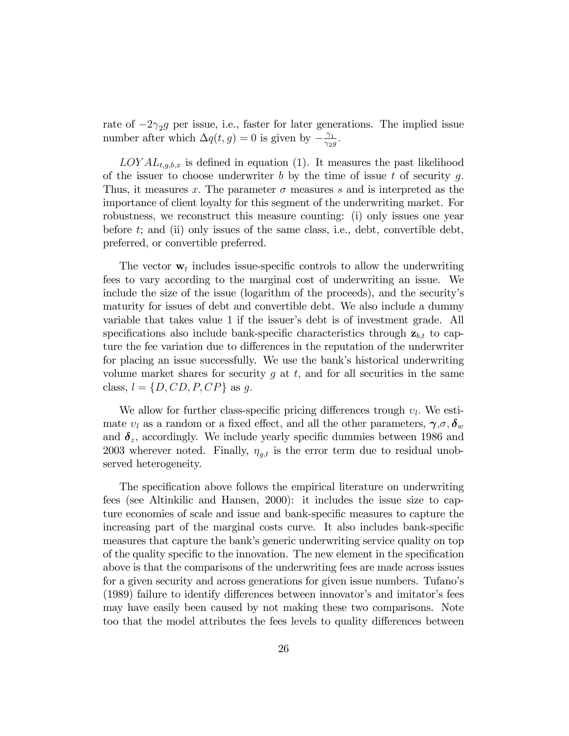rate of $-2\gamma_2 g$ per issue, i.e., faster for later generations. The implied issue number after which $\Delta q(t,g) = 0$ is given by $-\frac{\gamma_1}{\gamma_2 g}$.

$LOYAL_{t,g,b,x}$ is defined in equation (1). It measures the past likelihood of the issuer to choose underwriter $b$ by the time of issue $t$ of security $g$. Thus, it measures $x$. The parameter $\sigma$ measures $s$ and is interpreted as the importance of client loyalty for this segment of the underwriting market. For robustness, we reconstruct this measure counting: (i) only issues one year before $t$; and (ii) only issues of the same class, i.e., debt, convertible debt, preferred, or convertible preferred.

The vector $\mathbf{w}_t$ includes issue-specific controls to allow the underwriting fees to vary according to the marginal cost of underwriting an issue. We include the size of the issue (logarithm of the proceeds), and the security's maturity for issues of debt and convertible debt. We also include a dummy variable that takes value 1 if the issuer's debt is of investment grade. All specifications also include bank-specific characteristics through $\mathbf{z}_{b,t}$ to capture the fee variation due to differences in the reputation of the underwriter for placing an issue successfully. We use the bank's historical underwriting volume market shares for security $g$ at $t$, and for all securities in the same class, $l = \{D, CD, P, CP\}$ as $g$.

We allow for further class-specific pricing differences trough $\upsilon_l$. We estimate $\upsilon_l$ as a random or a fixed effect, and all the other parameters, $\boldsymbol{\gamma}$,$\sigma$, $\boldsymbol{\delta}_w$ and $\boldsymbol{\delta}_z$, accordingly. We include yearly specific dummies between 1986 and 2003 wherever noted. Finally, $\eta_{g,t}$ is the error term due to residual unobserved heterogeneity.

The specification above follows the empirical literature on underwriting fees (see Altinkilic and Hansen, 2000): it includes the issue size to capture economies of scale and issue and bank-specific measures to capture the increasing part of the marginal costs curve. It also includes bank-specific measures that capture the bank's generic underwriting service quality on top of the quality specific to the innovation. The new element in the specification above is that the comparisons of the underwriting fees are made across issues for a given security and across generations for given issue numbers. Tufano's (1989) failure to identify differences between innovator's and imitator's fees may have easily been caused by not making these two comparisons. Note too that the model attributes the fees levels to quality differences between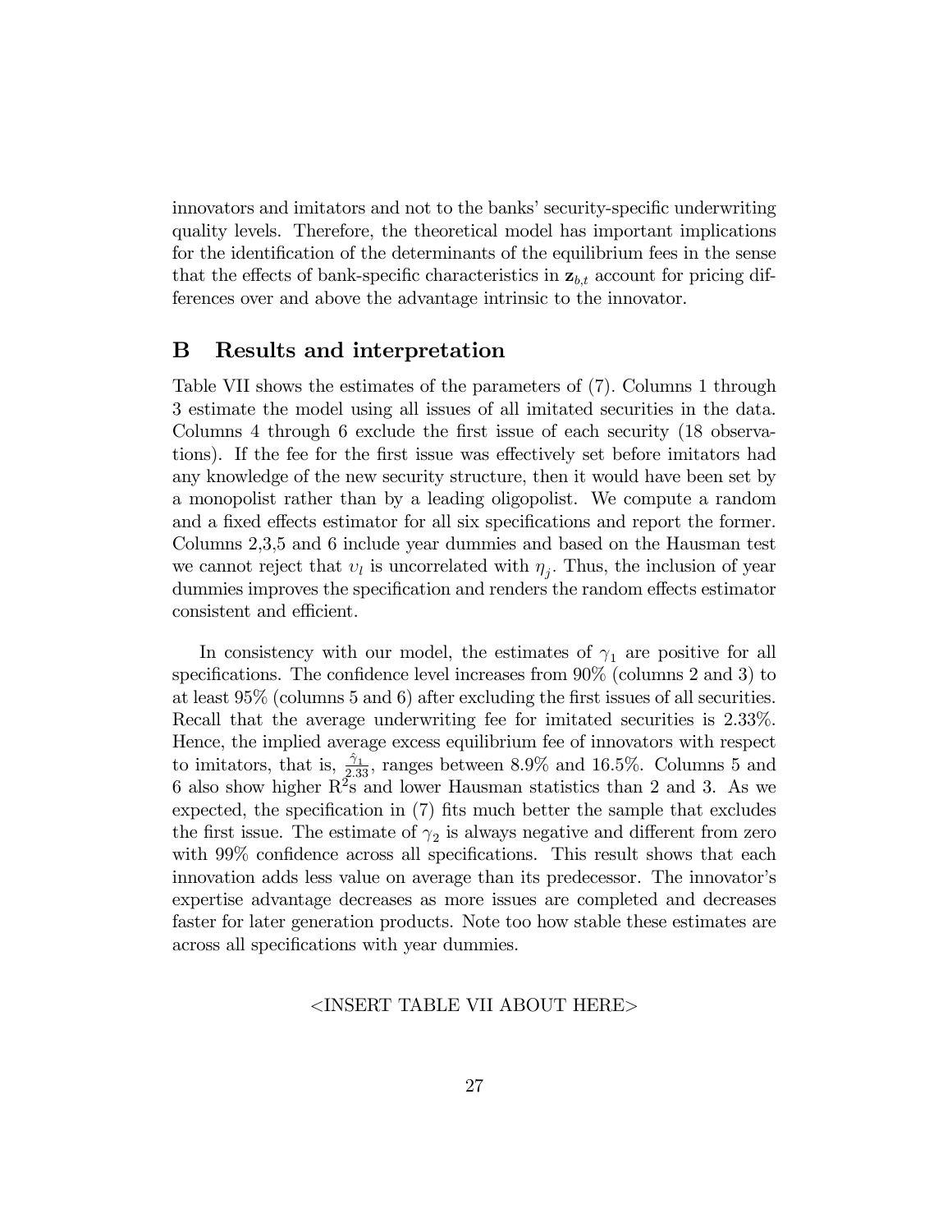innovators and imitators and not to the banks' security-specific underwriting quality levels. Therefore, the theoretical model has important implications for the identification of the determinants of the equilibrium fees in the sense that the effects of bank-specific characteristics in $\mathbf{z}_{b,t}$ account for pricing differences over and above the advantage intrinsic to the innovator.

## B Results and interpretation

Table VII shows the estimates of the parameters of (7). Columns 1 through 3 estimate the model using all issues of all imitated securities in the data. Columns 4 through 6 exclude the first issue of each security (18 observations). If the fee for the first issue was effectively set before imitators had any knowledge of the new security structure, then it would have been set by a monopolist rather than by a leading oligopolist. We compute a random and a fixed effects estimator for all six specifications and report the former. Columns 2,3,5 and 6 include year dummies and based on the Hausman test we cannot reject that $v_l$ is uncorrelated with $\eta_j$. Thus, the inclusion of year dummies improves the specification and renders the random effects estimator consistent and efficient.

In consistency with our model, the estimates of $\gamma_1$ are positive for all specifications. The confidence level increases from 90% (columns 2 and 3) to at least 95% (columns 5 and 6) after excluding the first issues of all securities. Recall that the average underwriting fee for imitated securities is 2.33%. Hence, the implied average excess equilibrium fee of innovators with respect to imitators, that is, $\frac{\hat{\gamma}_1}{2.33}$, ranges between 8.9% and 16.5%. Columns 5 and 6 also show higher $R^2$s and lower Hausman statistics than 2 and 3. As we expected, the specification in (7) fits much better the sample that excludes the first issue. The estimate of $\gamma_2$ is always negative and different from zero with 99% confidence across all specifications. This result shows that each innovation adds less value on average than its predecessor. The innovator's expertise advantage decreases as more issues are completed and decreases faster for later generation products. Note too how stable these estimates are across all specifications with year dummies.

<INSERT TABLE VII ABOUT HERE>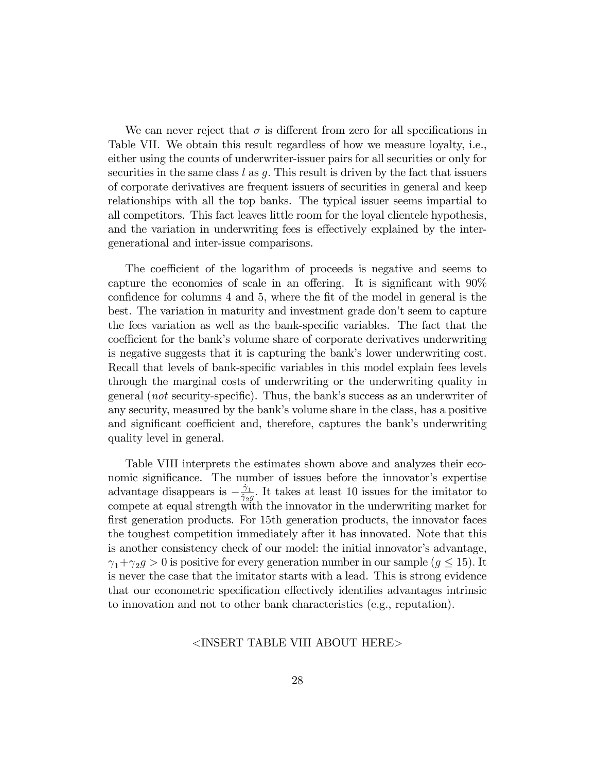We can never reject that $\sigma$ is different from zero for all specifications in Table VII. We obtain this result regardless of how we measure loyalty, i.e., either using the counts of underwriter-issuer pairs for all securities or only for securities in the same class $l$ as $g$. This result is driven by the fact that issuers of corporate derivatives are frequent issuers of securities in general and keep relationships with all the top banks. The typical issuer seems impartial to all competitors. This fact leaves little room for the loyal clientele hypothesis, and the variation in underwriting fees is effectively explained by the inter-generational and inter-issue comparisons.

The coefficient of the logarithm of proceeds is negative and seems to capture the economies of scale in an offering. It is significant with 90% confidence for columns 4 and 5, where the fit of the model in general is the best. The variation in maturity and investment grade don't seem to capture the fees variation as well as the bank-specific variables. The fact that the coefficient for the bank's volume share of corporate derivatives underwriting is negative suggests that it is capturing the bank's lower underwriting cost. Recall that levels of bank-specific variables in this model explain fees levels through the marginal costs of underwriting or the underwriting quality in general (*not* security-specific). Thus, the bank's success as an underwriter of any security, measured by the bank's volume share in the class, has a positive and significant coefficient and, therefore, captures the bank's underwriting quality level in general.

Table VIII interprets the estimates shown above and analyzes their economic significance. The number of issues before the innovator's expertise advantage disappears is $-\frac{\hat{\gamma}_1}{\hat{\gamma}_2 g}$. It takes at least 10 issues for the imitator to compete at equal strength with the innovator in the underwriting market for first generation products. For 15th generation products, the innovator faces the toughest competition immediately after it has innovated. Note that this is another consistency check of our model: the initial innovator's advantage, $\gamma_1 + \gamma_2 g > 0$ is positive for every generation number in our sample ($g \leq 15$). It is never the case that the imitator starts with a lead. This is strong evidence that our econometric specification effectively identifies advantages intrinsic to innovation and not to other bank characteristics (e.g., reputation).

<INSERT TABLE VIII ABOUT HERE>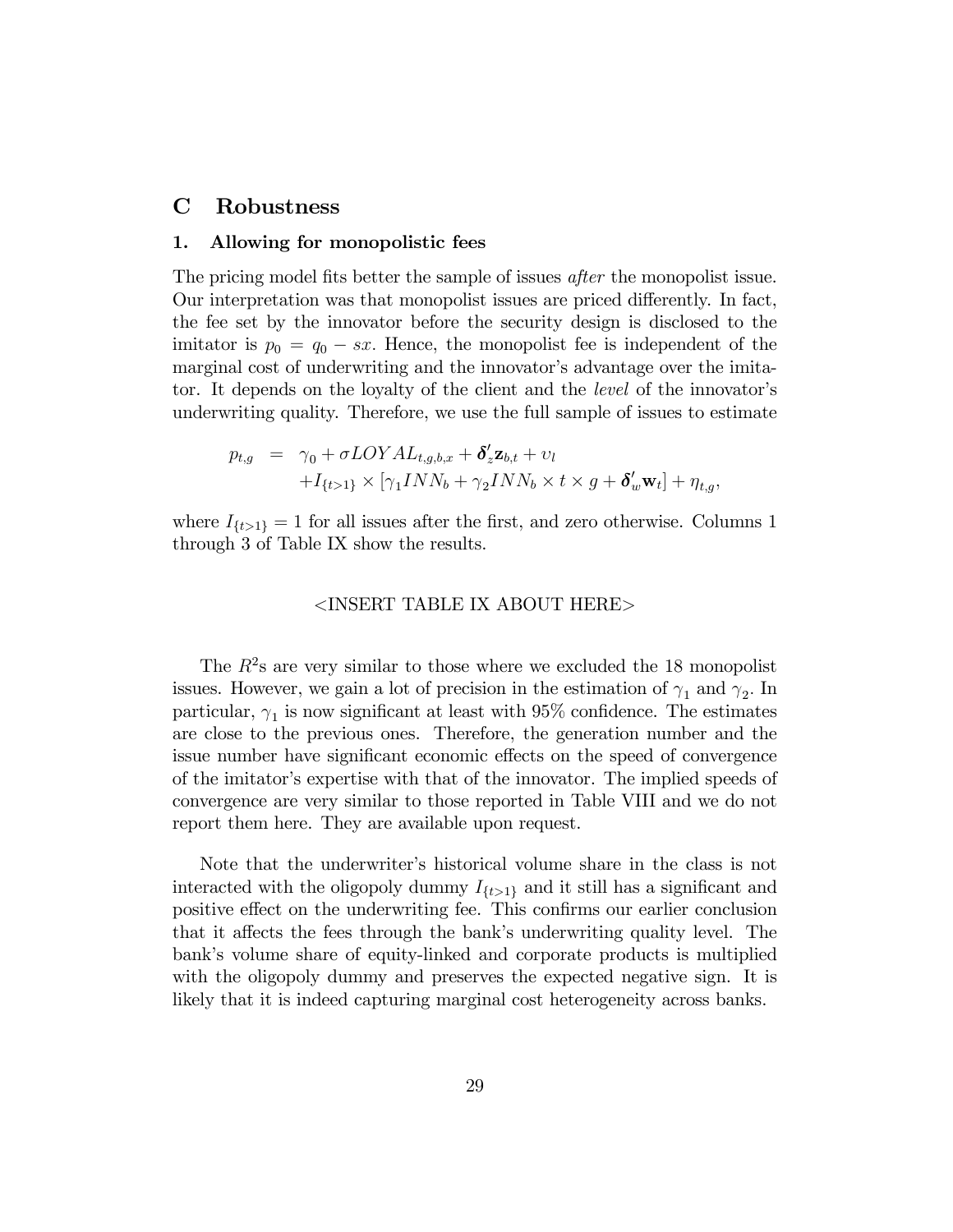## C Robustness

### 1. Allowing for monopolistic fees

The pricing model fits better the sample of issues *after* the monopolist issue. Our interpretation was that monopolist issues are priced differently. In fact, the fee set by the innovator before the security design is disclosed to the imitator is $p_0 = q_0 - sx$. Hence, the monopolist fee is independent of the marginal cost of underwriting and the innovator's advantage over the imitator. It depends on the loyalty of the client and the *level* of the innovator's underwriting quality. Therefore, we use the full sample of issues to estimate

$$
\begin{aligned}
p_{t,g} &= \gamma_0 + \sigma LOYAL_{t,g,b,x} + \boldsymbol{\delta}_z' \mathbf{z}_{b,t} + \upsilon_l \\
&\quad + I_{\{t>1\}} \times [\gamma_1 INN_b + \gamma_2 INN_b \times t \times g + \boldsymbol{\delta}_w' \mathbf{w}_t] + \eta_{t,g},
\end{aligned}
$$

where $I_{\{t>1\}} = 1$ for all issues after the first, and zero otherwise. Columns 1 through 3 of Table IX show the results.

<INSERT TABLE IX ABOUT HERE>

The $R^2$s are very similar to those where we excluded the 18 monopolist issues. However, we gain a lot of precision in the estimation of $\gamma_1$ and $\gamma_2$. In particular, $\gamma_1$ is now significant at least with 95% confidence. The estimates are close to the previous ones. Therefore, the generation number and the issue number have significant economic effects on the speed of convergence of the imitator's expertise with that of the innovator. The implied speeds of convergence are very similar to those reported in Table VIII and we do not report them here. They are available upon request.

Note that the underwriter's historical volume share in the class is not interacted with the oligopoly dummy $I_{\{t>1\}}$ and it still has a significant and positive effect on the underwriting fee. This confirms our earlier conclusion that it affects the fees through the bank's underwriting quality level. The bank's volume share of equity-linked and corporate products is multiplied with the oligopoly dummy and preserves the expected negative sign. It is likely that it is indeed capturing marginal cost heterogeneity across banks.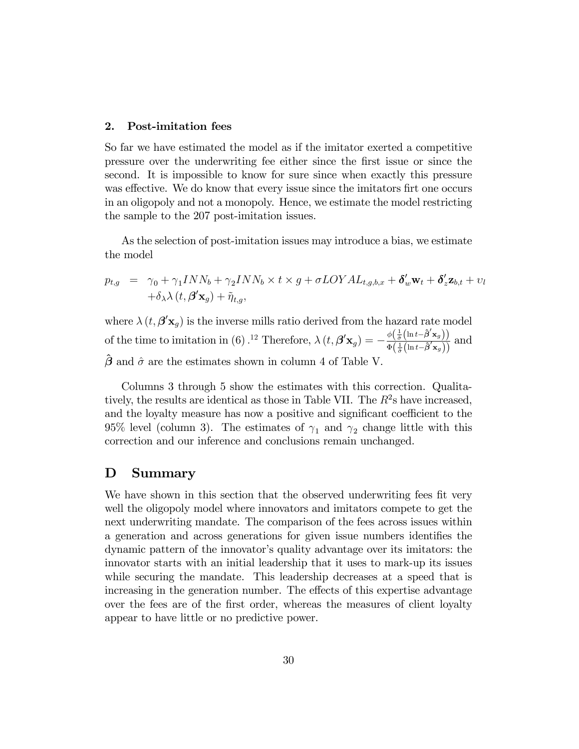### 2. Post-imitation fees

So far we have estimated the model as if the imitator exerted a competitive pressure over the underwriting fee either since the first issue or since the second. It is impossible to know for sure since when exactly this pressure was effective. We do know that every issue since the imitators firt one occurs in an oligopoly and not a monopoly. Hence, we estimate the model restricting the sample to the 207 post-imitation issues.

As the selection of post-imitation issues may introduce a bias, we estimate the model

$$
\begin{aligned}
p_{t,g} &= \gamma_0 + \gamma_1 INN_b + \gamma_2 INN_b \times t \times g + \sigma LOYAL_{t,g,b,x} + \boldsymbol{\delta}_w' \mathbf{w}_t + \boldsymbol{\delta}_z' \mathbf{z}_{b,t} + \upsilon_l \\
&\quad + \delta_\lambda \lambda\left(t, \boldsymbol{\beta}' \mathbf{x}_g\right) + \tilde{\eta}_{t,g},
\end{aligned}
$$

where $\lambda\left(t, \boldsymbol{\beta}'\mathbf{x}_g\right)$ is the inverse mills ratio derived from the hazard rate model of the time to imitation in $(6)$.[12] Therefore, $\lambda\left(t, \boldsymbol{\beta}'\mathbf{x}_g\right) = -\frac{\phi\left(\frac{1}{\hat{\sigma}}\left(\ln t - \hat{\boldsymbol{\beta}}'\mathbf{x}_g\right)\right)}{\Phi\left(\frac{1}{\hat{\sigma}}\left(\ln t - \hat{\boldsymbol{\beta}}'\mathbf{x}_g\right)\right)}$ and $\hat{\boldsymbol{\beta}}$ and $\hat{\sigma}$ are the estimates shown in column 4 of Table V.

Columns 3 through 5 show the estimates with this correction. Qualitatively, the results are identical as those in Table VII. The $R^2$s have increased, and the loyalty measure has now a positive and significant coefficient to the 95% level (column 3). The estimates of $\gamma_1$ and $\gamma_2$ change little with this correction and our inference and conclusions remain unchanged.

## D Summary

We have shown in this section that the observed underwriting fees fit very well the oligopoly model where innovators and imitators compete to get the next underwriting mandate. The comparison of the fees across issues within a generation and across generations for given issue numbers identifies the dynamic pattern of the innovator's quality advantage over its imitators: the innovator starts with an initial leadership that it uses to mark-up its issues while securing the mandate. This leadership decreases at a speed that is increasing in the generation number. The effects of this expertise advantage over the fees are of the first order, whereas the measures of client loyalty appear to have little or no predictive power.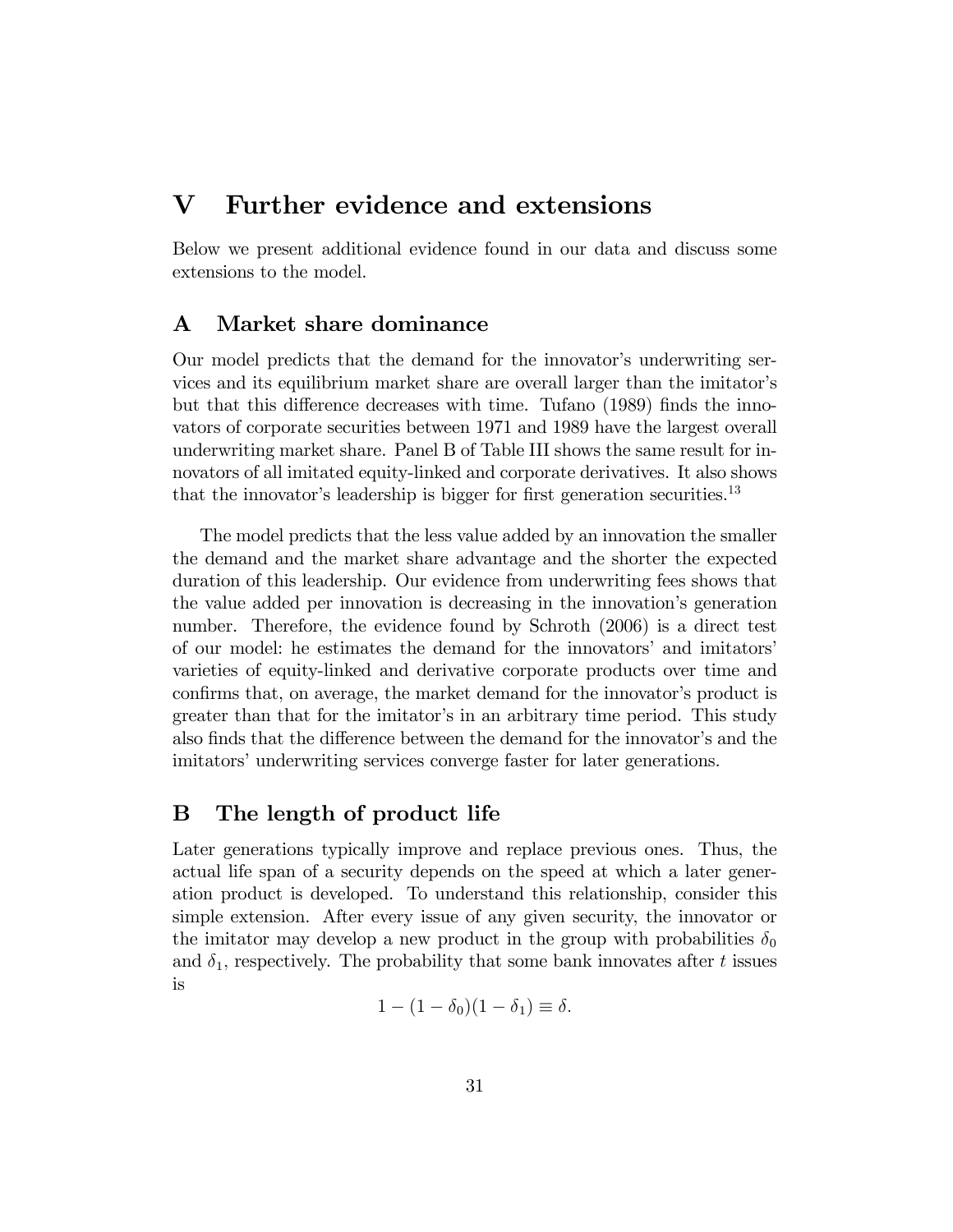# V Further evidence and extensions

Below we present additional evidence found in our data and discuss some extensions to the model.

## A Market share dominance

Our model predicts that the demand for the innovator's underwriting services and its equilibrium market share are overall larger than the imitator's but that this difference decreases with time. Tufano (1989) finds the innovators of corporate securities between 1971 and 1989 have the largest overall underwriting market share. Panel B of Table III shows the same result for innovators of all imitated equity-linked and corporate derivatives. It also shows that the innovator's leadership is bigger for first generation securities.[13]

The model predicts that the less value added by an innovation the smaller the demand and the market share advantage and the shorter the expected duration of this leadership. Our evidence from underwriting fees shows that the value added per innovation is decreasing in the innovation's generation number. Therefore, the evidence found by Schroth (2006) is a direct test of our model: he estimates the demand for the innovators' and imitators' varieties of equity-linked and derivative corporate products over time and confirms that, on average, the market demand for the innovator's product is greater than that for the imitator's in an arbitrary time period. This study also finds that the difference between the demand for the innovator's and the imitators' underwriting services converge faster for later generations.

## B The length of product life

Later generations typically improve and replace previous ones. Thus, the actual life span of a security depends on the speed at which a later generation product is developed. To understand this relationship, consider this simple extension. After every issue of any given security, the innovator or the imitator may develop a new product in the group with probabilities $\delta_0$ and $\delta_1$, respectively. The probability that some bank innovates after $t$ issues is

$$1 - (1 - \delta_0)(1 - \delta_1) \equiv \delta.$$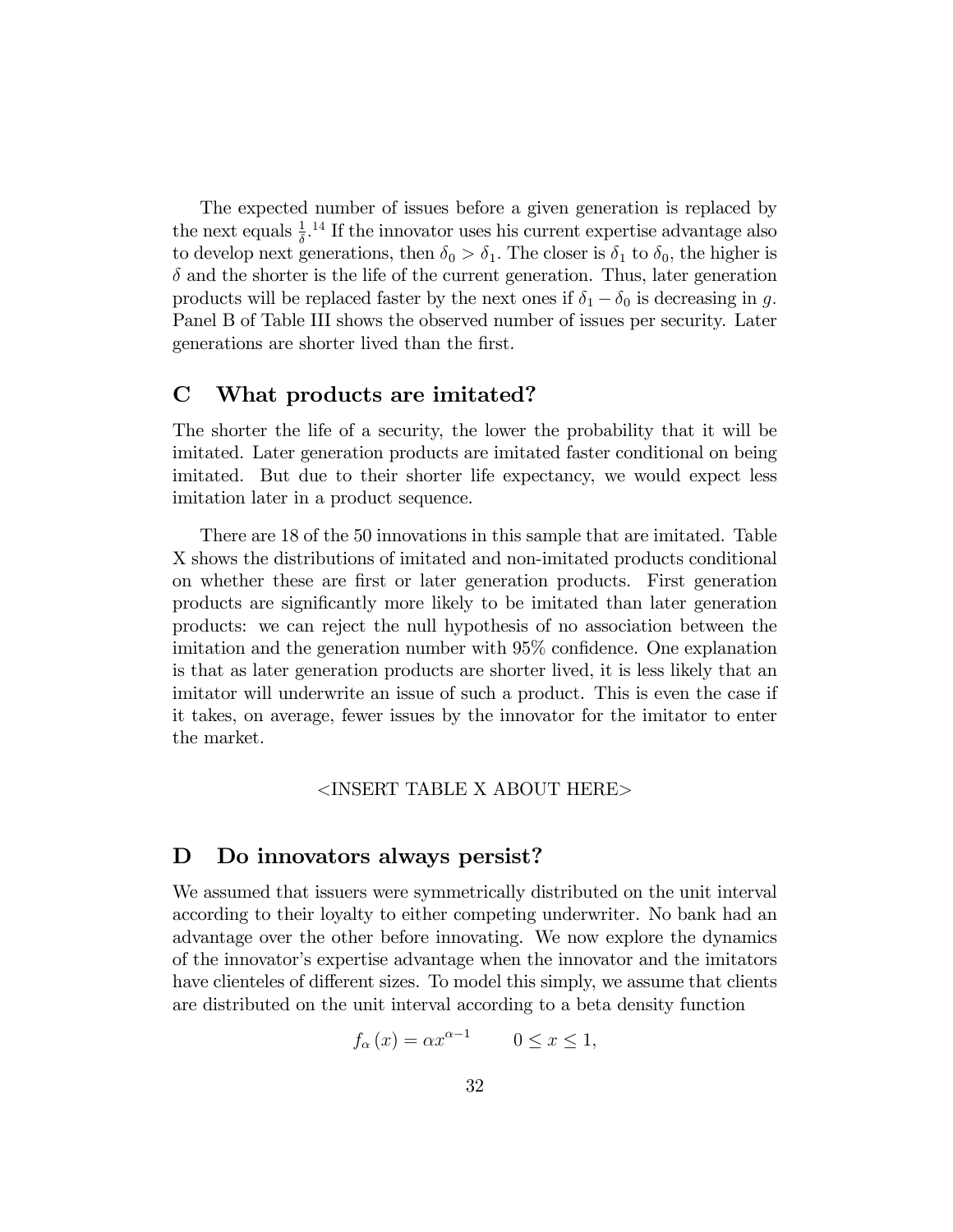The expected number of issues before a given generation is replaced by the next equals $\frac{1}{\delta}$.[14] If the innovator uses his current expertise advantage also to develop next generations, then $\delta_0 > \delta_1$. The closer is $\delta_1$ to $\delta_0$, the higher is $\delta$ and the shorter is the life of the current generation. Thus, later generation products will be replaced faster by the next ones if $\delta_1 - \delta_0$ is decreasing in $g$. Panel B of Table III shows the observed number of issues per security. Later generations are shorter lived than the first.

## C What products are imitated?

The shorter the life of a security, the lower the probability that it will be imitated. Later generation products are imitated faster conditional on being imitated. But due to their shorter life expectancy, we would expect less imitation later in a product sequence.

There are 18 of the 50 innovations in this sample that are imitated. Table X shows the distributions of imitated and non-imitated products conditional on whether these are first or later generation products. First generation products are significantly more likely to be imitated than later generation products: we can reject the null hypothesis of no association between the imitation and the generation number with 95% confidence. One explanation is that as later generation products are shorter lived, it is less likely that an imitator will underwrite an issue of such a product. This is even the case if it takes, on average, fewer issues by the innovator for the imitator to enter the market.

<INSERT TABLE X ABOUT HERE>

## D Do innovators always persist?

We assumed that issuers were symmetrically distributed on the unit interval according to their loyalty to either competing underwriter. No bank had an advantage over the other before innovating. We now explore the dynamics of the innovator's expertise advantage when the innovator and the imitators have clienteles of different sizes. To model this simply, we assume that clients are distributed on the unit interval according to a beta density function

$$f_{\alpha}(x) = \alpha x^{\alpha - 1} \qquad 0 \leq x \leq 1,$$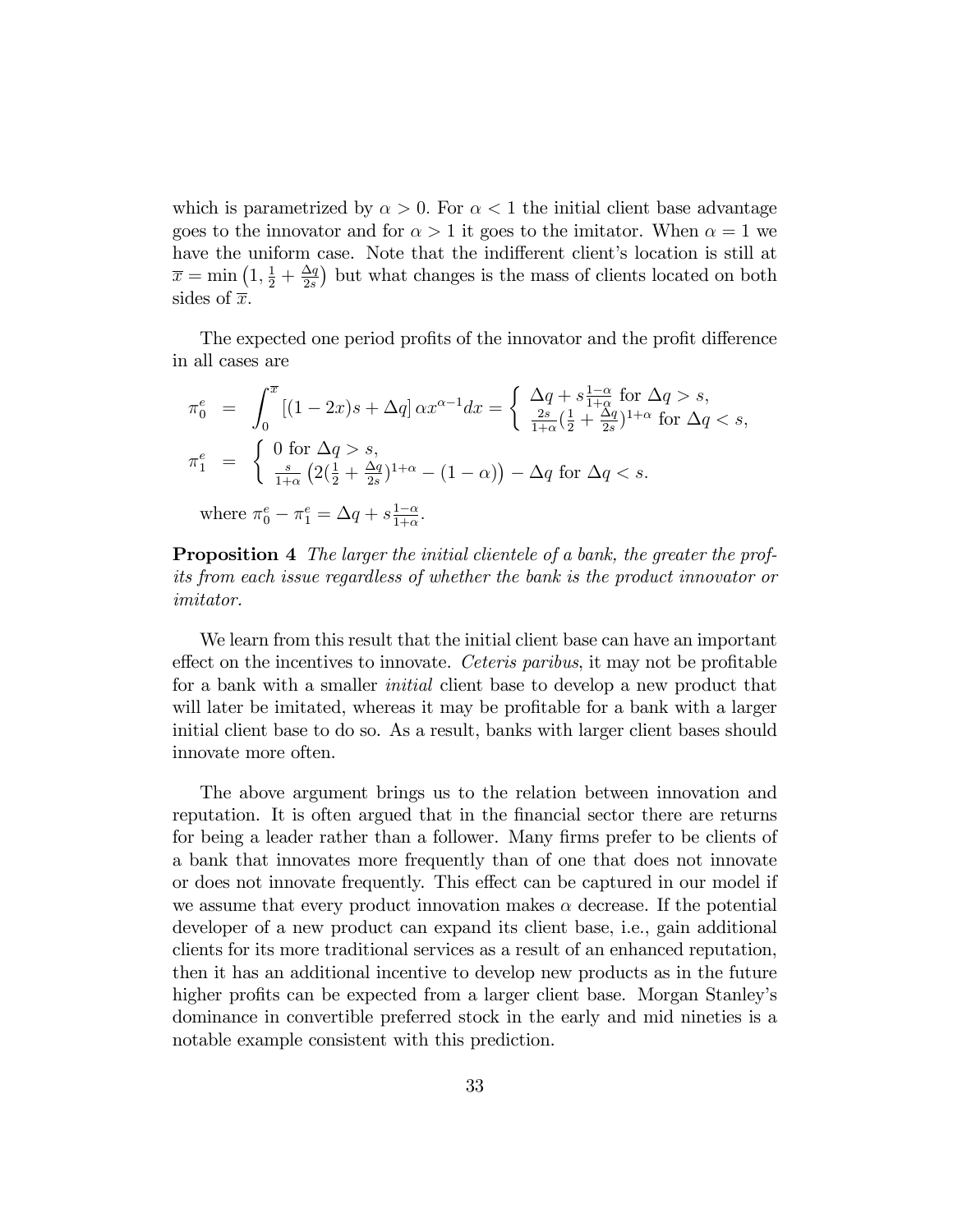which is parametrized by $\alpha > 0$. For $\alpha < 1$ the initial client base advantage goes to the innovator and for $\alpha > 1$ it goes to the imitator. When $\alpha = 1$ we have the uniform case. Note that the indifferent client's location is still at $\overline{x} = \min\left(1, \frac{1}{2} + \frac{\Delta q}{2s}\right)$ but what changes is the mass of clients located on both sides of $\overline{x}$.

The expected one period profits of the innovator and the profit difference in all cases are

$$
\begin{aligned}
\pi_0^e &= \int_0^{\overline{x}} \left[(1-2x)s + \Delta q\right] \alpha x^{\alpha-1} dx = \begin{cases} \Delta q + s\frac{1-\alpha}{1+\alpha} \text{ for } \Delta q > s, \\ \frac{2s}{1+\alpha}\left(\frac{1}{2} + \frac{\Delta q}{2s}\right)^{1+\alpha} \text{ for } \Delta q < s, \end{cases} \\
\pi_1^e &= \begin{cases} 0 \text{ for } \Delta q > s, \\ \frac{s}{1+\alpha}\left(2\left(\frac{1}{2} + \frac{\Delta q}{2s}\right)^{1+\alpha} - (1-\alpha)\right) - \Delta q \text{ for } \Delta q < s. \end{cases}
\end{aligned}
$$

where $\pi_0^e - \pi_1^e = \Delta q + s\frac{1-\alpha}{1+\alpha}$.

**Proposition 4** *The larger the initial clientele of a bank, the greater the profits from each issue regardless of whether the bank is the product innovator or imitator.*

We learn from this result that the initial client base can have an important effect on the incentives to innovate. *Ceteris paribus*, it may not be profitable for a bank with a smaller *initial* client base to develop a new product that will later be imitated, whereas it may be profitable for a bank with a larger initial client base to do so. As a result, banks with larger client bases should innovate more often.

The above argument brings us to the relation between innovation and reputation. It is often argued that in the financial sector there are returns for being a leader rather than a follower. Many firms prefer to be clients of a bank that innovates more frequently than of one that does not innovate or does not innovate frequently. This effect can be captured in our model if we assume that every product innovation makes $\alpha$ decrease. If the potential developer of a new product can expand its client base, i.e., gain additional clients for its more traditional services as a result of an enhanced reputation, then it has an additional incentive to develop new products as in the future higher profits can be expected from a larger client base. Morgan Stanley's dominance in convertible preferred stock in the early and mid nineties is a notable example consistent with this prediction.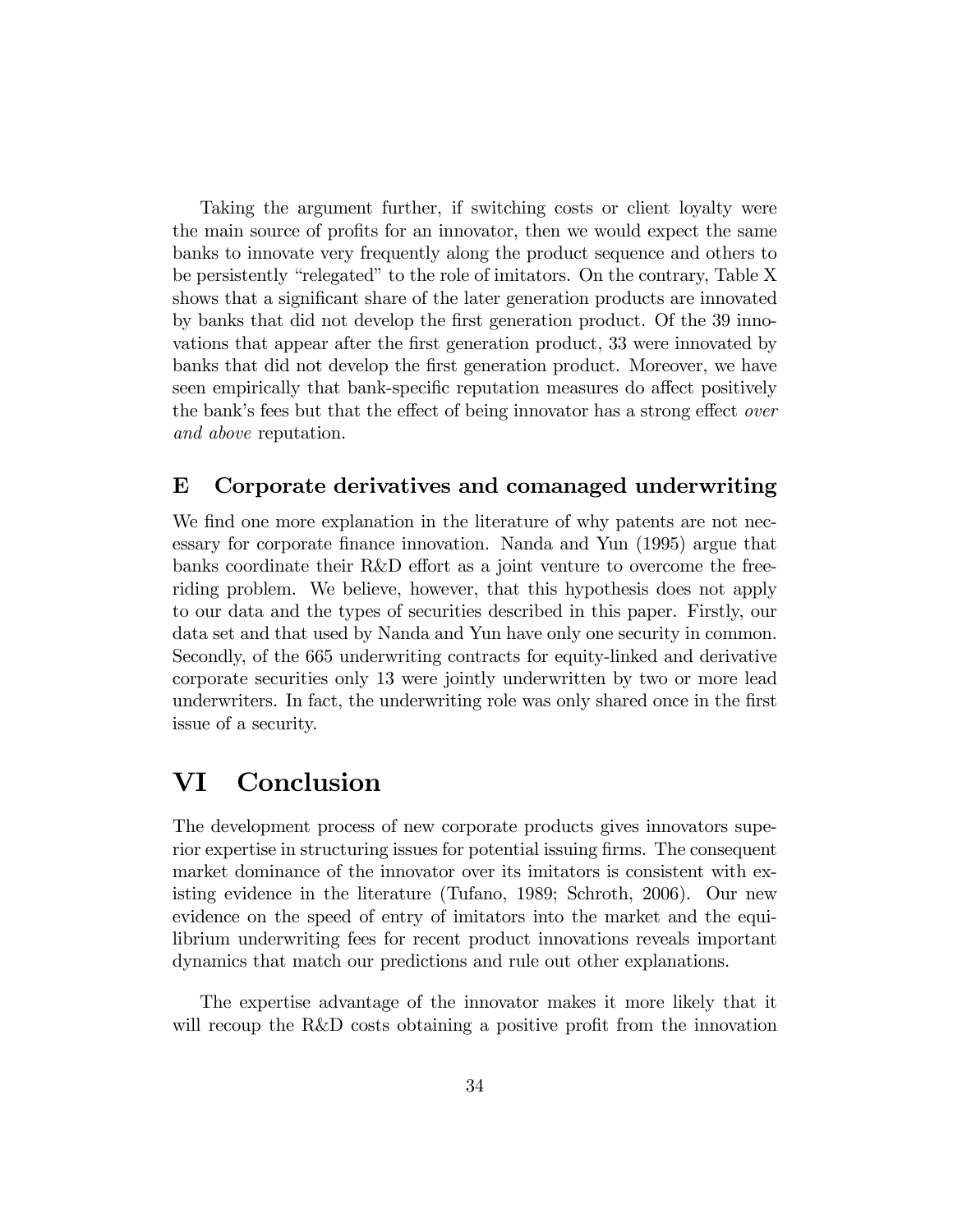Taking the argument further, if switching costs or client loyalty were the main source of profits for an innovator, then we would expect the same banks to innovate very frequently along the product sequence and others to be persistently "relegated" to the role of imitators. On the contrary, Table X shows that a significant share of the later generation products are innovated by banks that did not develop the first generation product. Of the 39 innovations that appear after the first generation product, 33 were innovated by banks that did not develop the first generation product. Moreover, we have seen empirically that bank-specific reputation measures do affect positively the bank's fees but that the effect of being innovator has a strong effect *over and above* reputation.

### E Corporate derivatives and comanaged underwriting

We find one more explanation in the literature of why patents are not necessary for corporate finance innovation. Nanda and Yun (1995) argue that banks coordinate their R&D effort as a joint venture to overcome the free-riding problem. We believe, however, that this hypothesis does not apply to our data and the types of securities described in this paper. Firstly, our data set and that used by Nanda and Yun have only one security in common. Secondly, of the 665 underwriting contracts for equity-linked and derivative corporate securities only 13 were jointly underwritten by two or more lead underwriters. In fact, the underwriting role was only shared once in the first issue of a security.

## VI Conclusion

The development process of new corporate products gives innovators superior expertise in structuring issues for potential issuing firms. The consequent market dominance of the innovator over its imitators is consistent with existing evidence in the literature (Tufano, 1989; Schroth, 2006). Our new evidence on the speed of entry of imitators into the market and the equilibrium underwriting fees for recent product innovations reveals important dynamics that match our predictions and rule out other explanations.

The expertise advantage of the innovator makes it more likely that it will recoup the R&D costs obtaining a positive profit from the innovation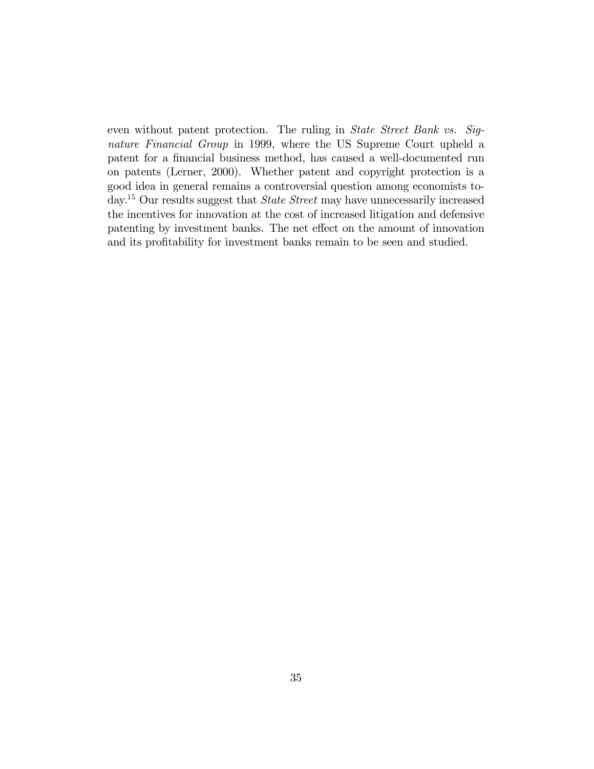even without patent protection. The ruling in *State Street Bank vs. Signature Financial Group* in 1999, where the US Supreme Court upheld a patent for a financial business method, has caused a well-documented run on patents (Lerner, 2000). Whether patent and copyright protection is a good idea in general remains a controversial question among economists today.[15] Our results suggest that *State Street* may have unnecessarily increased the incentives for innovation at the cost of increased litigation and defensive patenting by investment banks. The net effect on the amount of innovation and its profitability for investment banks remain to be seen and studied.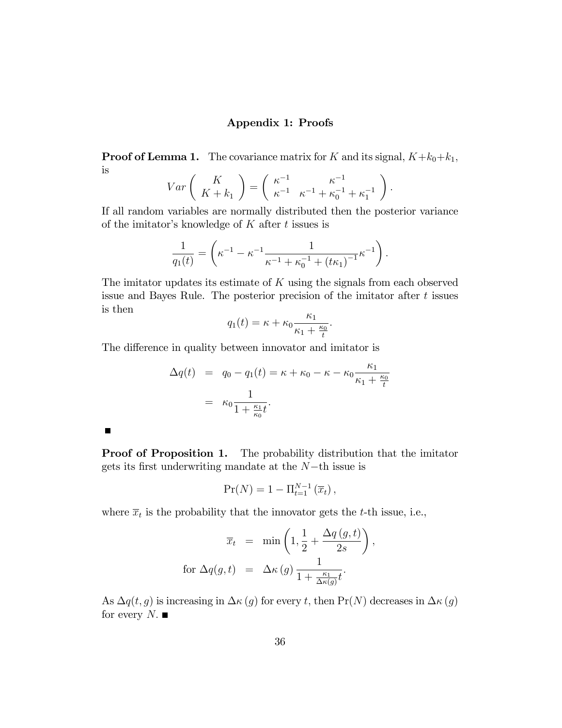## Appendix 1: Proofs

**Proof of Lemma 1.** The covariance matrix for $K$ and its signal, $K+k_0+k_1$, is

$$Var\left(\begin{array}{c} K \\ K+k_1 \end{array}\right) = \left(\begin{array}{cc} \kappa^{-1} & \kappa^{-1} \\ \kappa^{-1} & \kappa^{-1}+\kappa_0^{-1}+\kappa_1^{-1} \end{array}\right).$$

If all random variables are normally distributed then the posterior variance of the imitator's knowledge of $K$ after $t$ issues is

$$\frac{1}{q_1(t)} = \left(\kappa^{-1} - \kappa^{-1}\frac{1}{\kappa^{-1}+\kappa_0^{-1}+(t\kappa_1)^{-1}}\kappa^{-1}\right).$$

The imitator updates its estimate of $K$ using the signals from each observed issue and Bayes Rule. The posterior precision of the imitator after $t$ issues is then

$$q_1(t) = \kappa + \kappa_0 \frac{\kappa_1}{\kappa_1 + \frac{\kappa_0}{t}}.$$

The difference in quality between innovator and imitator is

$$\begin{aligned} \Delta q(t) &= q_0 - q_1(t) = \kappa + \kappa_0 - \kappa - \kappa_0 \frac{\kappa_1}{\kappa_1 + \frac{\kappa_0}{t}} \\ &= \kappa_0 \frac{1}{1+\frac{\kappa_1}{\kappa_0}t}. \end{aligned}$$

■

**Proof of Proposition 1.** The probability distribution that the imitator gets its first underwriting mandate at the $N-$th issue is

$$\Pr(N) = 1 - \Pi_{t=1}^{N-1}\left(\overline{x}_t\right),$$

where $\overline{x}_t$ is the probability that the innovator gets the $t$-th issue, i.e.,

$$\begin{aligned} \overline{x}_t &= \min\left(1, \frac{1}{2} + \frac{\Delta q\left(g,t\right)}{2s}\right), \\ \text{for } \Delta q(g,t) &= \Delta\kappa\left(g\right)\frac{1}{1+\frac{\kappa_1}{\Delta\kappa(g)}t}. \end{aligned}$$

As $\Delta q(t,g)$ is increasing in $\Delta\kappa\left(g\right)$ for every $t$, then $\Pr(N)$ decreases in $\Delta\kappa\left(g\right)$ for every $N$. ■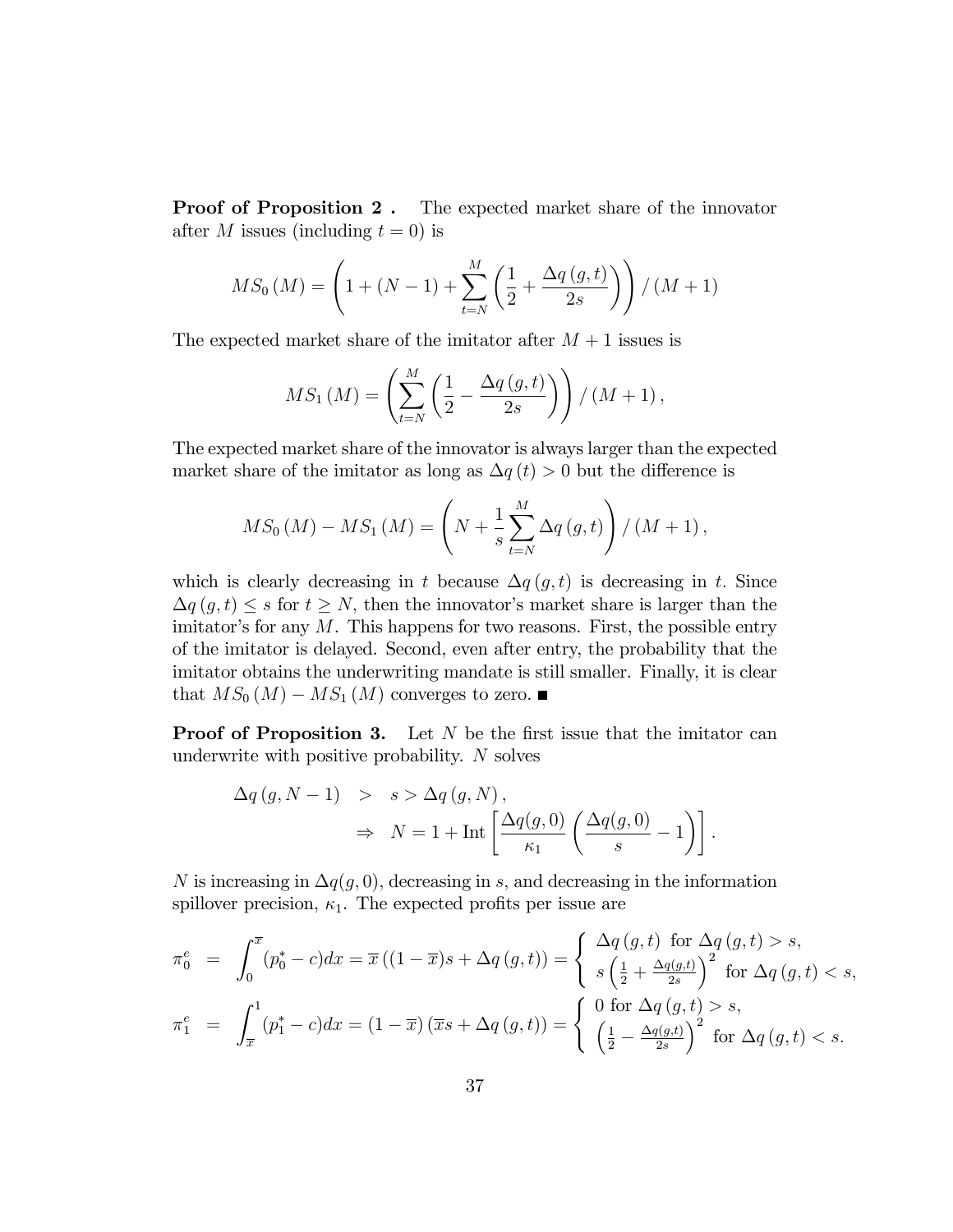**Proof of Proposition 2 .** The expected market share of the innovator after $M$ issues (including $t = 0$) is

$$MS_0(M) = \left(1 + (N-1) + \sum_{t=N}^{M} \left(\frac{1}{2} + \frac{\Delta q(g,t)}{2s}\right)\right) / (M+1)$$

The expected market share of the imitator after $M+1$ issues is

$$MS_1(M) = \left(\sum_{t=N}^{M} \left(\frac{1}{2} - \frac{\Delta q(g,t)}{2s}\right)\right) / (M+1),$$

The expected market share of the innovator is always larger than the expected market share of the imitator as long as $\Delta q(t) > 0$ but the difference is

$$MS_0(M) - MS_1(M) = \left(N + \frac{1}{s}\sum_{t=N}^{M} \Delta q(g,t)\right) / (M+1),$$

which is clearly decreasing in $t$ because $\Delta q(g,t)$ is decreasing in $t$. Since $\Delta q(g,t) \leq s$ for $t \geq N$, then the innovator's market share is larger than the imitator's for any $M$. This happens for two reasons. First, the possible entry of the imitator is delayed. Second, even after entry, the probability that the imitator obtains the underwriting mandate is still smaller. Finally, it is clear that $MS_0(M) - MS_1(M)$ converges to zero. ■

**Proof of Proposition 3.** Let $N$ be the first issue that the imitator can underwrite with positive probability. $N$ solves

$$\begin{aligned}
\Delta q(g, N-1) &> s > \Delta q(g,N), \\
&\Rightarrow \; N = 1 + \text{Int}\left[\frac{\Delta q(g,0)}{\kappa_1}\left(\frac{\Delta q(g,0)}{s} - 1\right)\right].
\end{aligned}$$

$N$ is increasing in $\Delta q(g,0)$, decreasing in $s$, and decreasing in the information spillover precision, $\kappa_1$. The expected profits per issue are

$$\begin{aligned}
\pi_0^e &= \int_0^{\overline{x}} (p_0^* - c)dx = \overline{x}\left((1-\overline{x})s + \Delta q(g,t)\right) = \begin{cases} \Delta q(g,t) \text{ for } \Delta q(g,t) > s, \\ s\left(\frac{1}{2} + \frac{\Delta q(g,t)}{2s}\right)^2 \text{ for } \Delta q(g,t) < s, \end{cases} \\
\pi_1^e &= \int_{\overline{x}}^1 (p_1^* - c)dx = (1-\overline{x})\left(\overline{x}s + \Delta q(g,t)\right) = \begin{cases} 0 \text{ for } \Delta q(g,t) > s, \\ \left(\frac{1}{2} - \frac{\Delta q(g,t)}{2s}\right)^2 \text{ for } \Delta q(g,t) < s. \end{cases}
\end{aligned}$$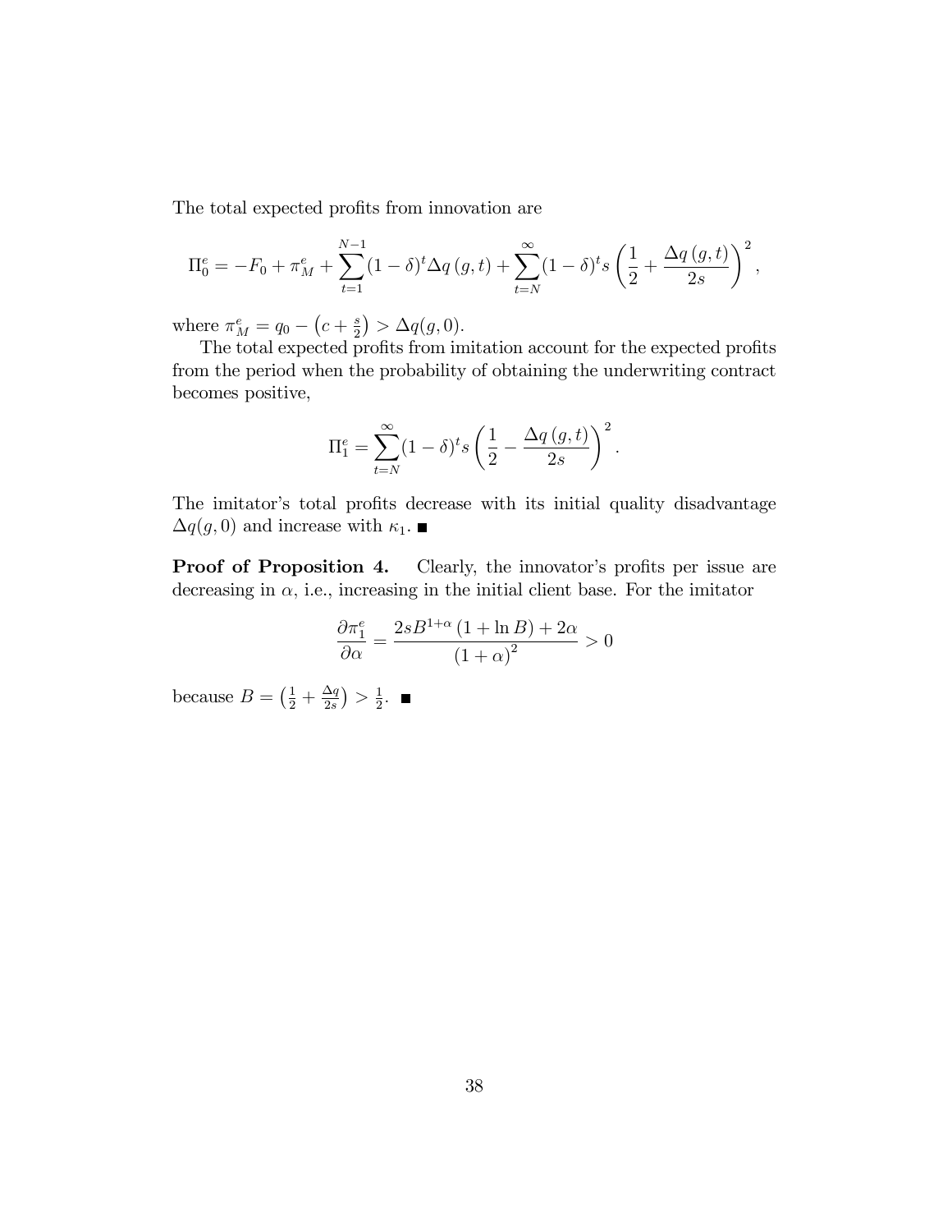The total expected profits from innovation are

$$\Pi_0^e = -F_0 + \pi_M^e + \sum_{t=1}^{N-1} (1-\delta)^t \Delta q\left(g,t\right) + \sum_{t=N}^{\infty} (1-\delta)^t s \left(\frac{1}{2} + \frac{\Delta q\left(g,t\right)}{2s}\right)^2,$$

where $\pi_M^e = q_0 - \left(c + \frac{s}{2}\right) > \Delta q(g,0)$.

The total expected profits from imitation account for the expected profits from the period when the probability of obtaining the underwriting contract becomes positive,

$$\Pi_1^e = \sum_{t=N}^{\infty} (1-\delta)^t s \left(\frac{1}{2} - \frac{\Delta q\left(g,t\right)}{2s}\right)^2.$$

The imitator's total profits decrease with its initial quality disadvantage $\Delta q(g,0)$ and increase with $\kappa_1$. ■

**Proof of Proposition 4.** Clearly, the innovator's profits per issue are decreasing in $\alpha$, i.e., increasing in the initial client base. For the imitator

$$\frac{\partial \pi_1^e}{\partial \alpha} = \frac{2sB^{1+\alpha}\left(1 + \ln B\right) + 2\alpha}{\left(1+\alpha\right)^2} > 0$$

because $B = \left(\frac{1}{2} + \frac{\Delta q}{2s}\right) > \frac{1}{2}$. ■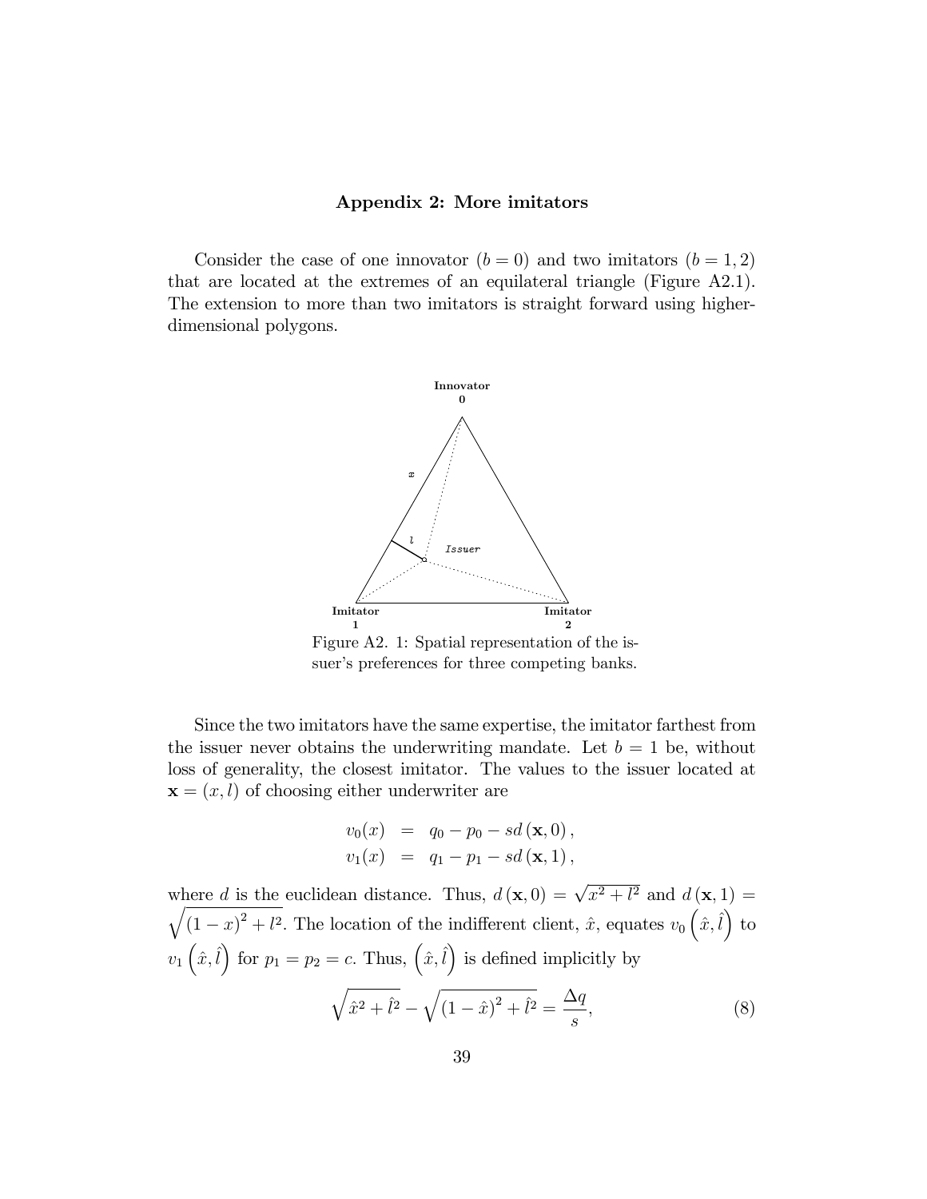### Appendix 2: More imitators

Consider the case of one innovator ($b = 0$) and two imitators ($b = 1, 2$) that are located at the extremes of an equilateral triangle (Figure A2.1). The extension to more than two imitators is straight forward using higher-dimensional polygons.

Innovator
0

$x$

$l$

*Issuer*

Imitator
1

Imitator
2

Figure A2. 1: Spatial representation of the issuer's preferences for three competing banks.

Since the two imitators have the same expertise, the imitator farthest from the issuer never obtains the underwriting mandate. Let $b = 1$ be, without loss of generality, the closest imitator. The values to the issuer located at $\mathbf{x} = (x, l)$ of choosing either underwriter are

$$
\begin{aligned}
v_0(x) &= q_0 - p_0 - sd(\mathbf{x}, 0), \\
v_1(x) &= q_1 - p_1 - sd(\mathbf{x}, 1),
\end{aligned}
$$

where $d$ is the euclidean distance. Thus, $d(\mathbf{x}, 0) = \sqrt{x^2 + l^2}$ and $d(\mathbf{x}, 1) = \sqrt{(1-x)^2 + l^2}$. The location of the indifferent client, $\hat{x}$, equates $v_0\left(\hat{x}, \hat{l}\right)$ to $v_1\left(\hat{x}, \hat{l}\right)$ for $p_1 = p_2 = c$. Thus, $\left(\hat{x}, \hat{l}\right)$ is defined implicitly by

$$
\sqrt{\hat{x}^2 + \hat{l}^2} - \sqrt{(1-\hat{x})^2 + \hat{l}^2} = \frac{\Delta q}{s}, \tag{8}
$$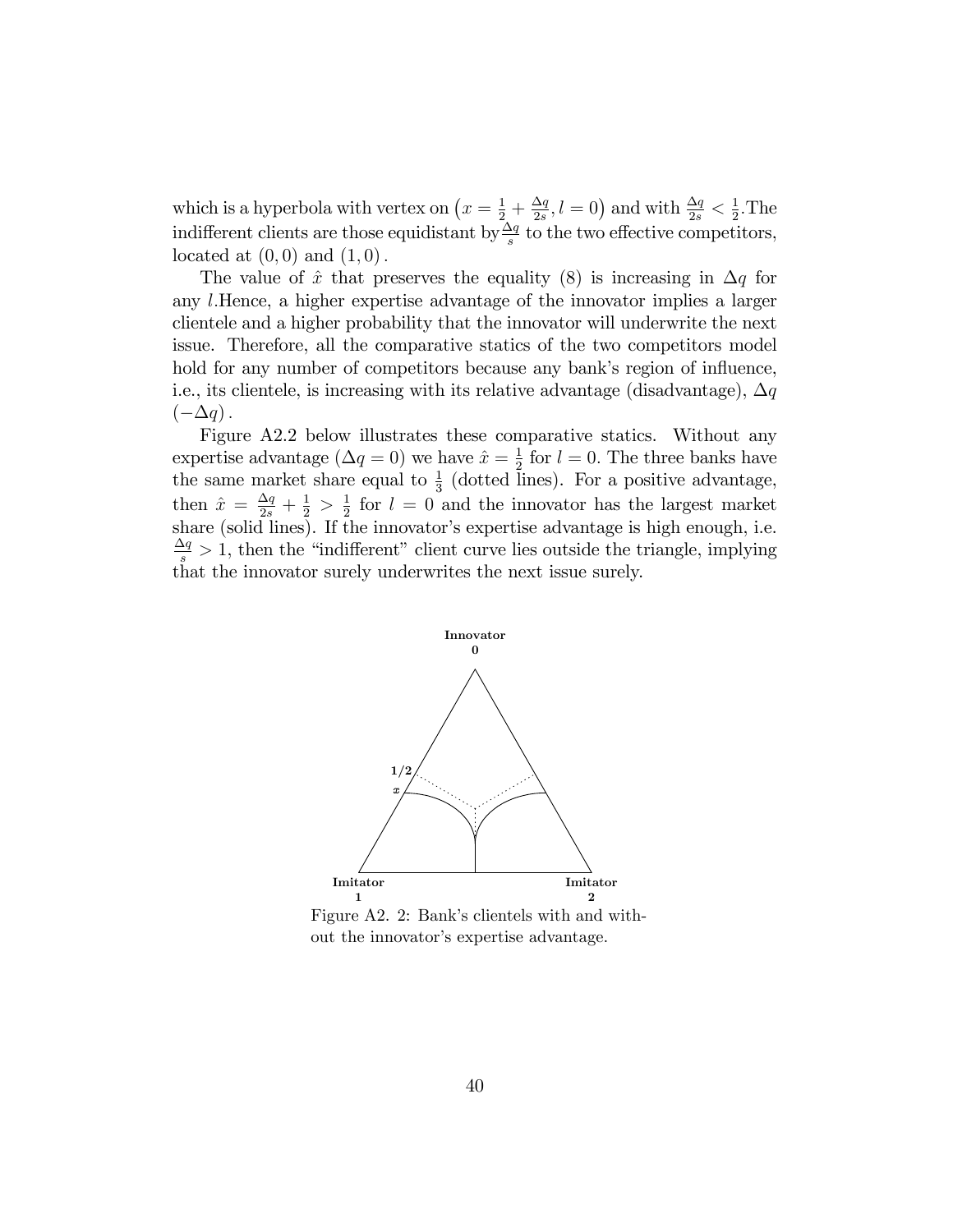which is a hyperbola with vertex on $\left(x = \frac{1}{2} + \frac{\Delta q}{2s}, l = 0\right)$ and with $\frac{\Delta q}{2s} < \frac{1}{2}$.The indifferent clients are those equidistant by $\frac{\Delta q}{s}$ to the two effective competitors, located at $(0, 0)$ and $(1, 0)$.

The value of $\hat{x}$ that preserves the equality (8) is increasing in $\Delta q$ for any $l$.Hence, a higher expertise advantage of the innovator implies a larger clientele and a higher probability that the innovator will underwrite the next issue. Therefore, all the comparative statics of the two competitors model hold for any number of competitors because any bank's region of influence, i.e., its clientele, is increasing with its relative advantage (disadvantage), $\Delta q$ $(-\Delta q)$.

Figure A2.2 below illustrates these comparative statics. Without any expertise advantage ($\Delta q = 0$) we have $\hat{x} = \frac{1}{2}$ for $l = 0$. The three banks have the same market share equal to $\frac{1}{3}$ (dotted lines). For a positive advantage, then $\hat{x} = \frac{\Delta q}{2s} + \frac{1}{2} > \frac{1}{2}$ for $l = 0$ and the innovator has the largest market share (solid lines). If the innovator's expertise advantage is high enough, i.e. $\frac{\Delta q}{s} > 1$, then the "indifferent" client curve lies outside the triangle, implying that the innovator surely underwrites the next issue surely.

Figure A2. 2: Bank's clientels with and without the innovator's expertise advantage.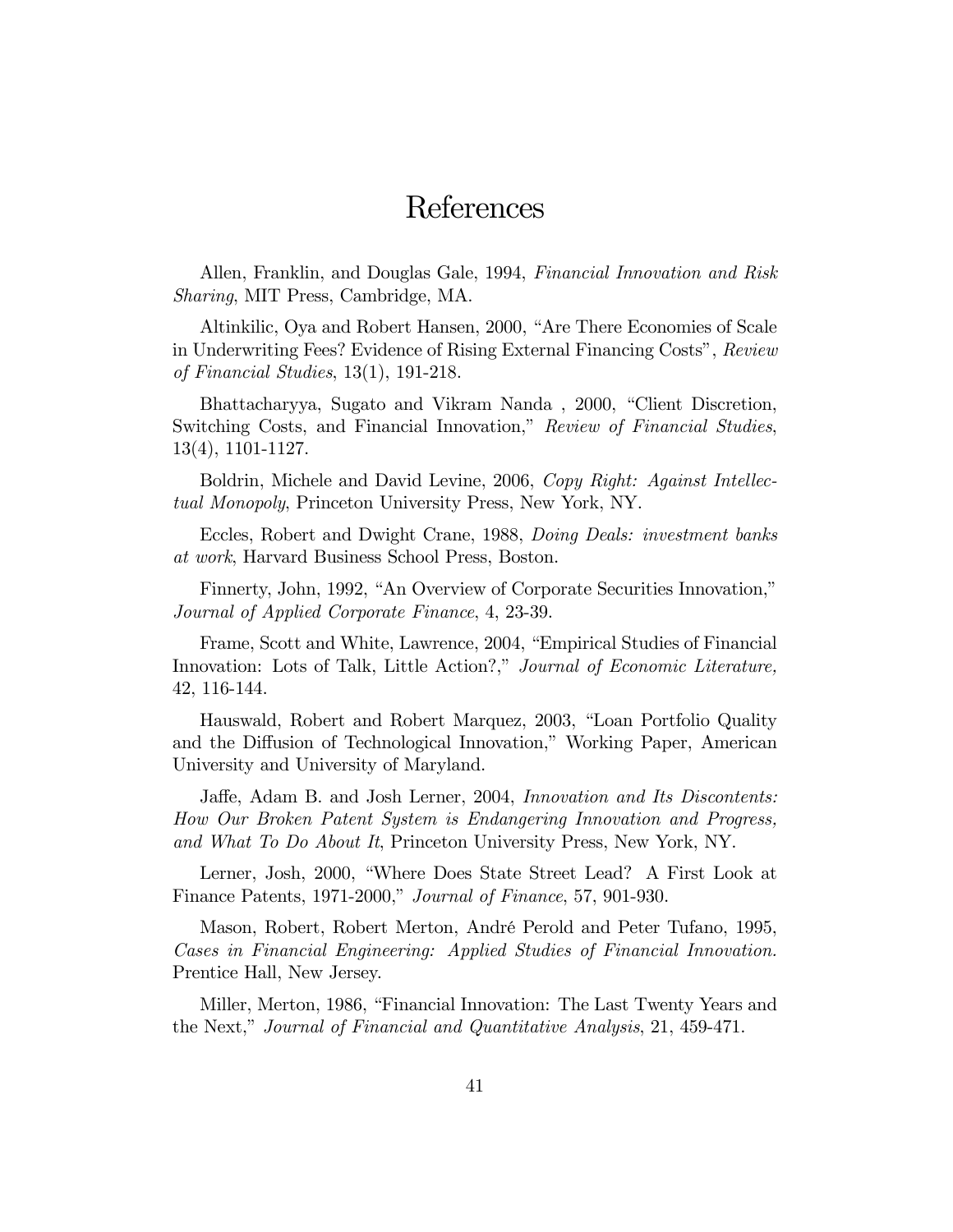# References

Allen, Franklin, and Douglas Gale, 1994, *Financial Innovation and Risk Sharing*, MIT Press, Cambridge, MA.

Altinkilic, Oya and Robert Hansen, 2000, "Are There Economies of Scale in Underwriting Fees? Evidence of Rising External Financing Costs", *Review of Financial Studies*, 13(1), 191-218.

Bhattacharyya, Sugato and Vikram Nanda , 2000, "Client Discretion, Switching Costs, and Financial Innovation," *Review of Financial Studies*, 13(4), 1101-1127.

Boldrin, Michele and David Levine, 2006, *Copy Right: Against Intellectual Monopoly*, Princeton University Press, New York, NY.

Eccles, Robert and Dwight Crane, 1988, *Doing Deals: investment banks at work*, Harvard Business School Press, Boston.

Finnerty, John, 1992, "An Overview of Corporate Securities Innovation," *Journal of Applied Corporate Finance*, 4, 23-39.

Frame, Scott and White, Lawrence, 2004, "Empirical Studies of Financial Innovation: Lots of Talk, Little Action?," *Journal of Economic Literature,* 42, 116-144.

Hauswald, Robert and Robert Marquez, 2003, "Loan Portfolio Quality and the Diffusion of Technological Innovation," Working Paper, American University and University of Maryland.

Jaffe, Adam B. and Josh Lerner, 2004, *Innovation and Its Discontents: How Our Broken Patent System is Endangering Innovation and Progress, and What To Do About It*, Princeton University Press, New York, NY.

Lerner, Josh, 2000, "Where Does State Street Lead? A First Look at Finance Patents, 1971-2000," *Journal of Finance*, 57, 901-930.

Mason, Robert, Robert Merton, André Perold and Peter Tufano, 1995, *Cases in Financial Engineering: Applied Studies of Financial Innovation.* Prentice Hall, New Jersey.

Miller, Merton, 1986, "Financial Innovation: The Last Twenty Years and the Next," *Journal of Financial and Quantitative Analysis*, 21, 459-471.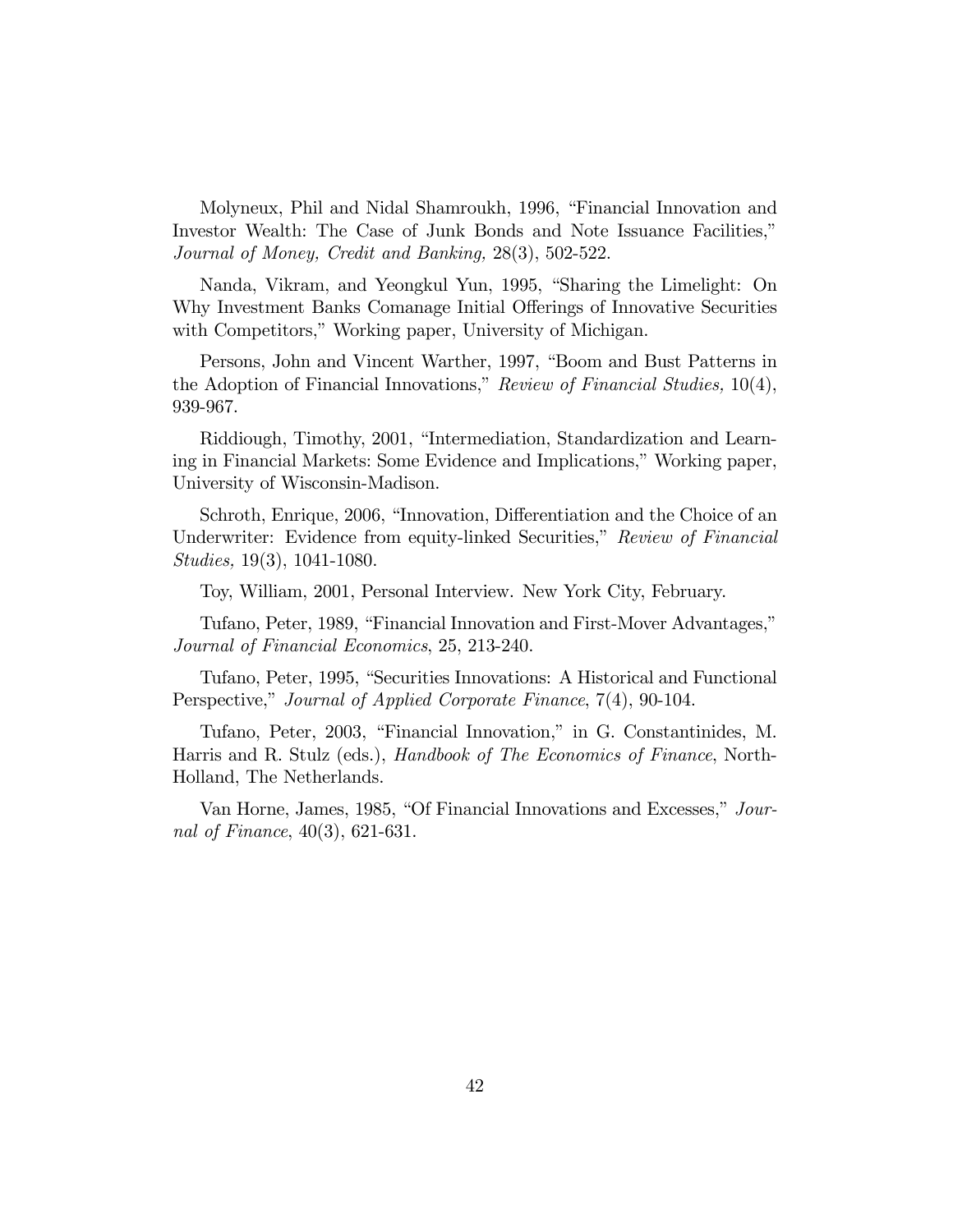Molyneux, Phil and Nidal Shamroukh, 1996, "Financial Innovation and Investor Wealth: The Case of Junk Bonds and Note Issuance Facilities," *Journal of Money, Credit and Banking,* 28(3), 502-522.

Nanda, Vikram, and Yeongkul Yun, 1995, "Sharing the Limelight: On Why Investment Banks Comanage Initial Offerings of Innovative Securities with Competitors," Working paper, University of Michigan.

Persons, John and Vincent Warther, 1997, "Boom and Bust Patterns in the Adoption of Financial Innovations," *Review of Financial Studies,* 10(4), 939-967.

Riddiough, Timothy, 2001, "Intermediation, Standardization and Learning in Financial Markets: Some Evidence and Implications," Working paper, University of Wisconsin-Madison.

Schroth, Enrique, 2006, "Innovation, Differentiation and the Choice of an Underwriter: Evidence from equity-linked Securities," *Review of Financial Studies,* 19(3), 1041-1080.

Toy, William, 2001, Personal Interview. New York City, February.

Tufano, Peter, 1989, "Financial Innovation and First-Mover Advantages," *Journal of Financial Economics*, 25, 213-240.

Tufano, Peter, 1995, "Securities Innovations: A Historical and Functional Perspective," *Journal of Applied Corporate Finance*, 7(4), 90-104.

Tufano, Peter, 2003, "Financial Innovation," in G. Constantinides, M. Harris and R. Stulz (eds.), *Handbook of The Economics of Finance*, North-Holland, The Netherlands.

Van Horne, James, 1985, "Of Financial Innovations and Excesses," *Journal of Finance*, 40(3), 621-631.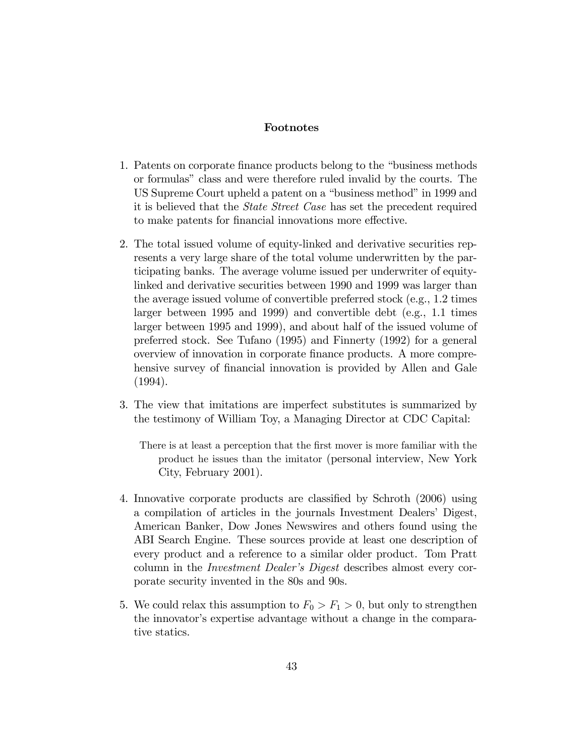### Footnotes

1. Patents on corporate finance products belong to the "business methods or formulas" class and were therefore ruled invalid by the courts. The US Supreme Court upheld a patent on a "business method" in 1999 and it is believed that the *State Street Case* has set the precedent required to make patents for financial innovations more effective.

2. The total issued volume of equity-linked and derivative securities represents a very large share of the total volume underwritten by the participating banks. The average volume issued per underwriter of equity-linked and derivative securities between 1990 and 1999 was larger than the average issued volume of convertible preferred stock (e.g., 1.2 times larger between 1995 and 1999) and convertible debt (e.g., 1.1 times larger between 1995 and 1999), and about half of the issued volume of preferred stock. See Tufano (1995) and Finnerty (1992) for a general overview of innovation in corporate finance products. A more comprehensive survey of financial innovation is provided by Allen and Gale (1994).

3. The view that imitations are imperfect substitutes is summarized by the testimony of William Toy, a Managing Director at CDC Capital:

   > There is at least a perception that the first mover is more familiar with the product he issues than the imitator (personal interview, New York City, February 2001).

4. Innovative corporate products are classified by Schroth (2006) using a compilation of articles in the journals Investment Dealers' Digest, American Banker, Dow Jones Newswires and others found using the ABI Search Engine. These sources provide at least one description of every product and a reference to a similar older product. Tom Pratt column in the *Investment Dealer's Digest* describes almost every corporate security invented in the 80s and 90s.

5. We could relax this assumption to $F_0 > F_1 > 0$, but only to strengthen the innovator's expertise advantage without a change in the comparative statics.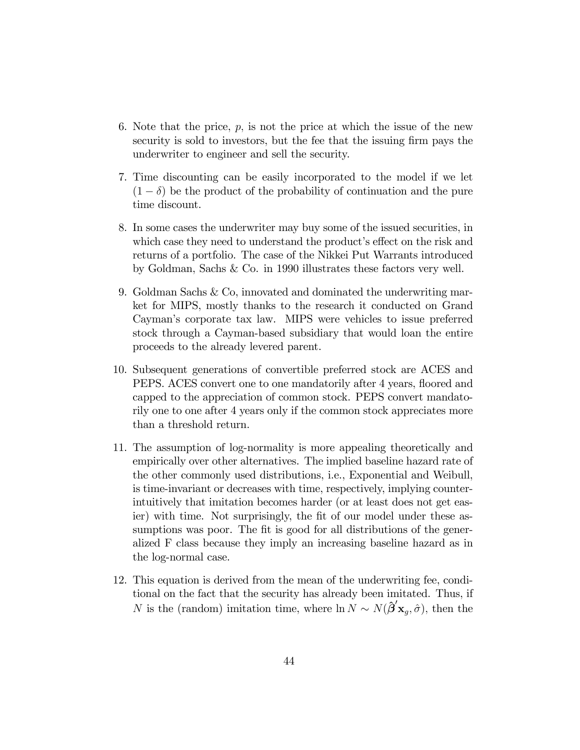6. Note that the price, $p$, is not the price at which the issue of the new security is sold to investors, but the fee that the issuing firm pays the underwriter to engineer and sell the security.

7. Time discounting can be easily incorporated to the model if we let $(1 - \delta)$ be the product of the probability of continuation and the pure time discount.

8. In some cases the underwriter may buy some of the issued securities, in which case they need to understand the product's effect on the risk and returns of a portfolio. The case of the Nikkei Put Warrants introduced by Goldman, Sachs & Co. in 1990 illustrates these factors very well.

9. Goldman Sachs & Co, innovated and dominated the underwriting market for MIPS, mostly thanks to the research it conducted on Grand Cayman's corporate tax law. MIPS were vehicles to issue preferred stock through a Cayman-based subsidiary that would loan the entire proceeds to the already levered parent.

10. Subsequent generations of convertible preferred stock are ACES and PEPS. ACES convert one to one mandatorily after 4 years, floored and capped to the appreciation of common stock. PEPS convert mandatorily one to one after 4 years only if the common stock appreciates more than a threshold return.

11. The assumption of log-normality is more appealing theoretically and empirically over other alternatives. The implied baseline hazard rate of the other commonly used distributions, i.e., Exponential and Weibull, is time-invariant or decreases with time, respectively, implying counterintuitively that imitation becomes harder (or at least does not get easier) with time. Not surprisingly, the fit of our model under these assumptions was poor. The fit is good for all distributions of the generalized F class because they imply an increasing baseline hazard as in the log-normal case.

12. This equation is derived from the mean of the underwriting fee, conditional on the fact that the security has already been imitated. Thus, if $N$ is the (random) imitation time, where $\ln N \sim N(\hat{\boldsymbol{\beta}}'\mathbf{x}_g, \hat{\sigma})$, then the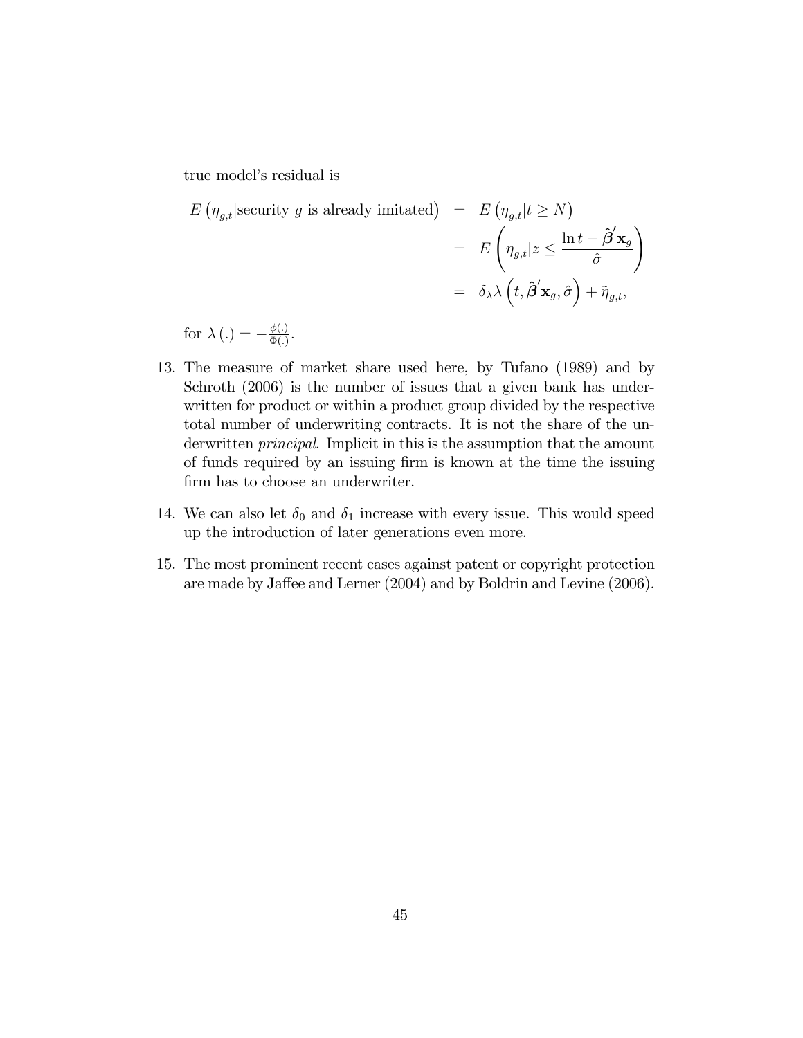true model's residual is

$$
\begin{aligned}
E\left(\eta_{g,t} | \text{security } g \text{ is already imitated}\right) &= E\left(\eta_{g,t} | t \geq N\right) \\
&= E\left(\eta_{g,t} | z \leq \frac{\ln t - \hat{\boldsymbol{\beta}}' \mathbf{x}_g}{\hat{\sigma}}\right) \\
&= \delta_\lambda \lambda\left(t, \hat{\boldsymbol{\beta}}' \mathbf{x}_g, \hat{\sigma}\right) + \tilde{\eta}_{g,t},
\end{aligned}
$$

for $\lambda(.) = -\frac{\phi(.)}{\Phi(.)}$.

13. The measure of market share used here, by Tufano (1989) and by Schroth (2006) is the number of issues that a given bank has underwritten for product or within a product group divided by the respective total number of underwriting contracts. It is not the share of the underwritten *principal*. Implicit in this is the assumption that the amount of funds required by an issuing firm is known at the time the issuing firm has to choose an underwriter.

14. We can also let $\delta_0$ and $\delta_1$ increase with every issue. This would speed up the introduction of later generations even more.

15. The most prominent recent cases against patent or copyright protection are made by Jaffee and Lerner (2004) and by Boldrin and Levine (2006).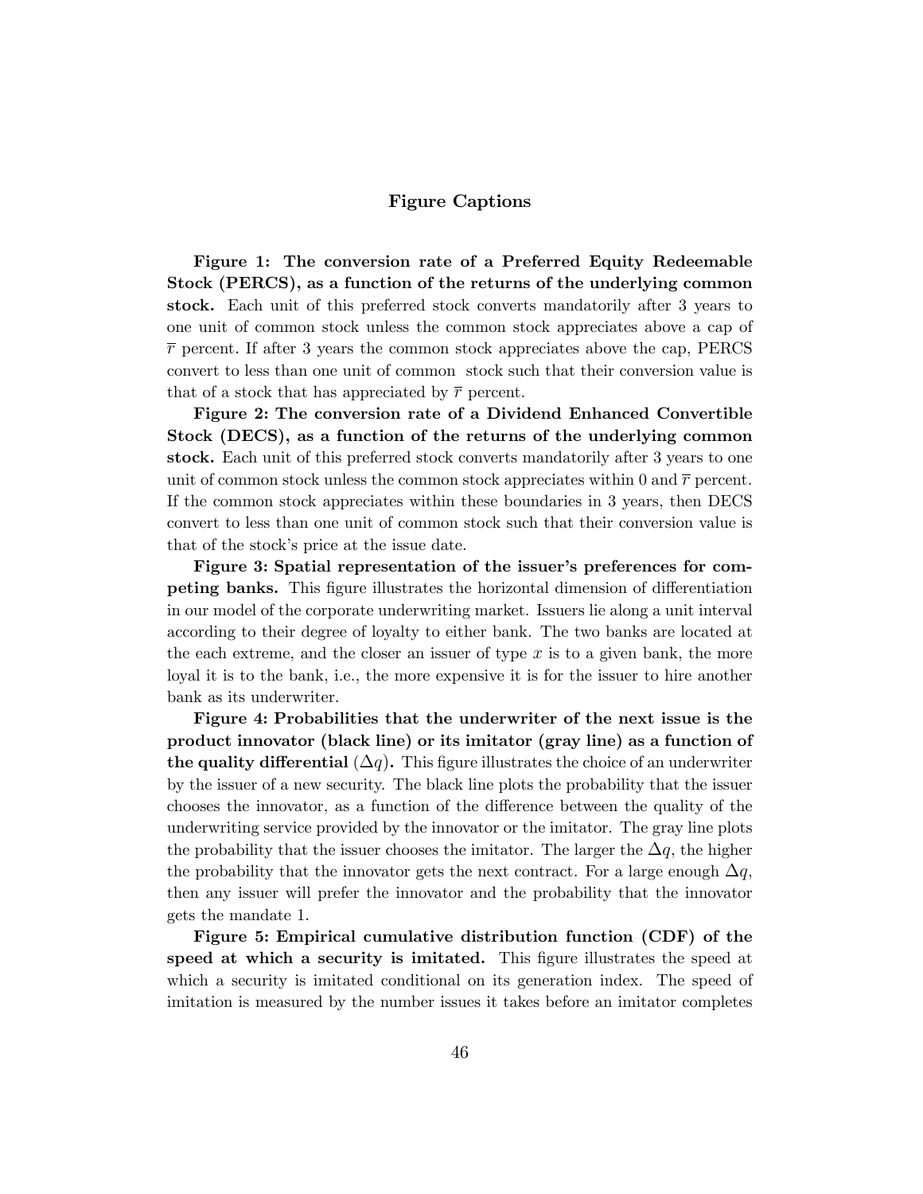# Figure Captions

**Figure 1: The conversion rate of a Preferred Equity Redeemable Stock (PERCS), as a function of the returns of the underlying common stock.** Each unit of this preferred stock converts mandatorily after 3 years to one unit of common stock unless the common stock appreciates above a cap of $\overline{r}$ percent. If after 3 years the common stock appreciates above the cap, PERCS convert to less than one unit of common stock such that their conversion value is that of a stock that has appreciated by $\overline{r}$ percent.

**Figure 2: The conversion rate of a Dividend Enhanced Convertible Stock (DECS), as a function of the returns of the underlying common stock.** Each unit of this preferred stock converts mandatorily after 3 years to one unit of common stock unless the common stock appreciates within 0 and $\overline{r}$ percent. If the common stock appreciates within these boundaries in 3 years, then DECS convert to less than one unit of common stock such that their conversion value is that of the stock's price at the issue date.

**Figure 3: Spatial representation of the issuer's preferences for competing banks.** This figure illustrates the horizontal dimension of differentiation in our model of the corporate underwriting market. Issuers lie along a unit interval according to their degree of loyalty to either bank. The two banks are located at the each extreme, and the closer an issuer of type $x$ is to a given bank, the more loyal it is to the bank, i.e., the more expensive it is for the issuer to hire another bank as its underwriter.

**Figure 4: Probabilities that the underwriter of the next issue is the product innovator (black line) or its imitator (gray line) as a function of the quality differential ($\Delta q$).** This figure illustrates the choice of an underwriter by the issuer of a new security. The black line plots the probability that the issuer chooses the innovator, as a function of the difference between the quality of the underwriting service provided by the innovator or the imitator. The gray line plots the probability that the issuer chooses the imitator. The larger the $\Delta q$, the higher the probability that the innovator gets the next contract. For a large enough $\Delta q$, then any issuer will prefer the innovator and the probability that the innovator gets the mandate 1.

**Figure 5: Empirical cumulative distribution function (CDF) of the speed at which a security is imitated.** This figure illustrates the speed at which a security is imitated conditional on its generation index. The speed of imitation is measured by the number issues it takes before an imitator completes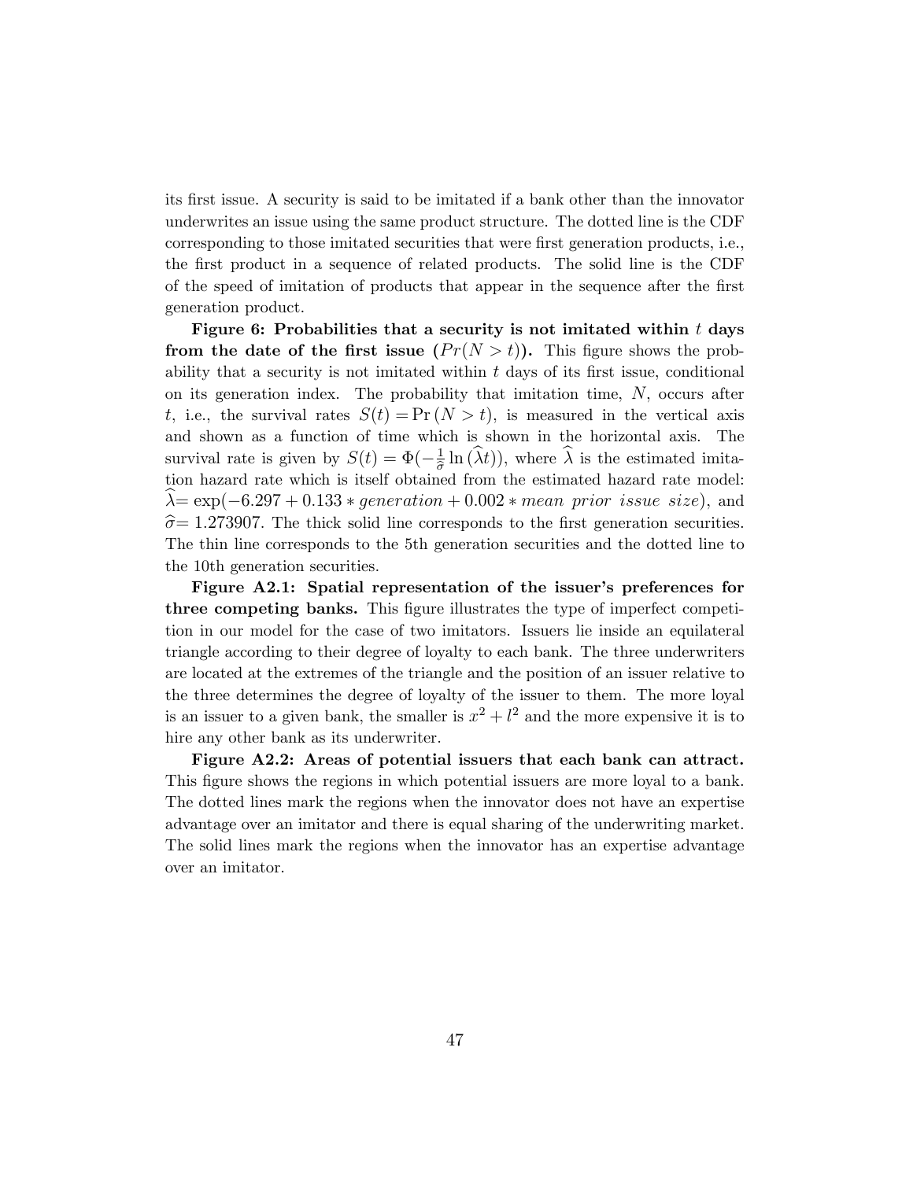its first issue. A security is said to be imitated if a bank other than the innovator underwrites an issue using the same product structure. The dotted line is the CDF corresponding to those imitated securities that were first generation products, i.e., the first product in a sequence of related products. The solid line is the CDF of the speed of imitation of products that appear in the sequence after the first generation product.

**Figure 6: Probabilities that a security is not imitated within $t$ days from the date of the first issue ($Pr(N > t)$).** This figure shows the probability that a security is not imitated within $t$ days of its first issue, conditional on its generation index. The probability that imitation time, $N$, occurs after $t$, i.e., the survival rates $S(t) = \Pr(N > t)$, is measured in the vertical axis and shown as a function of time which is shown in the horizontal axis. The survival rate is given by $S(t) = \Phi(-\frac{1}{\widehat{\sigma}} \ln(\widehat{\lambda} t))$, where $\widehat{\lambda}$ is the estimated imitation hazard rate which is itself obtained from the estimated hazard rate model: $\widehat{\lambda} = \exp(-6.297 + 0.133 * generation + 0.002 * mean\ prior\ issue\ size)$, and $\widehat{\sigma} = 1.273907$. The thick solid line corresponds to the first generation securities. The thin line corresponds to the 5th generation securities and the dotted line to the 10th generation securities.

**Figure A2.1: Spatial representation of the issuer's preferences for three competing banks.** This figure illustrates the type of imperfect competition in our model for the case of two imitators. Issuers lie inside an equilateral triangle according to their degree of loyalty to each bank. The three underwriters are located at the extremes of the triangle and the position of an issuer relative to the three determines the degree of loyalty of the issuer to them. The more loyal is an issuer to a given bank, the smaller is $x^2 + l^2$ and the more expensive it is to hire any other bank as its underwriter.

**Figure A2.2: Areas of potential issuers that each bank can attract.** This figure shows the regions in which potential issuers are more loyal to a bank. The dotted lines mark the regions when the innovator does not have an expertise advantage over an imitator and there is equal sharing of the underwriting market. The solid lines mark the regions when the innovator has an expertise advantage over an imitator.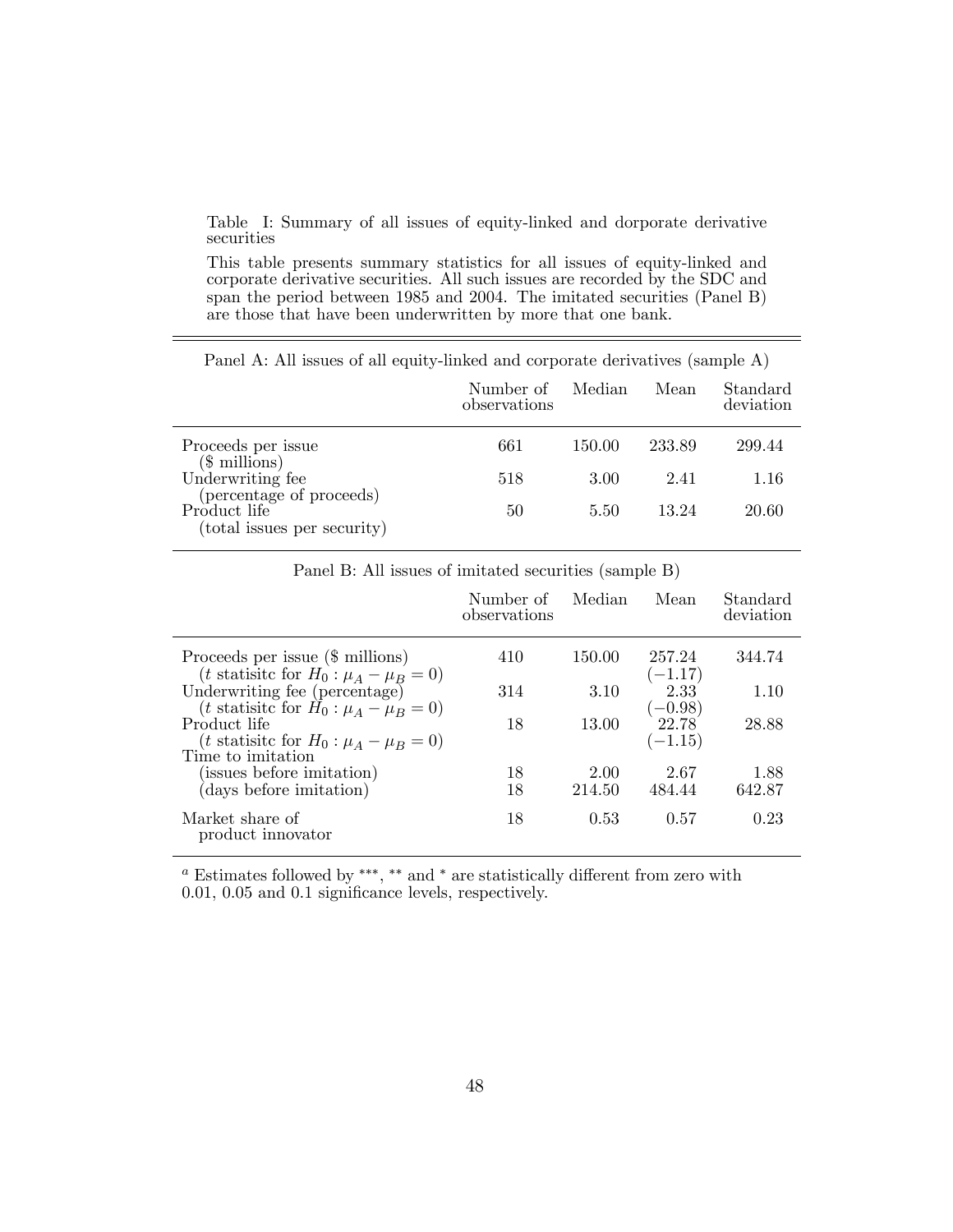Table I: Summary of all issues of equity-linked and dorporate derivative securities

This table presents summary statistics for all issues of equity-linked and corporate derivative securities. All such issues are recorded by the SDC and span the period between 1985 and 2004. The imitated securities (Panel B) are those that have been underwritten by more that one bank.

Panel A: All issues of all equity-linked and corporate derivatives (sample A)

| | Number of observations | Median | Mean | Standard deviation |
|---|---|---|---|---|
| Proceeds per issue ($ millions) | 661 | 150.00 | 233.89 | 299.44 |
| Underwriting fee (percentage of proceeds) | 518 | 3.00 | 2.41 | 1.16 |
| Product life (total issues per security) | 50 | 5.50 | 13.24 | 20.60 |

Panel B: All issues of imitated securities (sample B)

| | Number of observations | Median | Mean | Standard deviation |
|---|---|---|---|---|
| Proceeds per issue ($ millions) | 410 | 150.00 | 257.24 | 344.74 |
| ($t$ statisitc for $H_0 : \mu_A - \mu_B = 0$) | | | $(-1.17)$ | |
| Underwriting fee (percentage) | 314 | 3.10 | 2.33 | 1.10 |
| ($t$ statisitc for $H_0 : \mu_A - \mu_B = 0$) | | | $(-0.98)$ | |
| Product life | 18 | 13.00 | 22.78 | 28.88 |
| ($t$ statisitc for $H_0 : \mu_A - \mu_B = 0$) | | | $(-1.15)$ | |
| Time to imitation | | | | |
| (issues before imitation) | 18 | 2.00 | 2.67 | 1.88 |
| (days before imitation) | 18 | 214.50 | 484.44 | 642.87 |
| Market share of product innovator | 18 | 0.53 | 0.57 | 0.23 |

[a] Estimates followed by ***, ** and * are statistically different from zero with 0.01, 0.05 and 0.1 significance levels, respectively.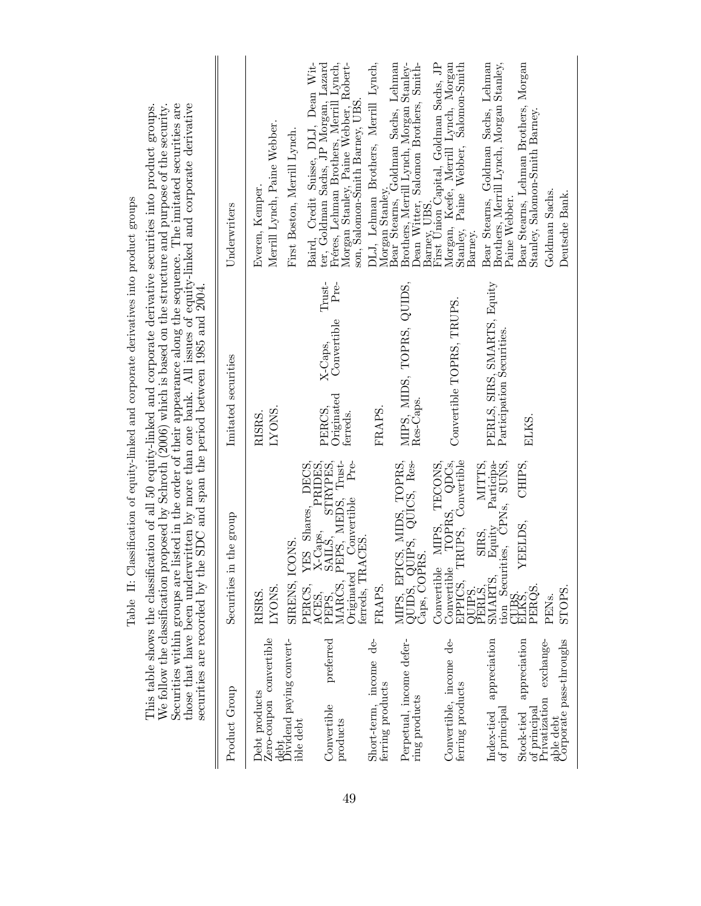Table II: Classification of equity-linked and corporate derivatives into product groups

This table shows the classification of all 50 equity-linked and corporate derivative securities into product groups. We follow the classification proposed by Schroth (2006) which is based on the structure and purpose of the security. Securities within groups are listed in the order of their appearance along the sequence. The imitated securities are those that have been underwritten by more than one bank. All issues of equity-linked and corporate derivative securities are recorded by the SDC and span the period between 1985 and 2004.

| Product Group | Securities in the group | Imitated securities | Underwriters |
|---|---|---|---|
| Debt products | RISRS. | RISRS. | Everen, Kemper. |
| Zero-coupon convertible debt | LYONS. | LYONS. | Merrill Lynch, Paine Webber. |
| Dividend paying convertible debt | SIRENS, ICONS. | | First Boston, Merrill Lynch. |
| Convertible preferred products | PERCS, YES Shares, DECS, ACES, X-Caps, PRIDES, PEPS, SAILS, STRYPES, MARCS, PEPS, MEDS, Trust-Originated Convertible Preferreds, TRACES. | PERCS, X-Caps, Trust-Originated Convertible Preferreds. | Baird, Credit Suisse, DLJ, Dean Witter, Goldman Sachs, JP Morgan, Lazard Frères, Lehman Brothers, Merrill Lynch, Morgan Stanley, Paine Webber, Robertson, Salomon-Smith Barney, UBS. |
| Short-term, income deferring products | FRAPS. | FRAPS. | DLJ, Lehman Brothers, Merrill Lynch, Morgan Stanley. |
| Perpetual, income deferring products | MIPS, EPICS, MIDS, TOPRS, QUIDS, QUIPS, QUICS, Res-Caps, COPRS. | MIPS, MIDS, TOPRS, QUIDS, Res-Caps. | Bear Stearns, Goldman Sachs, Lehman Brothers, Merrill Lynch, Morgan Stanley-Dean Witter, Salomon Brothers, Smith-Barney, UBS. |
| Convertible, income deferring products | Convertible MIPS, TECONS, Convertible TOPRS, QDCs, EPPICS, TRUPS, Convertible QUIPS. | Convertible TOPRS, TRUPS. | First Union Capital, Goldman Sachs, JP Morgan, Keefe, Merrill Lynch, Morgan Stanley, Paine Webber, Salomon-Smith Barney. |
| Index-tied appreciation of principal | PERLS, SIRS, MITTS, SMARTS, Equity Participation Securities, CPNs, SUNS, CUBS. | PERLS, SIRS, SMARTS, Equity Participation Securities. | Bear Stearns, Goldman Sachs, Lehman Brothers, Merrill Lynch, Morgan Stanley, Paine Webber. |
| Stock-tied appreciation of principal | ELKS, YEELDS, CHIPS, PERQS. | ELKS. | Bear Stearns, Lehman Brothers, Morgan Stanley, Salomon-Smith Barney. |
| Privatization exchangeable debt | PENs. | | Goldman Sachs. |
| Corporate pass-throughs | STOPS. | | Deutsche Bank. |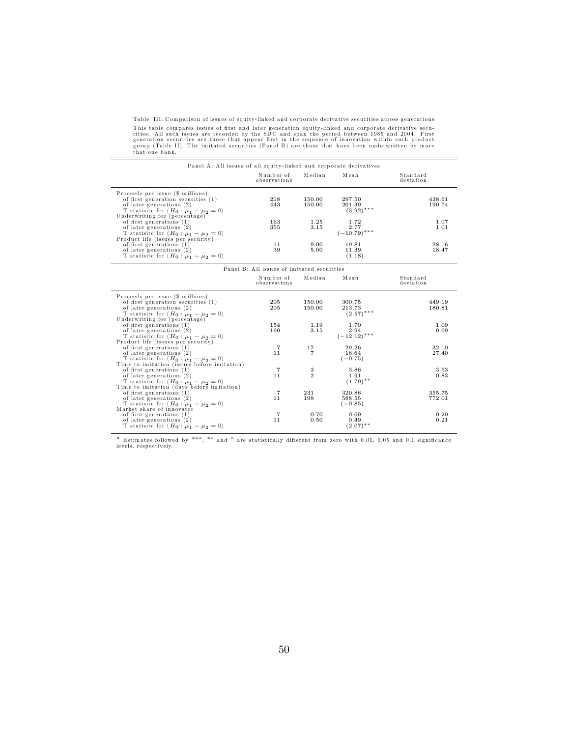Table III: Comparison of issues of equity-linked and corporate derivative securities across generations

This table compares issues of first and later generation equity-linked and corporate derivative securities. All such issues are recorded by the SDC and span the period between 1985 and 2004. First generation securities are those that appear first in the sequence of innovation within each product group (Table II). The imitated securities (Panel B) are those that have been underwritten by more that one bank.

| Panel A: All issues of all equity-linked and corporate derivatives | | | | |
|---|---|---|---|---|
| | Number of observations | Median | Mean | Standard deviation |
| Proceeds per issue ($ millions) | | | | |
| of first generation securities (1) | 218 | 150.00 | 297.50 | 438.61 |
| of later generations (2) | 443 | 150.00 | 201.39 | 190.74 |
| T statisitc for ($H_0 : \mu_1 - \mu_2 = 0$) | | | $(3.92)^{***}$ | |
| Underwriting fee (percentage) | | | | |
| of first generations (1) | 163 | 1.25 | 1.72 | 1.07 |
| of later generations (2) | 355 | 3.15 | 2.77 | 1.01 |
| T statisitc for ($H_0 : \mu_1 - \mu_2 = 0$) | | | $(-10.79)^{***}$ | |
| Product life (issues per security) | | | | |
| of first generations (1) | 11 | 9.00 | 19.81 | 28.16 |
| of later generations (2) | 39 | 5.00 | 11.39 | 18.47 |
| T statisitc for ($H_0 : \mu_1 - \mu_2 = 0$) | | | (1.18) | |

| Panel B: All issues of imitated securities | | | | |
|---|---|---|---|---|
| | Number of observations | Median | Mean | Standard deviation |
| Proceeds per issue ($ millions) | | | | |
| of first generation securities (1) | 205 | 150.00 | 300.75 | 449.19 |
| of later generations (2) | 205 | 150.00 | 213.73 | 180.81 |
| T statisitc for ($H_0 : \mu_1 - \mu_2 = 0$) | | | $(2.57)^{***}$ | |
| Underwriting fee (percentage) | | | | |
| of first generations (1) | 154 | 1.19 | 1.70 | 1.09 |
| of later generations (2) | 160 | 3.15 | 2.94 | 0.69 |
| T statisitc for ($H_0 : \mu_1 - \mu_2 = 0$) | | | $(-12.12)^{***}$ | |
| Product life (issues per security) | | | | |
| of first generations (1) | 7 | 17 | 29.26 | 32.10 |
| of later generations (2) | 11 | 7 | 18.64 | 27.40 |
| T statisitc for ($H_0 : \mu_1 - \mu_2 = 0$) | | | (−0.75) | |
| Time to imitation (issues before imitation) | | | | |
| of first generations (1) | 7 | 3 | 3.86 | 3.53 |
| of later generations (2) | 11 | 2 | 1.91 | 0.83 |
| T statisitc for ($H_0 : \mu_1 - \mu_2 = 0$) | | | $(1.79)^{**}$ | |
| Time to imitation (days before imitation) | | | | |
| of first generations (1) | 7 | 231 | 320.86 | 355.75 |
| of later generations (2) | 11 | 198 | 588.55 | 772.01 |
| T statisitc for ($H_0 : \mu_1 - \mu_2 = 0$) | | | (−0.85) | |
| Market share of innovator | | | | |
| of first generations (1) | 7 | 0.70 | 0.69 | 0.20 |
| of later generations (2) | 11 | 0.50 | 0.49 | 0.21 |
| T statisitc for ($H_0 : \mu_1 - \mu_2 = 0$) | | | $(2.07)^{**}$ | |

[a] Estimates followed by ***, ** and * are statistically different from zero with 0.01, 0.05 and 0.1 significance levels, respectively.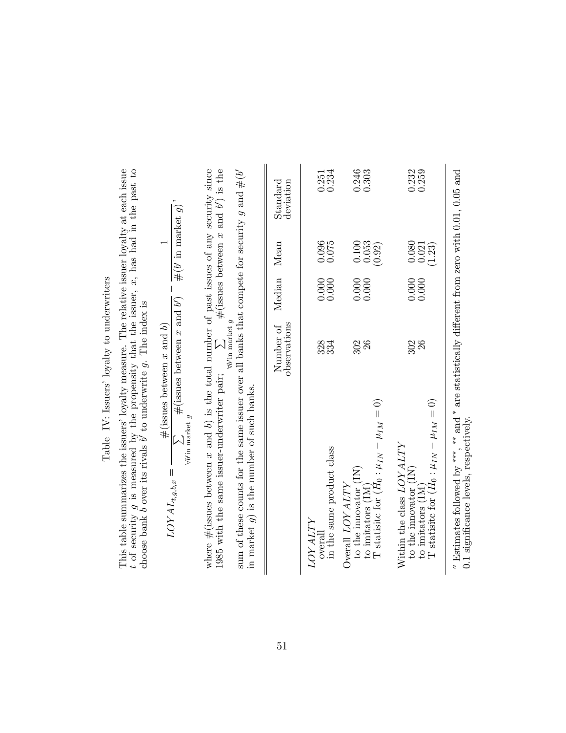# Table IV: Issuers' loyalty to underwriters

This table summarizes the issuers' loyalty measure. The relative issuer loyalty at each issue $t$ of security $g$ is measured by the propensity that the issuer, $x$, has had in the past to choose bank $b$ over its rivals $b'$ to underwrite $g$. The index is

$$LOYAL_{t,g,b,x} = \frac{\#(\text{issues between } x \text{ and } b)}{\sum_{\forall b' \text{in market } g} \#(\text{issues between } x \text{ and } b')} - \frac{1}{\#(b' \text{ in market } g)},$$

where #(issues between $x$ and $b$) is the total number of past issues of any security since 1985 with the same issuer-underwriter pair; $\sum_{\forall b' \text{in market } g}$ #(issues between $x$ and $b'$) is the sum of these counts for the same issuer over all banks that compete for security $g$ and #($b'$ in market $g$) is the number of such banks.

| | Number of observations | Median | Mean | Standard deviation |
|---|---|---|---|---|
| *LOYALTY* | | | | |
| overall | 328 | 0.000 | 0.096 | 0.251 |
| in the same product class | 334 | 0.000 | 0.075 | 0.234 |
| Overall *LOYALTY* | | | | |
| to the innovator (IN) | 302 | 0.000 | 0.100 | 0.246 |
| to imitators (IM) | 26 | 0.000 | 0.053 | 0.303 |
| T statisitc for ($H_0 : \mu_{IN} - \mu_{IM} = 0$) | | | (0.92) | |
| Within the class *LOYALTY* | | | | |
| to the innovator (IN) | 302 | 0.000 | 0.080 | 0.232 |
| to imitators (IM) | 26 | 0.000 | 0.021 | 0.259 |
| T statisitc for ($H_0 : \mu_{IN} - \mu_{IM} = 0$) | | | (1.23) | |

[a] Estimates followed by ***, ** and * are statistically different from zero with 0.01, 0.05 and 0.1 significance levels, respectively.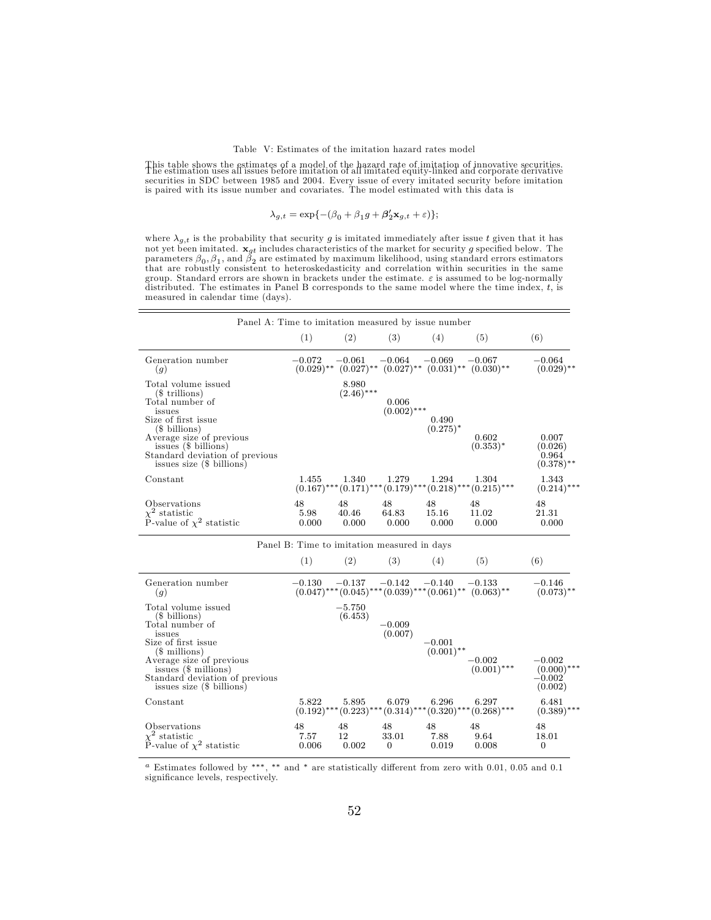Table V: Estimates of the imitation hazard rates model

This table shows the estimates of a model of the hazard rate of imitation of innovative securities. The estimation uses all issues before imitation of all imitated equity-linked and corporate derivative securities in SDC between 1985 and 2004. Every issue of every imitated security before imitation is paired with its issue number and covariates. The model estimated with this data is

$$\lambda_{g,t} = \exp\{-(\beta_0 + \beta_1 g + \boldsymbol{\beta}_2' \mathbf{x}_{g,t} + \varepsilon)\};$$

where $\lambda_{g,t}$ is the probability that security $g$ is imitated immediately after issue $t$ given that it has not yet been imitated. $\mathbf{x}_{gt}$ includes characteristics of the market for security $g$ specified below. The parameters $\beta_0, \beta_1$, and $\beta_2$ are estimated by maximum likelihood, using standard errors estimators that are robustly consistent to heteroskedasticity and correlation within securities in the same group. Standard errors are shown in brackets under the estimate. $\varepsilon$ is assumed to be log-normally distributed. The estimates in Panel B corresponds to the same model where the time index, $t$, is measured in calendar time (days).

Panel A: Time to imitation measured by issue number

| | (1) | (2) | (3) | (4) | (5) | (6) |
|---|---|---|---|---|---|---|
| Generation number ($g$) | −0.072 (0.029)** | −0.061 (0.027)** | −0.064 (0.027)** | −0.069 (0.031)** | −0.067 (0.030)** | −0.064 (0.029)** |
| Total volume issued ($ trillions) | | 8.980 (2.46)*** | | | | |
| Total number of issues | | | 0.006 (0.002)*** | | | |
| Size of first issue ($ billions) | | | | 0.490 (0.275)* | | |
| Average size of previous issues ($ billions) | | | | | 0.602 (0.353)* | 0.007 (0.026) |
| Standard deviation of previous issues size ($ billions) | | | | | | 0.964 (0.378)** |
| Constant | 1.455 (0.167)*** | 1.340 (0.171)*** | 1.279 (0.179)*** | 1.294 (0.218)*** | 1.304 (0.215)*** | 1.343 (0.214)*** |
| Observations | 48 | 48 | 48 | 48 | 48 | 48 |
| $\chi^2$ statistic | 5.98 | 40.46 | 64.83 | 15.16 | 11.02 | 21.31 |
| P-value of $\chi^2$ statistic | 0.000 | 0.000 | 0.000 | 0.000 | 0.000 | 0.000 |

Panel B: Time to imitation measured in days

| | (1) | (2) | (3) | (4) | (5) | (6) |
|---|---|---|---|---|---|---|
| Generation number ($g$) | −0.130 (0.047)*** | −0.137 (0.045)*** | −0.142 (0.039)*** | −0.140 (0.061)** | −0.133 (0.063)** | −0.146 (0.073)** |
| Total volume issued ($ billions) | | −5.750 (6.453) | | | | |
| Total number of issues | | | −0.009 (0.007) | | | |
| Size of first issue ($ millions) | | | | −0.001 (0.001)** | | |
| Average size of previous issues ($ millions) | | | | | −0.002 (0.001)*** | −0.002 (0.000)*** |
| Standard deviation of previous issues size ($ billions) | | | | | | −0.002 (0.002) |
| Constant | 5.822 (0.192)*** | 5.895 (0.223)*** | 6.079 (0.314)*** | 6.296 (0.320)*** | 6.297 (0.268)*** | 6.481 (0.389)*** |
| Observations | 48 | 48 | 48 | 48 | 48 | 48 |
| $\chi^2$ statistic | 7.57 | 12 | 33.01 | 7.88 | 9.64 | 18.01 |
| P-value of $\chi^2$ statistic | 0.006 | 0.002 | 0 | 0.019 | 0.008 | 0 |

[a] Estimates followed by ***, ** and * are statistically different from zero with 0.01, 0.05 and 0.1 significance levels, respectively.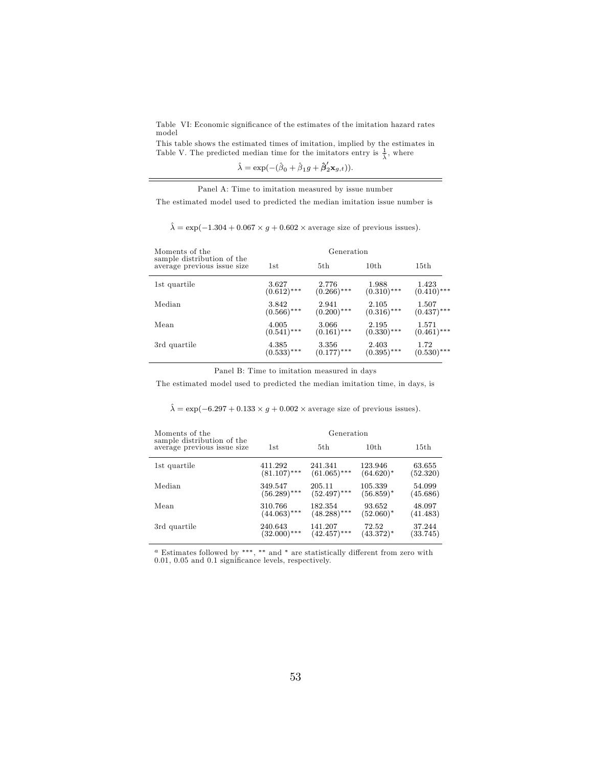Table VI: Economic significance of the estimates of the imitation hazard rates model

This table shows the estimated times of imitation, implied by the estimates in Table V. The predicted median time for the imitators entry is $\frac{1}{\hat{\lambda}}$, where

$$\hat{\lambda} = \exp(-(\hat{\beta}_0 + \hat{\beta}_1 g + \hat{\boldsymbol{\beta}}_2' \mathbf{x}_{g,t})).$$

Panel A: Time to imitation measured by issue number

The estimated model used to predicted the median imitation issue number is

$$\hat{\lambda} = \exp(-1.304 + 0.067 \times g + 0.602 \times \text{average size of previous issues}).$$

| Moments of the sample distribution of the average previous issue size | Generation | | | |
|---|---|---|---|---|
| | 1st | 5th | 10th | 15th |
| 1st quartile | 3.627 (0.612)*** | 2.776 (0.266)*** | 1.988 (0.310)*** | 1.423 (0.410)*** |
| Median | 3.842 (0.566)*** | 2.941 (0.200)*** | 2.105 (0.316)*** | 1.507 (0.437)*** |
| Mean | 4.005 (0.541)*** | 3.066 (0.161)*** | 2.195 (0.330)*** | 1.571 (0.461)*** |
| 3rd quartile | 4.385 (0.533)*** | 3.356 (0.177)*** | 2.403 (0.395)*** | 1.72 (0.530)*** |

Panel B: Time to imitation measured in days

The estimated model used to predicted the median imitation time, in days, is

$$\hat{\lambda} = \exp(-6.297 + 0.133 \times g + 0.002 \times \text{average size of previous issues}).$$

| Moments of the sample distribution of the average previous issue size | Generation | | | |
|---|---|---|---|---|
| | 1st | 5th | 10th | 15th |
| 1st quartile | 411.292 (81.107)*** | 241.341 (61.065)*** | 123.946 (64.620)* | 63.655 (52.320) |
| Median | 349.547 (56.289)*** | 205.11 (52.497)*** | 105.339 (56.859)* | 54.099 (45.686) |
| Mean | 310.766 (44.063)*** | 182.354 (48.288)*** | 93.652 (52.060)* | 48.097 (41.483) |
| 3rd quartile | 240.643 (32.000)*** | 141.207 (42.457)*** | 72.52 (43.372)* | 37.244 (33.745) |

[a] Estimates followed by ***, ** and * are statistically different from zero with 0.01, 0.05 and 0.1 significance levels, respectively.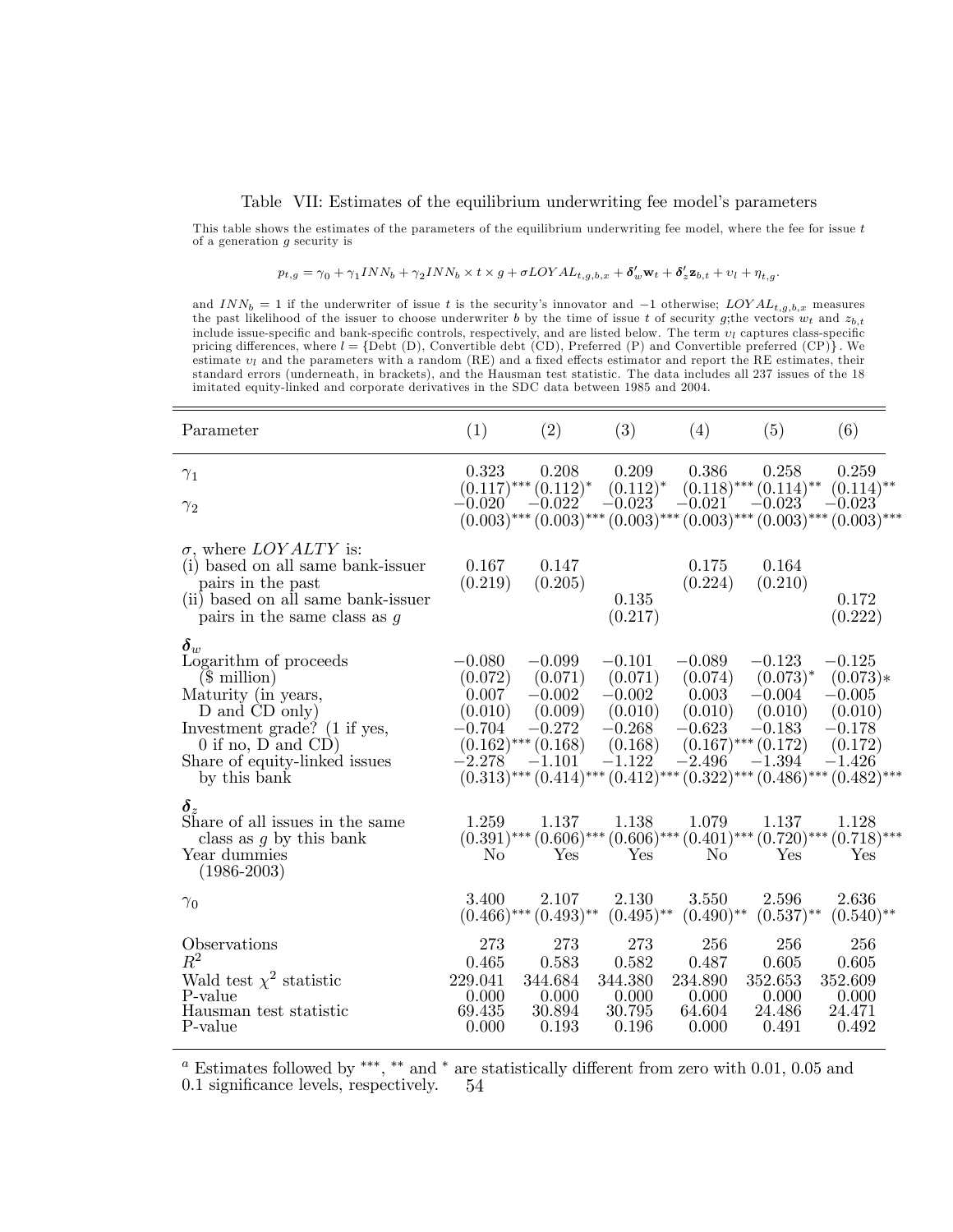Table VII: Estimates of the equilibrium underwriting fee model's parameters

This table shows the estimates of the parameters of the equilibrium underwriting fee model, where the fee for issue $t$ of a generation $g$ security is

$$p_{t,g} = \gamma_0 + \gamma_1 INN_b + \gamma_2 INN_b \times t \times g + \sigma LOYAL_{t,g,b,x} + \boldsymbol{\delta}_w' \mathbf{w}_t + \boldsymbol{\delta}_z' \mathbf{z}_{b,t} + \upsilon_l + \eta_{t,g}.$$

and $INN_b = 1$ if the underwriter of issue $t$ is the security's innovator and $-1$ otherwise; $LOYAL_{t,g,b,x}$ measures the past likelihood of the issuer to choose underwriter $b$ by the time of issue $t$ of security $g$;the vectors $w_t$ and $z_{b,t}$ include issue-specific and bank-specific controls, respectively, and are listed below. The term $\upsilon_l$ captures class-specific pricing differences, where $l = \{$Debt (D), Convertible debt (CD), Preferred (P) and Convertible preferred (CP)$\}$. We estimate $\upsilon_l$ and the parameters with a random (RE) and a fixed effects estimator and report the RE estimates, their standard errors (underneath, in brackets), and the Hausman test statistic. The data includes all 237 issues of the 18 imitated equity-linked and corporate derivatives in the SDC data between 1985 and 2004.

| Parameter | (1) | (2) | (3) | (4) | (5) | (6) |
|---|---|---|---|---|---|---|
| $\gamma_1$ | 0.323 | 0.208 | 0.209 | 0.386 | 0.258 | 0.259 |
| | (0.117)*** | (0.112)* | (0.112)* | (0.118)*** | (0.114)** | (0.114)** |
| $\gamma_2$ | −0.020 | −0.022 | −0.023 | −0.021 | −0.023 | −0.023 |
| | (0.003)*** | (0.003)*** | (0.003)*** | (0.003)*** | (0.003)*** | (0.003)*** |
| $\sigma$, where $LOYALTY$ is: | | | | | | |
| (i) based on all same bank-issuer pairs in the past | 0.167 | 0.147 | | 0.175 | 0.164 | |
| | (0.219) | (0.205) | | (0.224) | (0.210) | |
| (ii) based on all same bank-issuer pairs in the same class as $g$ | | | 0.135 | | | 0.172 |
| | | | (0.217) | | | (0.222) |
| $\boldsymbol{\delta}_w$ | | | | | | |
| Logarithm of proceeds ($ million) | −0.080 | −0.099 | −0.101 | −0.089 | −0.123 | −0.125 |
| | (0.072) | (0.071) | (0.071) | (0.074) | (0.073)* | (0.073)* |
| Maturity (in years, D and CD only) | 0.007 | −0.002 | −0.002 | 0.003 | −0.004 | −0.005 |
| | (0.010) | (0.009) | (0.010) | (0.010) | (0.010) | (0.010) |
| Investment grade? (1 if yes, 0 if no, D and CD) | −0.704 | −0.272 | −0.268 | −0.623 | −0.183 | −0.178 |
| | (0.162)*** | (0.168) | (0.168) | (0.167)*** | (0.172) | (0.172) |
| Share of equity-linked issues by this bank | −2.278 | −1.101 | −1.122 | −2.496 | −1.394 | −1.426 |
| | (0.313)*** | (0.414)*** | (0.412)*** | (0.322)*** | (0.486)*** | (0.482)*** |
| $\boldsymbol{\delta}_z$ | | | | | | |
| Share of all issues in the same class as $g$ by this bank | 1.259 | 1.137 | 1.138 | 1.079 | 1.137 | 1.128 |
| | (0.391)*** | (0.606)*** | (0.606)*** | (0.401)*** | (0.720)*** | (0.718)*** |
| Year dummies (1986-2003) | No | Yes | Yes | No | Yes | Yes |
| $\gamma_0$ | 3.400 | 2.107 | 2.130 | 3.550 | 2.596 | 2.636 |
| | (0.466)*** | (0.493)** | (0.495)** | (0.490)** | (0.537)** | (0.540)** |
| Observations | 273 | 273 | 273 | 256 | 256 | 256 |
| $R^2$ | 0.465 | 0.583 | 0.582 | 0.487 | 0.605 | 0.605 |
| Wald test $\chi^2$ statistic | 229.041 | 344.684 | 344.380 | 234.890 | 352.653 | 352.609 |
| P-value | 0.000 | 0.000 | 0.000 | 0.000 | 0.000 | 0.000 |
| Hausman test statistic | 69.435 | 30.894 | 30.795 | 64.604 | 24.486 | 24.471 |
| P-value | 0.000 | 0.193 | 0.196 | 0.000 | 0.491 | 0.492 |

[a] Estimates followed by ***, ** and * are statistically different from zero with 0.01, 0.05 and 0.1 significance levels, respectively.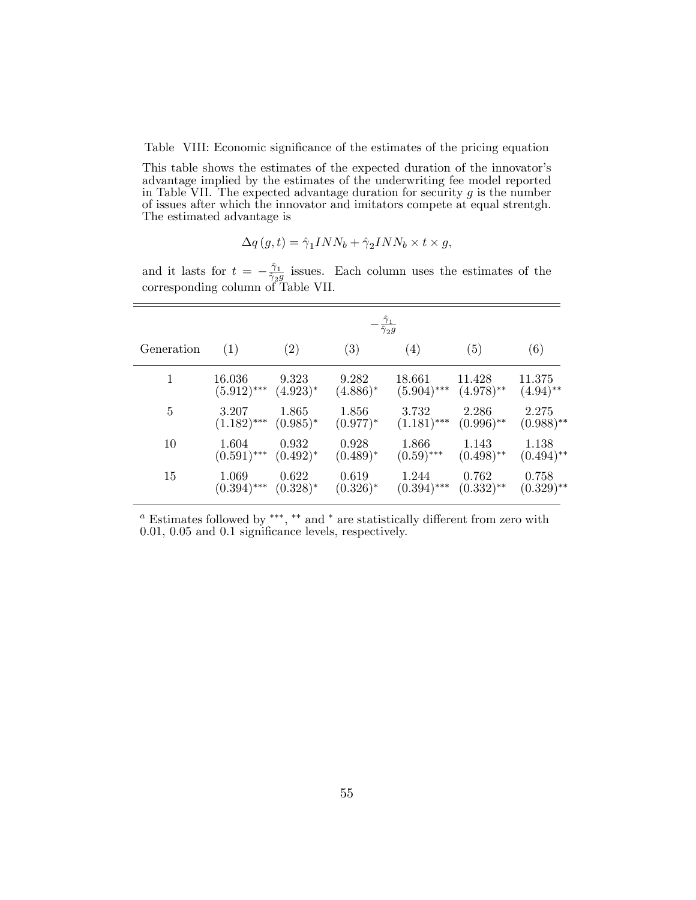Table VIII: Economic significance of the estimates of the pricing equation

This table shows the estimates of the expected duration of the innovator's advantage implied by the estimates of the underwriting fee model reported in Table VII. The expected advantage duration for security $g$ is the number of issues after which the innovator and imitators compete at equal strentgh. The estimated advantage is

$$\Delta q(g,t) = \hat{\gamma}_1 INN_b + \hat{\gamma}_2 INN_b \times t \times g,$$

and it lasts for $t = -\frac{\hat{\gamma}_1}{\hat{\gamma}_2 g}$ issues. Each column uses the estimates of the corresponding column of Table VII.

| | $-\frac{\hat{\gamma}_1}{\hat{\gamma}_2 g}$ | | | | | |
|---|---|---|---|---|---|---|
| Generation | (1) | (2) | (3) | (4) | (5) | (6) |
| 1 | 16.036 | 9.323 | 9.282 | 18.661 | 11.428 | 11.375 |
| | (5.912)*** | (4.923)* | (4.886)* | (5.904)*** | (4.978)** | (4.94)** |
| 5 | 3.207 | 1.865 | 1.856 | 3.732 | 2.286 | 2.275 |
| | (1.182)*** | (0.985)* | (0.977)* | (1.181)*** | (0.996)** | (0.988)** |
| 10 | 1.604 | 0.932 | 0.928 | 1.866 | 1.143 | 1.138 |
| | (0.591)*** | (0.492)* | (0.489)* | (0.59)*** | (0.498)** | (0.494)** |
| 15 | 1.069 | 0.622 | 0.619 | 1.244 | 0.762 | 0.758 |
| | (0.394)*** | (0.328)* | (0.326)* | (0.394)*** | (0.332)** | (0.329)** |

[a] Estimates followed by ***, ** and * are statistically different from zero with 0.01, 0.05 and 0.1 significance levels, respectively.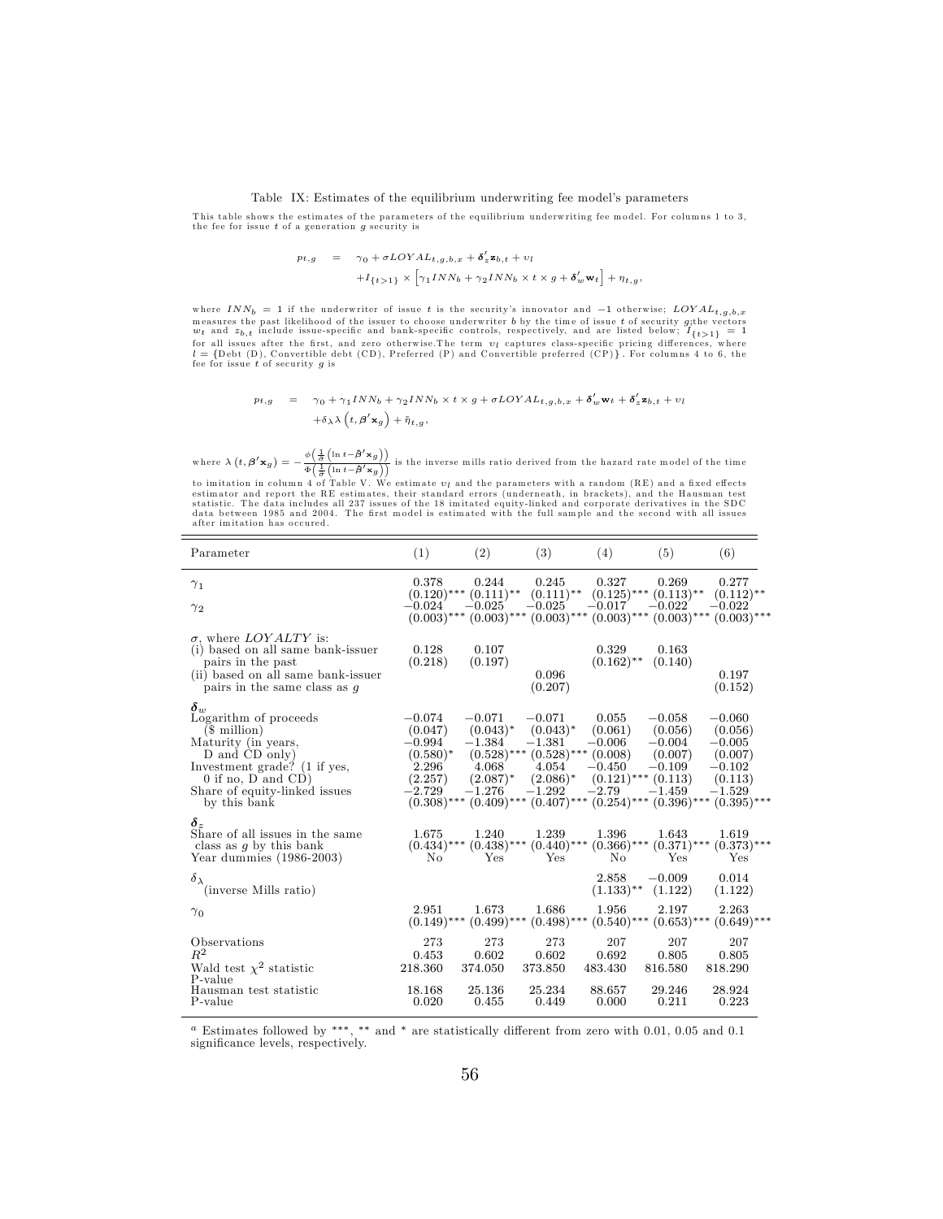Table IX: Estimates of the equilibrium underwriting fee model's parameters

This table shows the estimates of the parameters of the equilibrium underwriting fee model. For columns 1 to 3, the fee for issue $t$ of a generation $g$ security is

$$
\begin{aligned}
p_{t,g} &= \gamma_0 + \sigma LOYAL_{t,g,b,x} + \boldsymbol{\delta}_z' \mathbf{z}_{b,t} + \upsilon_l \\
&\quad + I_{\{t>1\}} \times \left[ \gamma_1 INN_b + \gamma_2 INN_b \times t \times g + \boldsymbol{\delta}_w' \mathbf{w}_t \right] + \eta_{t,g},
\end{aligned}
$$

where $INN_b = 1$ if the underwriter of issue $t$ is the security's innovator and $-1$ otherwise; $LOYAL_{t,g,b,x}$ measures the past likelihood of the issuer to choose underwriter $b$ by the time of issue $t$ of security $g$;the vectors $w_t$ and $z_{b,t}$ include issue-specific and bank-specific controls, respectively, and are listed below; $I_{\{t>1\}} = 1$ for all issues after the first, and zero otherwise.The term $\upsilon_l$ captures class-specific pricing differences, where $l = \{$Debt (D), Convertible debt (CD), Preferred (P) and Convertible preferred (CP)$\}$. For columns 4 to 6, the fee for issue $t$ of security $g$ is

$$
\begin{aligned}
p_{t,g} &= \gamma_0 + \gamma_1 INN_b + \gamma_2 INN_b \times t \times g + \sigma LOYAL_{t,g,b,x} + \boldsymbol{\delta}_w' \mathbf{w}_t + \boldsymbol{\delta}_z' \mathbf{z}_{b,t} + \upsilon_l \\
&\quad + \delta_\lambda \lambda \left( t, \boldsymbol{\beta}' \mathbf{x}_g \right) + \tilde{\eta}_{t,g},
\end{aligned}
$$

where $\lambda\left(t, \boldsymbol{\beta}'\mathbf{x}_g\right) = -\frac{\phi\left(\frac{1}{\sigma}\left(\ln t - \boldsymbol{\beta}'\mathbf{x}_g\right)\right)}{\Phi\left(\frac{1}{\sigma}\left(\ln t - \boldsymbol{\beta}'\mathbf{x}_g\right)\right)}$ is the inverse mills ratio derived from the hazard rate model of the time to imitation in column 4 of Table V. We estimate $\upsilon_l$ and the parameters with a random (RE) and a fixed effects estimator and report the RE estimates, their standard errors (underneath, in brackets), and the Hausman test statistic. The data includes all 237 issues of the 18 imitated equity-linked and corporate derivatives in the SDC data between 1985 and 2004. The first model is estimated with the full sample and the second with all issues after imitation has occured.

| Parameter | (1) | (2) | (3) | (4) | (5) | (6) |
|---|---|---|---|---|---|---|
| $\gamma_1$ | 0.378 | 0.244 | 0.245 | 0.327 | 0.269 | 0.277 |
| | (0.120)*** | (0.111)** | (0.111)** | (0.125)*** | (0.113)** | (0.112)** |
| $\gamma_2$ | −0.024 | −0.025 | −0.025 | −0.017 | −0.022 | −0.022 |
| | (0.003)*** | (0.003)*** | (0.003)*** | (0.003)*** | (0.003)*** | (0.003)*** |
| $\sigma$, where $LOYALTY$ is: | | | | | | |
| (i) based on all same bank-issuer pairs in the past | 0.128 | 0.107 | | 0.329 | 0.163 | |
| | (0.218) | (0.197) | | (0.162)** | (0.140) | |
| (ii) based on all same bank-issuer pairs in the same class as $g$ | | | 0.096 | | | 0.197 |
| | | | (0.207) | | | (0.152) |
| $\boldsymbol{\delta}_w$ | | | | | | |
| Logarithm of proceeds | −0.074 | −0.071 | −0.071 | 0.055 | −0.058 | −0.060 |
| ($ million) | (0.047) | (0.043)* | (0.043)* | (0.061) | (0.056) | (0.056) |
| Maturity (in years, | −0.994 | −1.384 | −1.381 | −0.006 | −0.004 | −0.005 |
| D and CD only) | (0.580)* | (0.528)*** | (0.528)*** | (0.008) | (0.007) | (0.007) |
| Investment grade? (1 if yes, | 2.296 | 4.068 | 4.054 | −0.450 | −0.109 | −0.102 |
| 0 if no, D and CD) | (2.257) | (2.087)* | (2.086)* | (0.121)*** | (0.113) | (0.113) |
| Share of equity-linked issues | −2.729 | −1.276 | −1.292 | −2.79 | −1.459 | −1.529 |
| by this bank | (0.308)*** | (0.409)*** | (0.407)*** | (0.254)*** | (0.396)*** | (0.395)*** |
| $\boldsymbol{\delta}_z$ | | | | | | |
| Share of all issues in the same | 1.675 | 1.240 | 1.239 | 1.396 | 1.643 | 1.619 |
| class as $g$ by this bank | (0.434)*** | (0.438)*** | (0.440)*** | (0.366)*** | (0.371)*** | (0.373)*** |
| Year dummies (1986-2003) | No | Yes | Yes | No | Yes | Yes |
| $\delta_\lambda$ | | | | 2.858 | −0.009 | 0.014 |
| (inverse Mills ratio) | | | | (1.133)** | (1.122) | (1.122) |
| $\gamma_0$ | 2.951 | 1.673 | 1.686 | 1.956 | 2.197 | 2.263 |
| | (0.149)*** | (0.499)*** | (0.498)*** | (0.540)*** | (0.653)*** | (0.649)*** |
| Observations | 273 | 273 | 273 | 207 | 207 | 207 |
| $R^2$ | 0.453 | 0.602 | 0.602 | 0.692 | 0.805 | 0.805 |
| Wald test $\chi^2$ statistic | 218.360 | 374.050 | 373.850 | 483.430 | 816.580 | 818.290 |
| P-value | | | | | | |
| Hausman test statistic | 18.168 | 25.136 | 25.234 | 88.657 | 29.246 | 28.924 |
| P-value | 0.020 | 0.455 | 0.449 | 0.000 | 0.211 | 0.223 |

[a] Estimates followed by ***, ** and * are statistically different from zero with 0.01, 0.05 and 0.1 significance levels, respectively.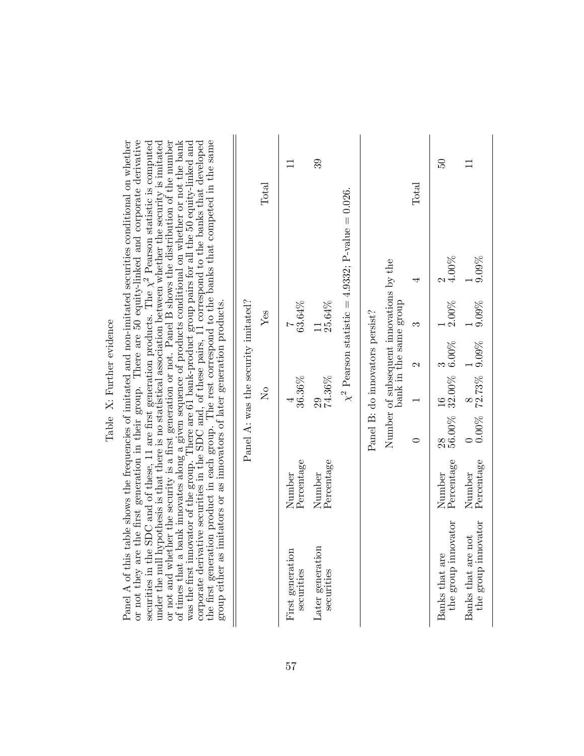# Table X: Further evidence

Panel A of this table shows the frequencies of imitated and non-imitated securities conditional on whether or not they are the first generation in their group. There are 50 equity-linked and corporate derivative securities in the SDC and of these, 11 are first generation products. The $\chi^2$ Pearson statistic is computed under the null hypothesis is that there is no statistical association between whether the security is imitated or not and whether the security is a first generation or not. Panel B shows the distribution of the number of times that a bank innovates along a given sequence of product groups conditional on whether or not the bank was the first innovator of the group. There are 61 bank-product group pairs for all the 50 equity-linked and corporate derivative securities in the SDC and, of these pairs, 11 correspond to the banks that developed the first generation product in each group. The rest correspond to the banks that competed in the same group either as imitators or as innovators of later generation products.

**Panel A: was the security imitated?**

| | | No | Yes | Total |
|---|---|---|---|---|
| First generation securities | Number | 4 | 7 | 11 |
| | Percentage | 36.36% | 63.64% | |
| Later generation securities | Number | 29 | 11 | 39 |
| | Percentage | 74.36% | 25.64% | |

$\chi^2$ Pearson statistic = 4.9332; P-value = 0.026.

**Panel B: do innovators persist?**

| | | Number of subsequent innovations by the bank in the same group | | | | | |
|---|---|---|---|---|---|---|---|
| | | 0 | 1 | 2 | 3 | 4 | Total |
| Banks that are the group innovator | Number | 28 | 16 | 3 | 1 | 2 | 50 |
| | Percentage | 56.00% | 32.00% | 6.00% | 2.00% | 4.00% | |
| Banks that are not the group innovator | Number | 0 | 8 | 1 | 1 | 1 | 11 |
| | Percentage | 0.00% | 72.73% | 9.09% | 9.09% | 9.09% | |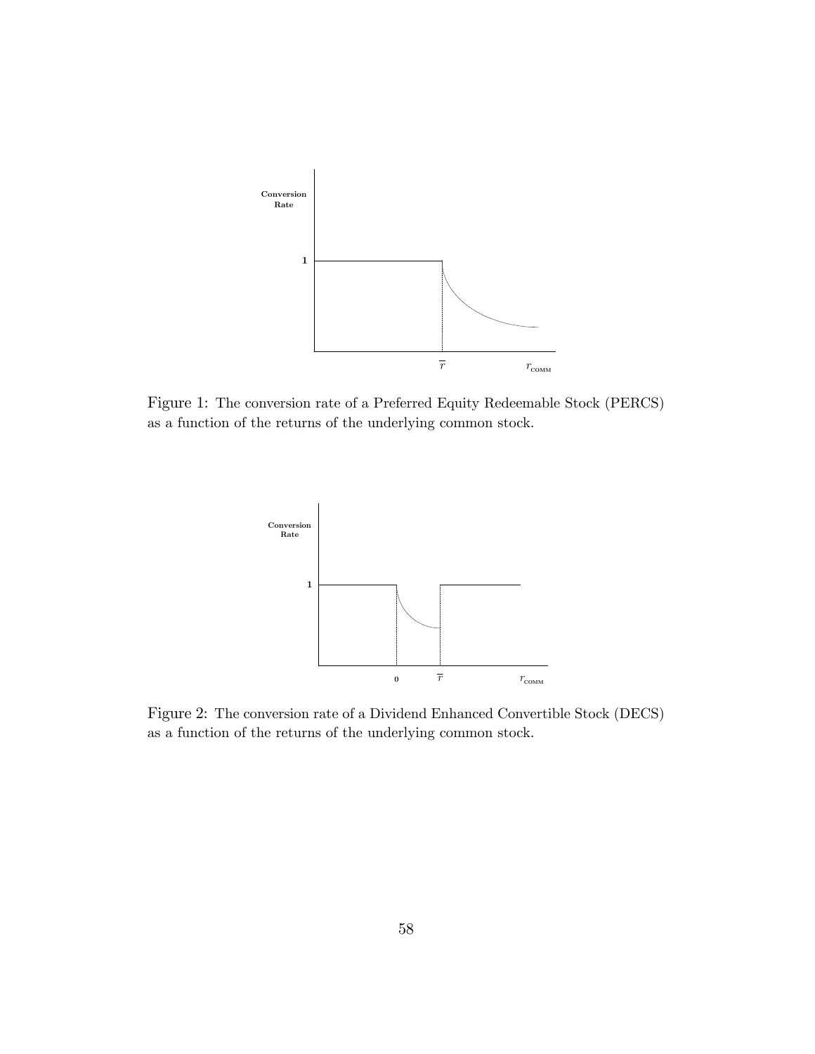Conversion
Rate

1

$\overline{r}$

$r_{\text{COMM}}$

Figure 1: The conversion rate of a Preferred Equity Redeemable Stock (PERCS) as a function of the returns of the underlying common stock.

Conversion
Rate

1

0

$\overline{r}$

$r_{\text{COMM}}$

Figure 2: The conversion rate of a Dividend Enhanced Convertible Stock (DECS) as a function of the returns of the underlying common stock.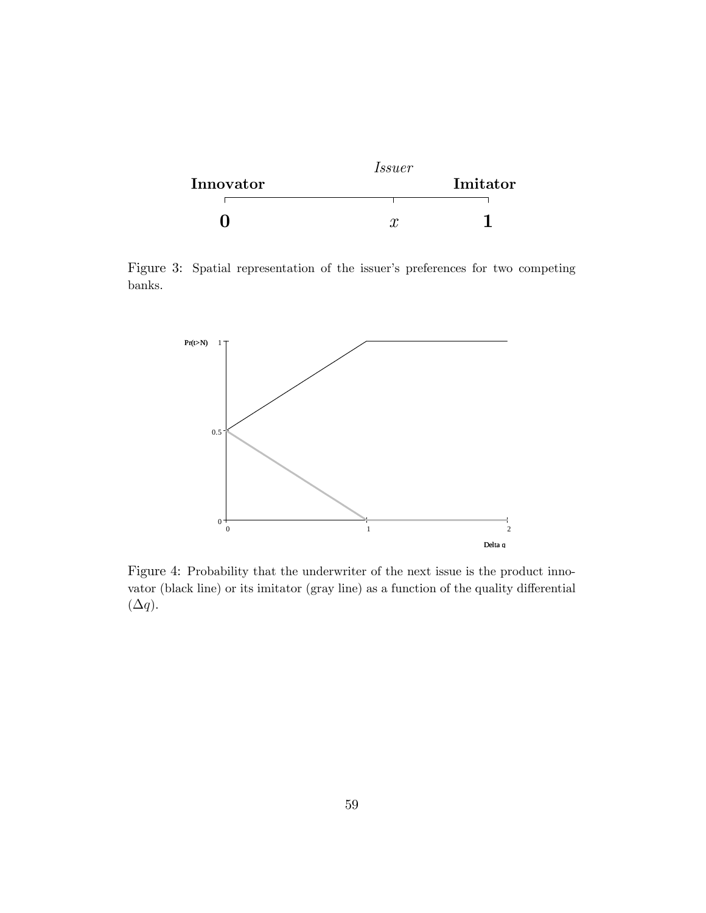*Issuer*

**Innovator** **Imitator**

**0** $x$ **1**

Figure 3: Spatial representation of the issuer's preferences for two competing banks.

Pr(t>N)

1

0.5

0

0 1 2

Delta q

Figure 4: Probability that the underwriter of the next issue is the product innovator (black line) or its imitator (gray line) as a function of the quality differential ($\Delta q$).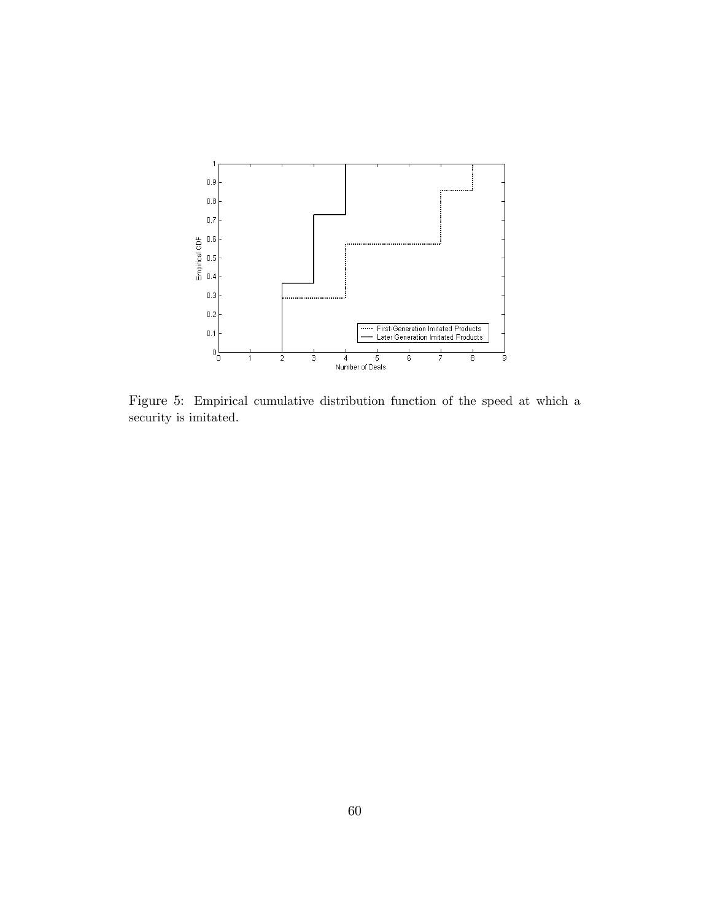1
0.9
0.8
0.7
0.6
0.5
0.4
0.3
0.2
0.1
0
Empirical CDF
0 1 2 3 4 5 6 7 8 9
Number of Deals
First-Generation Imitated Products
Later Generation Imitated Products

Figure 5: Empirical cumulative distribution function of the speed at which a security is imitated.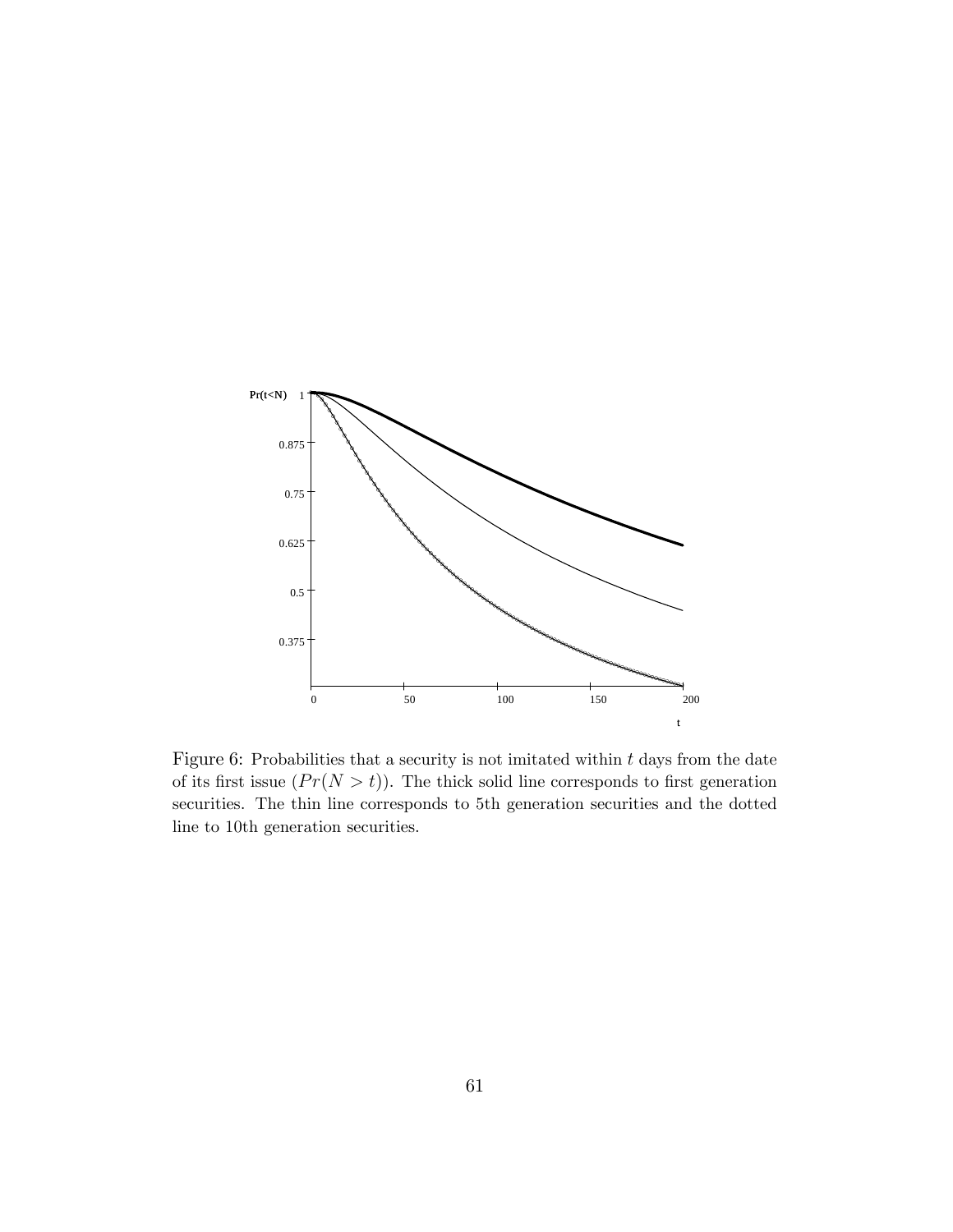Pr(t<N)

1

0.875

0.75

0.625

0.5

0.375

0

50

100

150

200

t

Figure 6: Probabilities that a security is not imitated within $t$ days from the date of its first issue ($Pr(N > t)$). The thick solid line corresponds to first generation securities. The thin line corresponds to 5th generation securities and the dotted line to 10th generation securities.